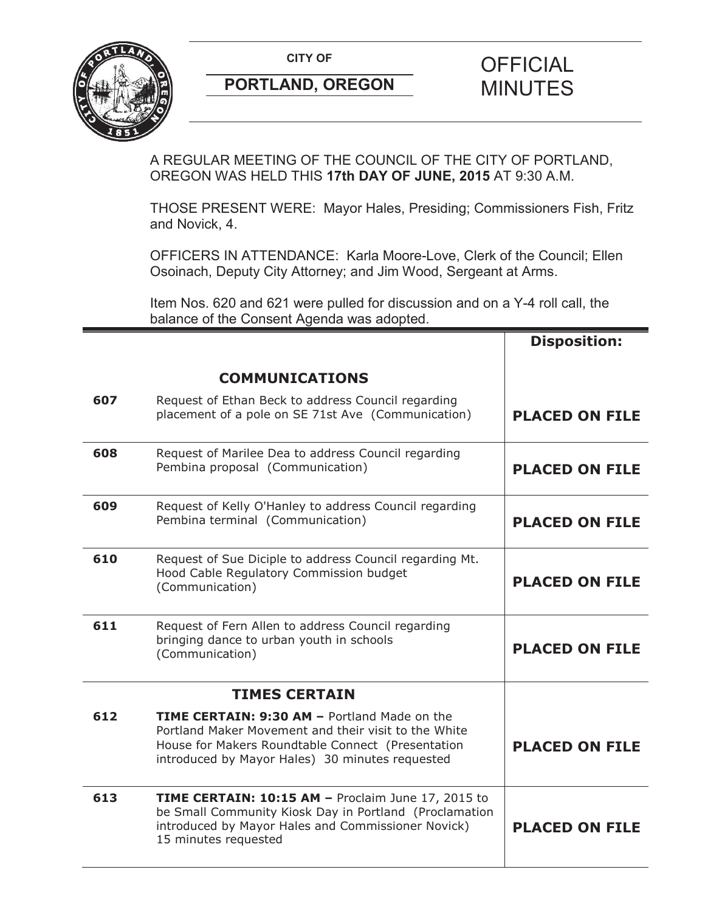**CITY OF**

**PORTLAND, OREGON**

# OFFICIAL MINUTES

A REGULAR MEETING OF THE COUNCIL OF THE CITY OF PORTLAND, OREGON WAS HELD THIS **17th DAY OF JUNE, 2015** AT 9:30 A.M.

THOSE PRESENT WERE: Mayor Hales, Presiding; Commissioners Fish, Fritz and Novick, 4.

OFFICERS IN ATTENDANCE: Karla Moore-Love, Clerk of the Council; Ellen Osoinach, Deputy City Attorney; and Jim Wood, Sergeant at Arms.

Item Nos. 620 and 621 were pulled for discussion and on a Y-4 roll call, the balance of the Consent Agenda was adopted.

| | | **Disposition:** |
|---|---|---|
| | **COMMUNICATIONS** | |
| **607** | Request of Ethan Beck to address Council regarding placement of a pole on SE 71st Ave (Communication) | **PLACED ON FILE** |
| **608** | Request of Marilee Dea to address Council regarding Pembina proposal (Communication) | **PLACED ON FILE** |
| **609** | Request of Kelly O'Hanley to address Council regarding Pembina terminal (Communication) | **PLACED ON FILE** |
| **610** | Request of Sue Diciple to address Council regarding Mt. Hood Cable Regulatory Commission budget (Communication) | **PLACED ON FILE** |
| **611** | Request of Fern Allen to address Council regarding bringing dance to urban youth in schools (Communication) | **PLACED ON FILE** |
| | **TIMES CERTAIN** | |
| **612** | **TIME CERTAIN: 9:30 AM –** Portland Made on the Portland Maker Movement and their visit to the White House for Makers Roundtable Connect (Presentation introduced by Mayor Hales) 30 minutes requested | **PLACED ON FILE** |
| **613** | **TIME CERTAIN: 10:15 AM –** Proclaim June 17, 2015 to be Small Community Kiosk Day in Portland (Proclamation introduced by Mayor Hales and Commissioner Novick) 15 minutes requested | **PLACED ON FILE** |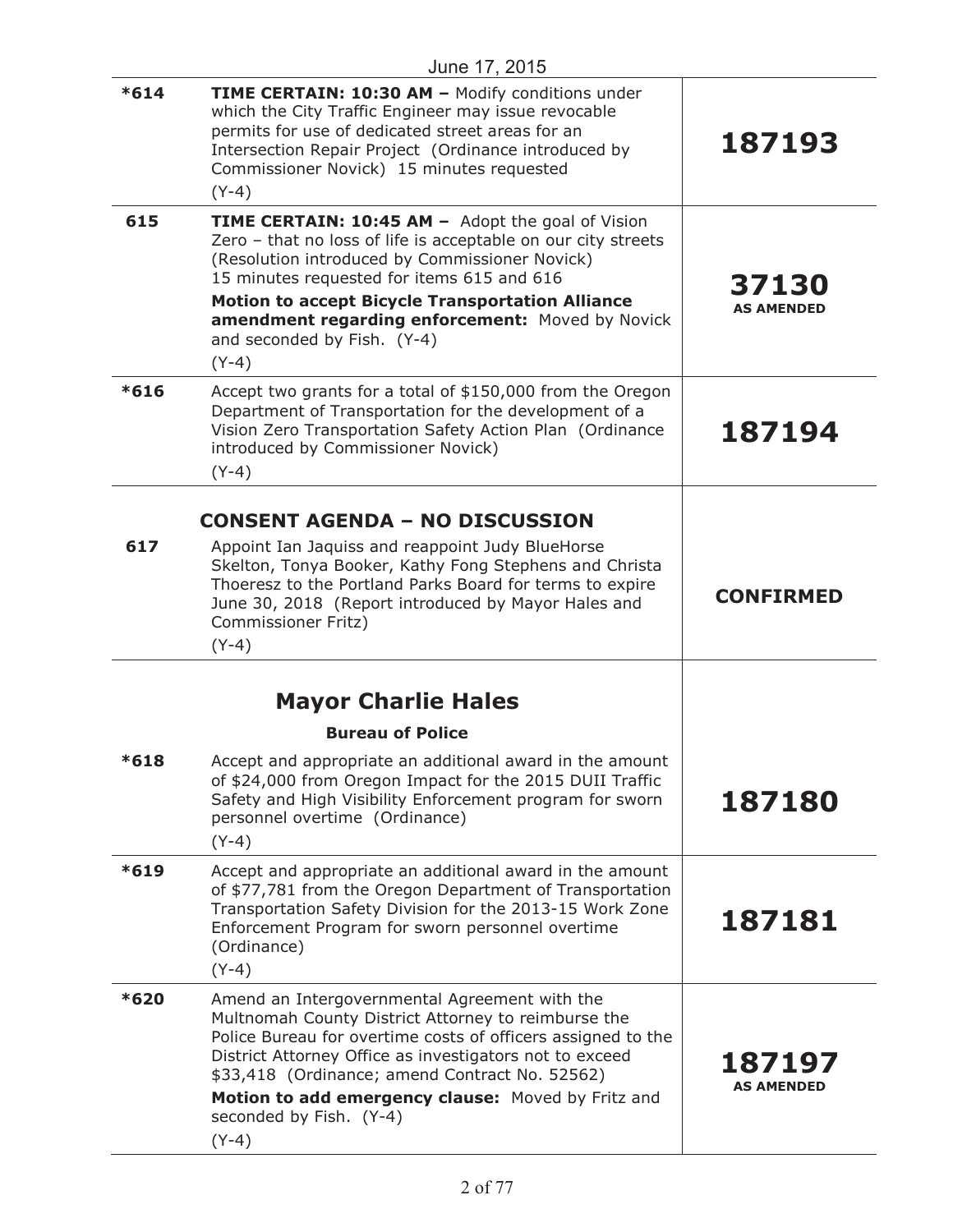June 17, 2015

| | | |
|---|---|---|
| *614 | **TIME CERTAIN: 10:30 AM –** Modify conditions under which the City Traffic Engineer may issue revocable permits for use of dedicated street areas for an Intersection Repair Project (Ordinance introduced by Commissioner Novick) 15 minutes requested<br>(Y-4) | **187193** |
| 615 | **TIME CERTAIN: 10:45 AM –** Adopt the goal of Vision Zero – that no loss of life is acceptable on our city streets (Resolution introduced by Commissioner Novick)<br>15 minutes requested for items 615 and 616<br>**Motion to accept Bicycle Transportation Alliance amendment regarding enforcement:** Moved by Novick and seconded by Fish. (Y-4)<br>(Y-4) | **37130**<br>**AS AMENDED** |
| *616 | Accept two grants for a total of $150,000 from the Oregon Department of Transportation for the development of a Vision Zero Transportation Safety Action Plan (Ordinance introduced by Commissioner Novick)<br>(Y-4) | **187194** |
| | **CONSENT AGENDA – NO DISCUSSION** | |
| 617 | Appoint Ian Jaquiss and reappoint Judy BlueHorse Skelton, Tonya Booker, Kathy Fong Stephens and Christa Thoeresz to the Portland Parks Board for terms to expire June 30, 2018 (Report introduced by Mayor Hales and Commissioner Fritz)<br>(Y-4) | **CONFIRMED** |
| | **Mayor Charlie Hales**<br>**Bureau of Police** | |
| *618 | Accept and appropriate an additional award in the amount of $24,000 from Oregon Impact for the 2015 DUII Traffic Safety and High Visibility Enforcement program for sworn personnel overtime (Ordinance)<br>(Y-4) | **187180** |
| *619 | Accept and appropriate an additional award in the amount of $77,781 from the Oregon Department of Transportation Transportation Safety Division for the 2013-15 Work Zone Enforcement Program for sworn personnel overtime (Ordinance)<br>(Y-4) | **187181** |
| *620 | Amend an Intergovernmental Agreement with the Multnomah County District Attorney to reimburse the Police Bureau for overtime costs of officers assigned to the District Attorney Office as investigators not to exceed $33,418 (Ordinance; amend Contract No. 52562)<br>**Motion to add emergency clause:** Moved by Fritz and seconded by Fish. (Y-4)<br>(Y-4) | **187197**<br>**AS AMENDED** |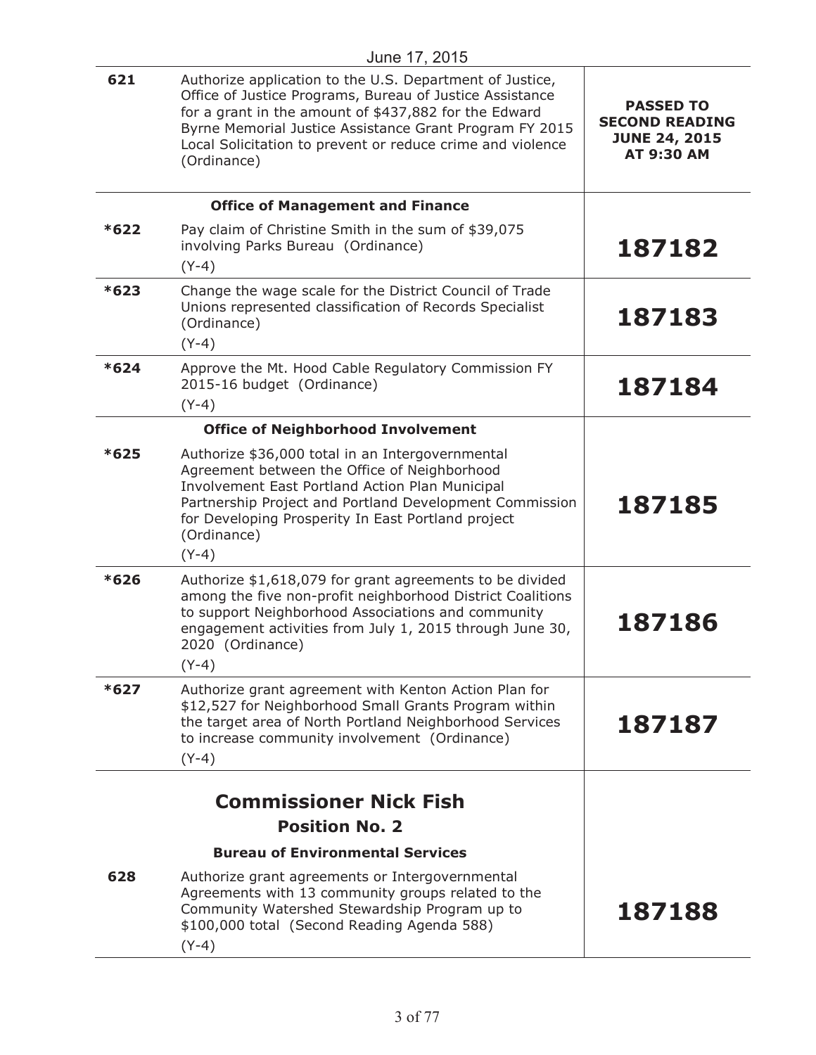June 17, 2015

| | | |
|---|---|---|
| 621 | Authorize application to the U.S. Department of Justice, Office of Justice Programs, Bureau of Justice Assistance for a grant in the amount of $437,882 for the Edward Byrne Memorial Justice Assistance Grant Program FY 2015 Local Solicitation to prevent or reduce crime and violence (Ordinance) | **PASSED TO SECOND READING JUNE 24, 2015 AT 9:30 AM** |
| | **Office of Management and Finance** | |
| *622 | Pay claim of Christine Smith in the sum of $39,075 involving Parks Bureau (Ordinance)<br>(Y-4) | **187182** |
| *623 | Change the wage scale for the District Council of Trade Unions represented classification of Records Specialist (Ordinance)<br>(Y-4) | **187183** |
| *624 | Approve the Mt. Hood Cable Regulatory Commission FY 2015-16 budget (Ordinance)<br>(Y-4) | **187184** |
| | **Office of Neighborhood Involvement** | |
| *625 | Authorize $36,000 total in an Intergovernmental Agreement between the Office of Neighborhood Involvement East Portland Action Plan Municipal Partnership Project and Portland Development Commission for Developing Prosperity In East Portland project (Ordinance)<br>(Y-4) | **187185** |
| *626 | Authorize $1,618,079 for grant agreements to be divided among the five non-profit neighborhood District Coalitions to support Neighborhood Associations and community engagement activities from July 1, 2015 through June 30, 2020 (Ordinance)<br>(Y-4) | **187186** |
| *627 | Authorize grant agreement with Kenton Action Plan for $12,527 for Neighborhood Small Grants Program within the target area of North Portland Neighborhood Services to increase community involvement (Ordinance)<br>(Y-4) | **187187** |
| | **Commissioner Nick Fish**<br>**Position No. 2**<br>**Bureau of Environmental Services** | |
| 628 | Authorize grant agreements or Intergovernmental Agreements with 13 community groups related to the Community Watershed Stewardship Program up to $100,000 total (Second Reading Agenda 588)<br>(Y-4) | **187188** |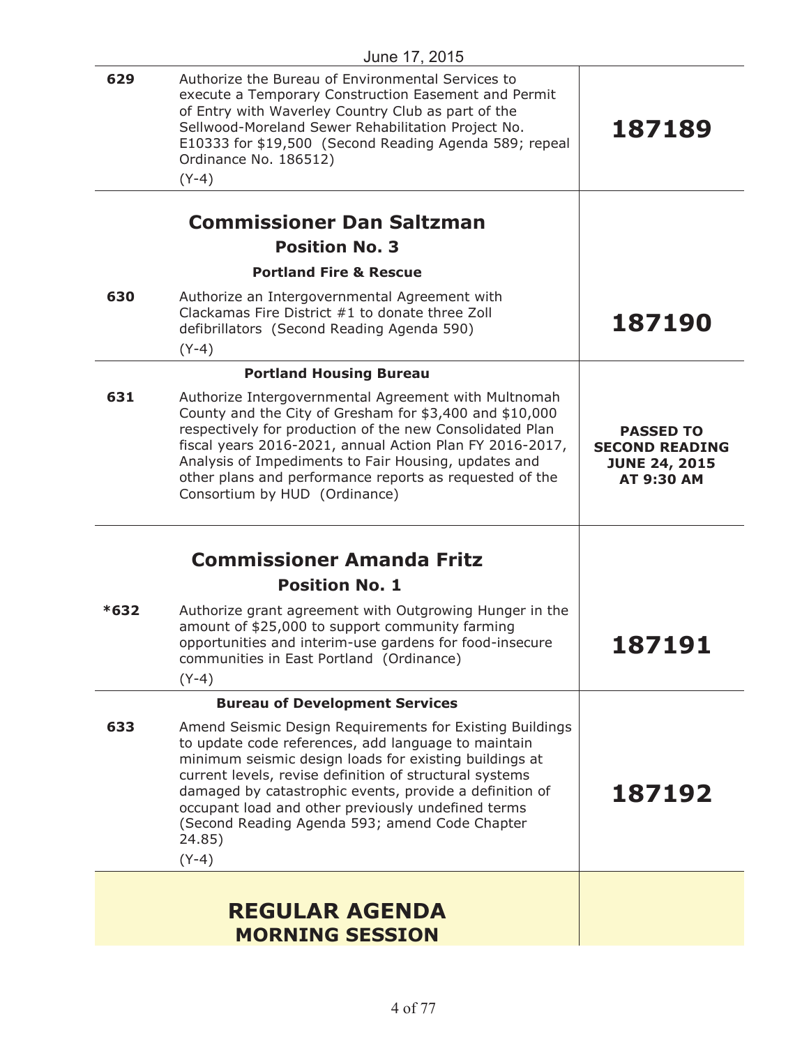June 17, 2015

| | | |
|---|---|---|
| 629 | Authorize the Bureau of Environmental Services to execute a Temporary Construction Easement and Permit of Entry with Waverley Country Club as part of the Sellwood-Moreland Sewer Rehabilitation Project No. E10333 for $19,500 (Second Reading Agenda 589; repeal Ordinance No. 186512)<br>(Y-4) | **187189** |
| | **Commissioner Dan Saltzman**<br>**Position No. 3**<br>**Portland Fire & Rescue** | |
| 630 | Authorize an Intergovernmental Agreement with Clackamas Fire District #1 to donate three Zoll defibrillators (Second Reading Agenda 590)<br>(Y-4) | **187190** |
| | **Portland Housing Bureau** | |
| 631 | Authorize Intergovernmental Agreement with Multnomah County and the City of Gresham for $3,400 and $10,000 respectively for production of the new Consolidated Plan fiscal years 2016-2021, annual Action Plan FY 2016-2017, Analysis of Impediments to Fair Housing, updates and other plans and performance reports as requested of the Consortium by HUD (Ordinance) | **PASSED TO SECOND READING JUNE 24, 2015 AT 9:30 AM** |
| | **Commissioner Amanda Fritz**<br>**Position No. 1** | |
| *632 | Authorize grant agreement with Outgrowing Hunger in the amount of $25,000 to support community farming opportunities and interim-use gardens for food-insecure communities in East Portland (Ordinance)<br>(Y-4) | **187191** |
| | **Bureau of Development Services** | |
| 633 | Amend Seismic Design Requirements for Existing Buildings to update code references, add language to maintain minimum seismic design loads for existing buildings at current levels, revise definition of structural systems damaged by catastrophic events, provide a definition of occupant load and other previously undefined terms (Second Reading Agenda 593; amend Code Chapter 24.85)<br>(Y-4) | **187192** |

## REGULAR AGENDA
## MORNING SESSION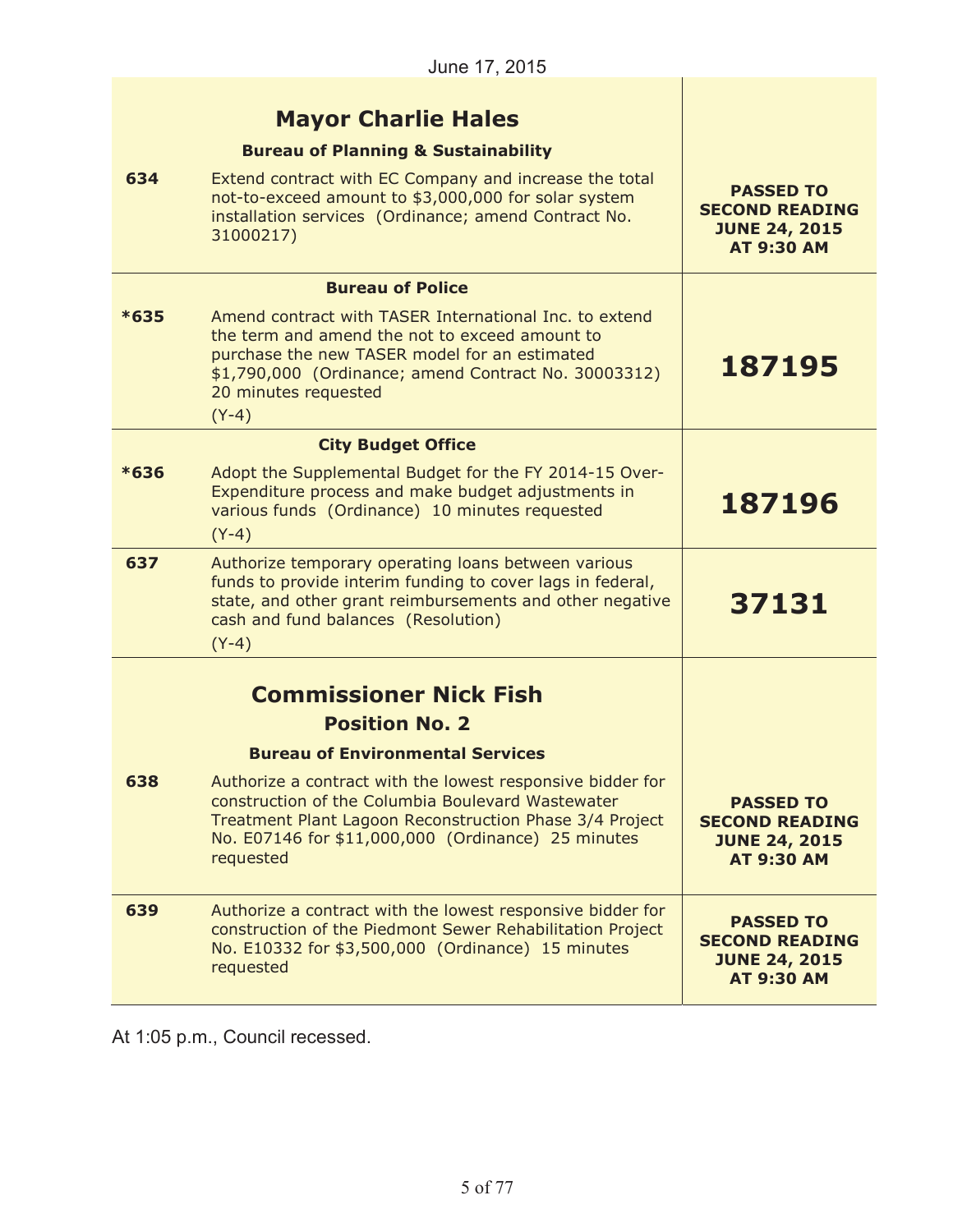June 17, 2015

| | | |
|---|---|---|
| | **Mayor Charlie Hales** | |
| | **Bureau of Planning & Sustainability** | |
| **634** | Extend contract with EC Company and increase the total not-to-exceed amount to $3,000,000 for solar system installation services (Ordinance; amend Contract No. 31000217) | **PASSED TO SECOND READING JUNE 24, 2015 AT 9:30 AM** |
| | **Bureau of Police** | |
| ***635** | Amend contract with TASER International Inc. to extend the term and amend the not to exceed amount to purchase the new TASER model for an estimated $1,790,000 (Ordinance; amend Contract No. 30003312) 20 minutes requested (Y-4) | **187195** |
| | **City Budget Office** | |
| ***636** | Adopt the Supplemental Budget for the FY 2014-15 Over-Expenditure process and make budget adjustments in various funds (Ordinance) 10 minutes requested (Y-4) | **187196** |
| **637** | Authorize temporary operating loans between various funds to provide interim funding to cover lags in federal, state, and other grant reimbursements and other negative cash and fund balances (Resolution) (Y-4) | **37131** |
| | **Commissioner Nick Fish Position No. 2** | |
| | **Bureau of Environmental Services** | |
| **638** | Authorize a contract with the lowest responsive bidder for construction of the Columbia Boulevard Wastewater Treatment Plant Lagoon Reconstruction Phase 3/4 Project No. E07146 for $11,000,000 (Ordinance) 25 minutes requested | **PASSED TO SECOND READING JUNE 24, 2015 AT 9:30 AM** |
| **639** | Authorize a contract with the lowest responsive bidder for construction of the Piedmont Sewer Rehabilitation Project No. E10332 for $3,500,000 (Ordinance) 15 minutes requested | **PASSED TO SECOND READING JUNE 24, 2015 AT 9:30 AM** |

At 1:05 p.m., Council recessed.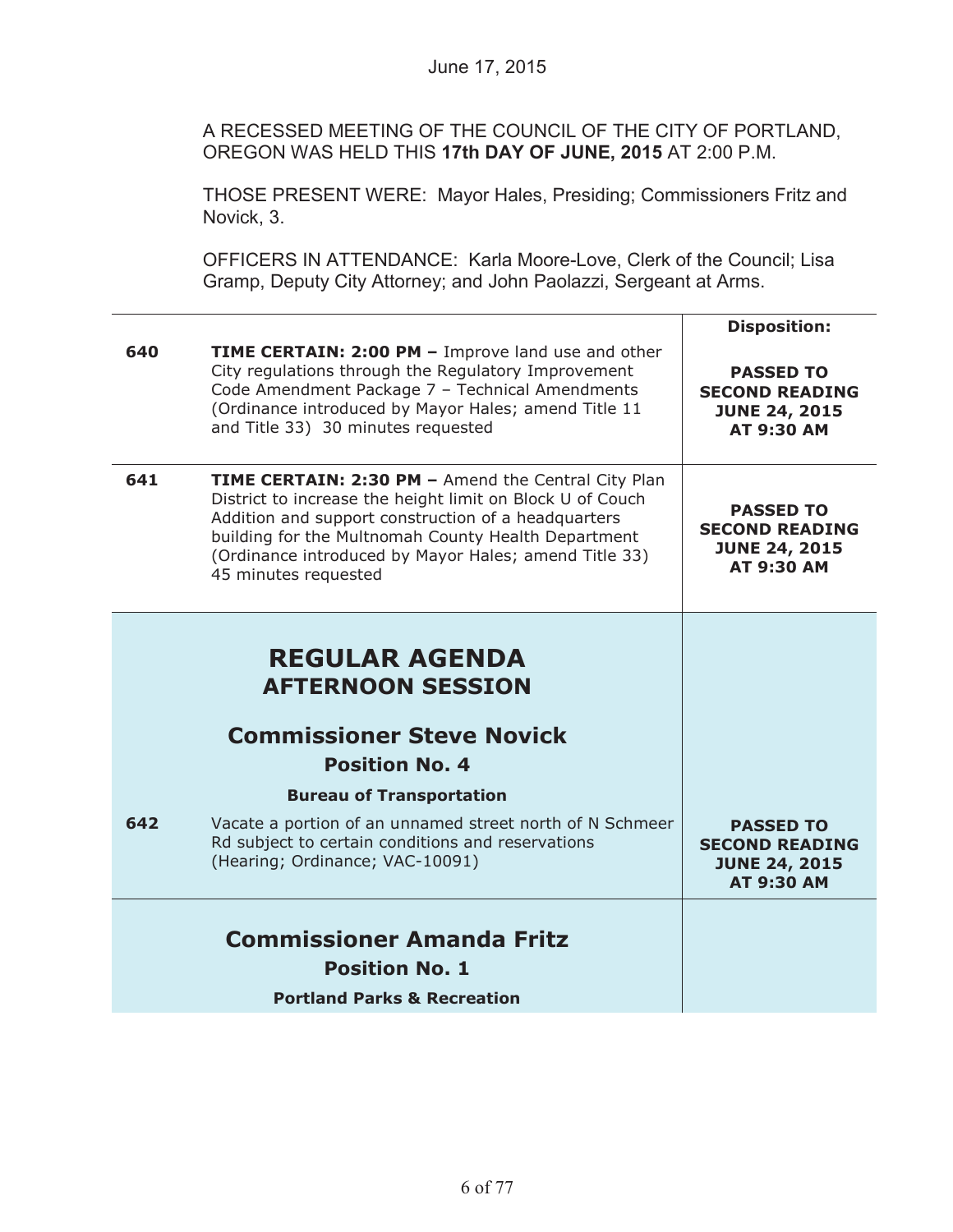June 17, 2015

A RECESSED MEETING OF THE COUNCIL OF THE CITY OF PORTLAND, OREGON WAS HELD THIS **17th DAY OF JUNE, 2015** AT 2:00 P.M.

THOSE PRESENT WERE: Mayor Hales, Presiding; Commissioners Fritz and Novick, 3.

OFFICERS IN ATTENDANCE: Karla Moore-Love, Clerk of the Council; Lisa Gramp, Deputy City Attorney; and John Paolazzi, Sergeant at Arms.

| | | Disposition: |
|---|---|---|
| 640 | **TIME CERTAIN: 2:00 PM –** Improve land use and other City regulations through the Regulatory Improvement Code Amendment Package 7 – Technical Amendments (Ordinance introduced by Mayor Hales; amend Title 11 and Title 33) 30 minutes requested | **PASSED TO SECOND READING JUNE 24, 2015 AT 9:30 AM** |
| 641 | **TIME CERTAIN: 2:30 PM –** Amend the Central City Plan District to increase the height limit on Block U of Couch Addition and support construction of a headquarters building for the Multnomah County Health Department (Ordinance introduced by Mayor Hales; amend Title 33) 45 minutes requested | **PASSED TO SECOND READING JUNE 24, 2015 AT 9:30 AM** |

## REGULAR AGENDA
## AFTERNOON SESSION

### Commissioner Steve Novick
#### Position No. 4

**Bureau of Transportation**

| | | |
|---|---|---|
| 642 | Vacate a portion of an unnamed street north of N Schmeer Rd subject to certain conditions and reservations (Hearing; Ordinance; VAC-10091) | **PASSED TO SECOND READING JUNE 24, 2015 AT 9:30 AM** |

### Commissioner Amanda Fritz
#### Position No. 1

**Portland Parks & Recreation**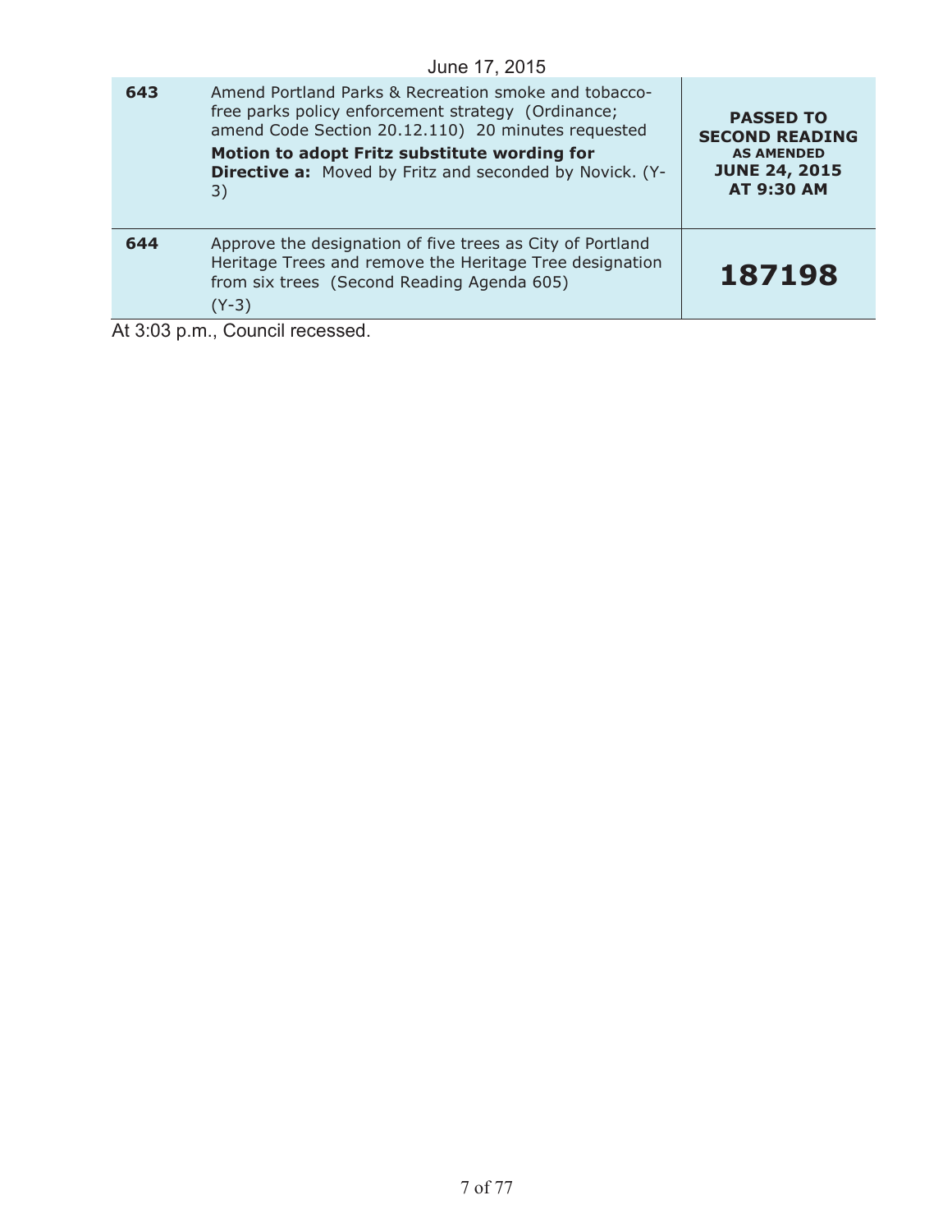June 17, 2015

| | | |
|---|---|---|
| **643** | Amend Portland Parks & Recreation smoke and tobacco-free parks policy enforcement strategy (Ordinance; amend Code Section 20.12.110) 20 minutes requested<br>**Motion to adopt Fritz substitute wording for Directive a:** Moved by Fritz and seconded by Novick. (Y-3) | **PASSED TO SECOND READING AS AMENDED JUNE 24, 2015 AT 9:30 AM** |
| **644** | Approve the designation of five trees as City of Portland Heritage Trees and remove the Heritage Tree designation from six trees (Second Reading Agenda 605)<br>(Y-3) | **187198** |

At 3:03 p.m., Council recessed.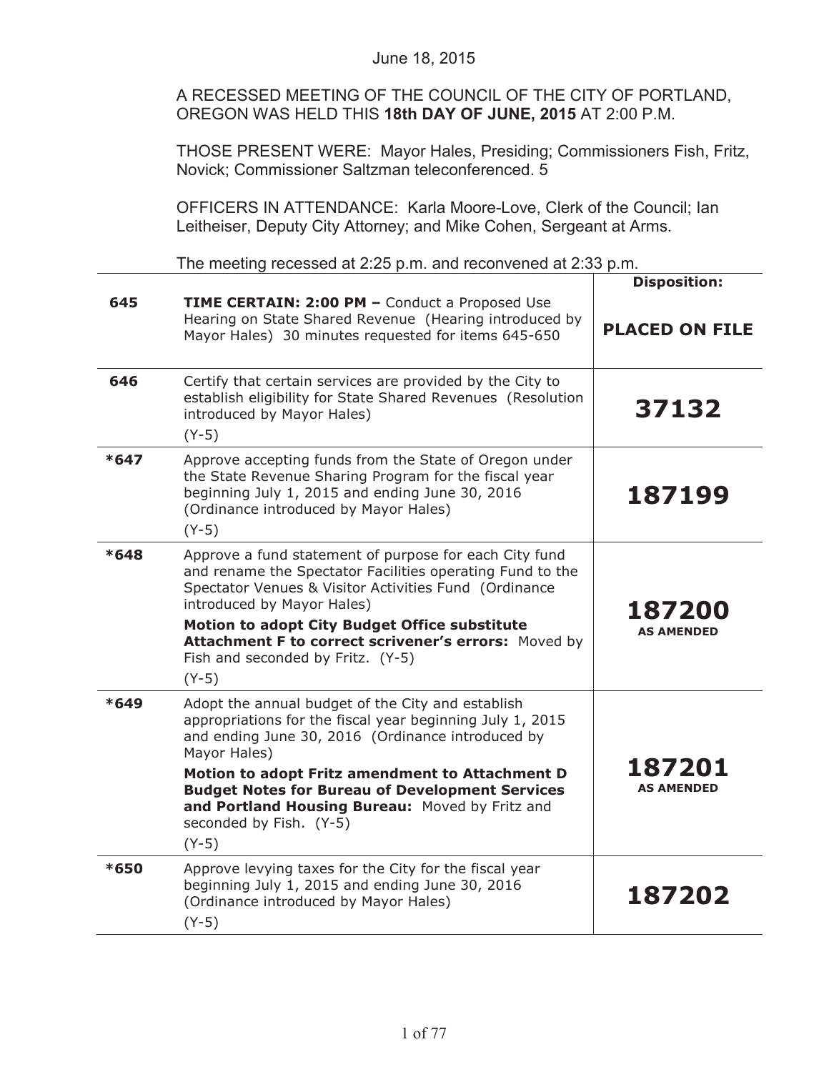June 18, 2015

A RECESSED MEETING OF THE COUNCIL OF THE CITY OF PORTLAND, OREGON WAS HELD THIS **18th DAY OF JUNE, 2015** AT 2:00 P.M.

THOSE PRESENT WERE: Mayor Hales, Presiding; Commissioners Fish, Fritz, Novick; Commissioner Saltzman teleconferenced. 5

OFFICERS IN ATTENDANCE: Karla Moore-Love, Clerk of the Council; Ian Leitheiser, Deputy City Attorney; and Mike Cohen, Sergeant at Arms.

The meeting recessed at 2:25 p.m. and reconvened at 2:33 p.m.

| | | **Disposition:** |
|---|---|---|
| **645** | **TIME CERTAIN: 2:00 PM –** Conduct a Proposed Use Hearing on State Shared Revenue (Hearing introduced by Mayor Hales) 30 minutes requested for items 645-650 | **PLACED ON FILE** |
| **646** | Certify that certain services are provided by the City to establish eligibility for State Shared Revenues (Resolution introduced by Mayor Hales) (Y-5) | **37132** |
| ***647** | Approve accepting funds from the State of Oregon under the State Revenue Sharing Program for the fiscal year beginning July 1, 2015 and ending June 30, 2016 (Ordinance introduced by Mayor Hales) (Y-5) | **187199** |
| ***648** | Approve a fund statement of purpose for each City fund and rename the Spectator Facilities operating Fund to the Spectator Venues & Visitor Activities Fund (Ordinance introduced by Mayor Hales) **Motion to adopt City Budget Office substitute Attachment F to correct scrivener's errors:** Moved by Fish and seconded by Fritz. (Y-5) (Y-5) | **187200** **AS AMENDED** |
| ***649** | Adopt the annual budget of the City and establish appropriations for the fiscal year beginning July 1, 2015 and ending June 30, 2016 (Ordinance introduced by Mayor Hales) **Motion to adopt Fritz amendment to Attachment D Budget Notes for Bureau of Development Services and Portland Housing Bureau:** Moved by Fritz and seconded by Fish. (Y-5) (Y-5) | **187201** **AS AMENDED** |
| ***650** | Approve levying taxes for the City for the fiscal year beginning July 1, 2015 and ending June 30, 2016 (Ordinance introduced by Mayor Hales) (Y-5) | **187202** |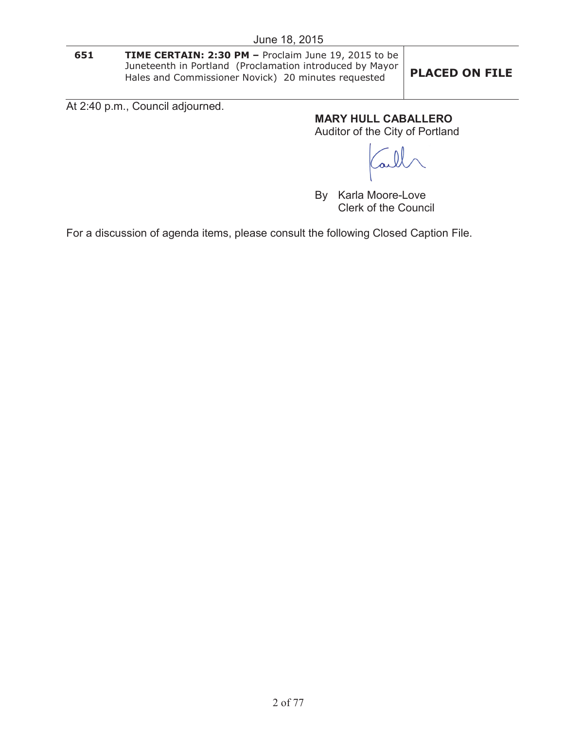June 18, 2015

| 651 | **TIME CERTAIN: 2:30 PM –** Proclaim June 19, 2015 to be Juneteenth in Portland (Proclamation introduced by Mayor Hales and Commissioner Novick) 20 minutes requested | **PLACED ON FILE** |
|---|---|---|

At 2:40 p.m., Council adjourned.

**MARY HULL CABALLERO**
Auditor of the City of Portland

By Karla Moore-Love
Clerk of the Council

For a discussion of agenda items, please consult the following Closed Caption File.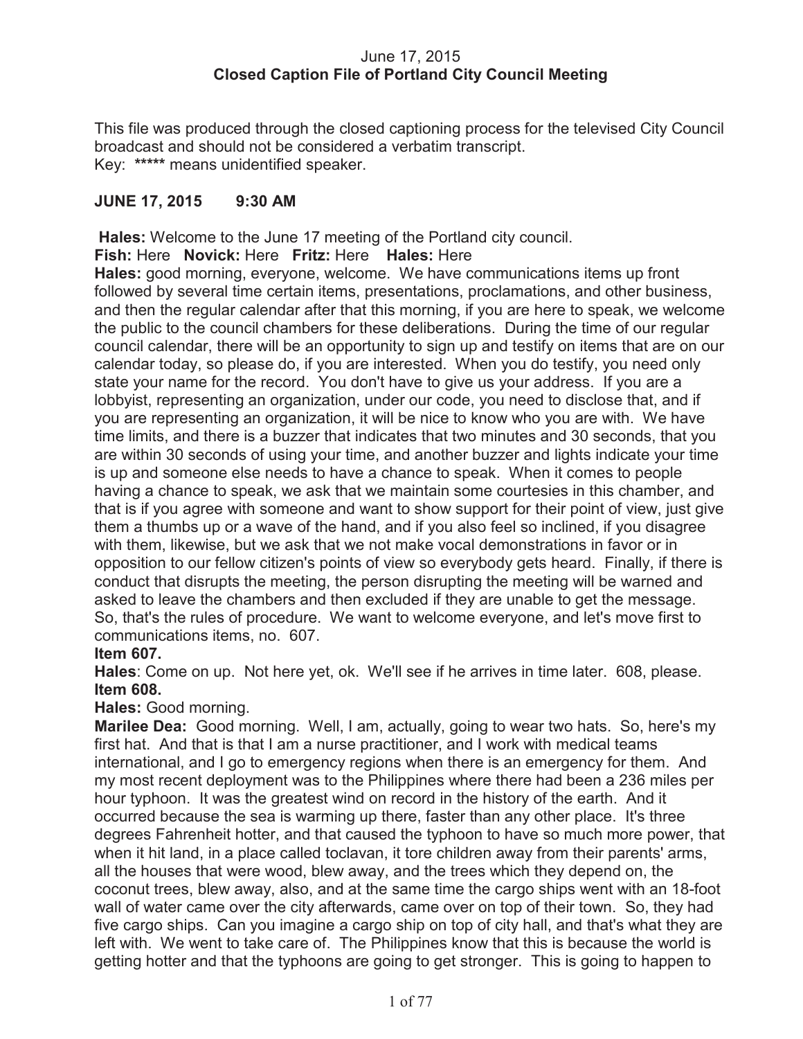June 17, 2015
**Closed Caption File of Portland City Council Meeting**

This file was produced through the closed captioning process for the televised City Council broadcast and should not be considered a verbatim transcript.
Key: ***** means unidentified speaker.

## JUNE 17, 2015 9:30 AM

**Hales:** Welcome to the June 17 meeting of the Portland city council.
**Fish:** Here **Novick:** Here **Fritz:** Here **Hales:** Here
**Hales:** good morning, everyone, welcome. We have communications items up front followed by several time certain items, presentations, proclamations, and other business, and then the regular calendar after that this morning, if you are here to speak, we welcome the public to the council chambers for these deliberations. During the time of our regular council calendar, there will be an opportunity to sign up and testify on items that are on our calendar today, so please do, if you are interested. When you do testify, you need only state your name for the record. You don't have to give us your address. If you are a lobbyist, representing an organization, under our code, you need to disclose that, and if you are representing an organization, it will be nice to know who you are with. We have time limits, and there is a buzzer that indicates that two minutes and 30 seconds, that you are within 30 seconds of using your time, and another buzzer and lights indicate your time is up and someone else needs to have a chance to speak. When it comes to people having a chance to speak, we ask that we maintain some courtesies in this chamber, and that is if you agree with someone and want to show support for their point of view, just give them a thumbs up or a wave of the hand, and if you also feel so inclined, if you disagree with them, likewise, but we ask that we not make vocal demonstrations in favor or in opposition to our fellow citizen's points of view so everybody gets heard. Finally, if there is conduct that disrupts the meeting, the person disrupting the meeting will be warned and asked to leave the chambers and then excluded if they are unable to get the message. So, that's the rules of procedure. We want to welcome everyone, and let's move first to communications items, no. 607.
**Item 607.**
**Hales**: Come on up. Not here yet, ok. We'll see if he arrives in time later. 608, please.
**Item 608.**
**Hales:** Good morning.
**Marilee Dea:** Good morning. Well, I am, actually, going to wear two hats. So, here's my first hat. And that is that I am a nurse practitioner, and I work with medical teams international, and I go to emergency regions when there is an emergency for them. And my most recent deployment was to the Philippines where there had been a 236 miles per hour typhoon. It was the greatest wind on record in the history of the earth. And it occurred because the sea is warming up there, faster than any other place. It's three degrees Fahrenheit hotter, and that caused the typhoon to have so much more power, that when it hit land, in a place called toclavan, it tore children away from their parents' arms, all the houses that were wood, blew away, and the trees which they depend on, the coconut trees, blew away, also, and at the same time the cargo ships went with an 18-foot wall of water came over the city afterwards, came over on top of their town. So, they had five cargo ships. Can you imagine a cargo ship on top of city hall, and that's what they are left with. We went to take care of. The Philippines know that this is because the world is getting hotter and that the typhoons are going to get stronger. This is going to happen to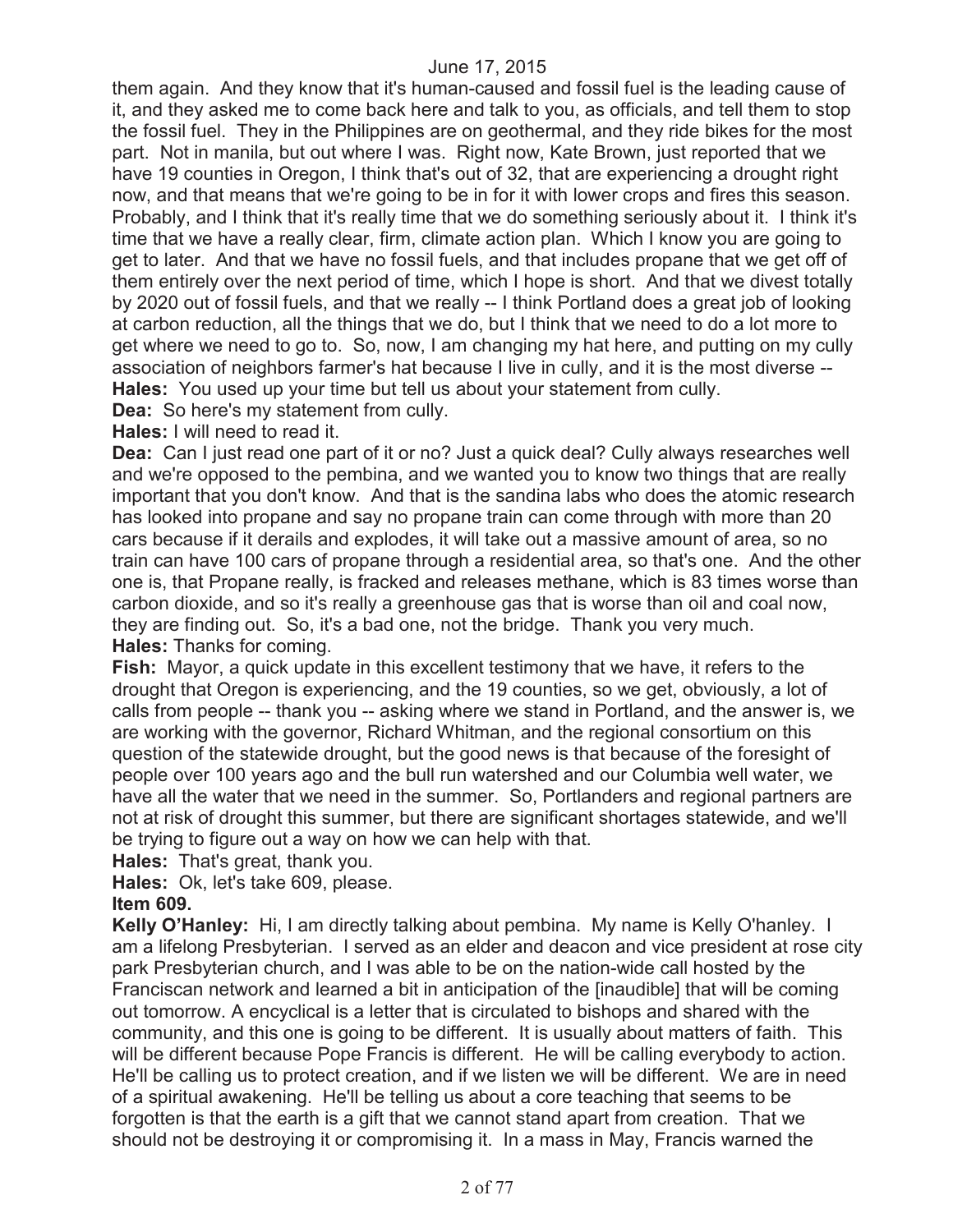them again. And they know that it's human-caused and fossil fuel is the leading cause of it, and they asked me to come back here and talk to you, as officials, and tell them to stop the fossil fuel. They in the Philippines are on geothermal, and they ride bikes for the most part. Not in manila, but out where I was. Right now, Kate Brown, just reported that we have 19 counties in Oregon, I think that's out of 32, that are experiencing a drought right now, and that means that we're going to be in for it with lower crops and fires this season. Probably, and I think that it's really time that we do something seriously about it. I think it's time that we have a really clear, firm, climate action plan. Which I know you are going to get to later. And that we have no fossil fuels, and that includes propane that we get off of them entirely over the next period of time, which I hope is short. And that we divest totally by 2020 out of fossil fuels, and that we really -- I think Portland does a great job of looking at carbon reduction, all the things that we do, but I think that we need to do a lot more to get where we need to go to. So, now, I am changing my hat here, and putting on my cully association of neighbors farmer's hat because I live in cully, and it is the most diverse --

**Hales:** You used up your time but tell us about your statement from cully.

**Dea:** So here's my statement from cully.

**Hales:** I will need to read it.

**Dea:** Can I just read one part of it or no? Just a quick deal? Cully always researches well and we're opposed to the pembina, and we wanted you to know two things that are really important that you don't know. And that is the sandina labs who does the atomic research has looked into propane and say no propane train can come through with more than 20 cars because if it derails and explodes, it will take out a massive amount of area, so no train can have 100 cars of propane through a residential area, so that's one. And the other one is, that Propane really, is fracked and releases methane, which is 83 times worse than carbon dioxide, and so it's really a greenhouse gas that is worse than oil and coal now, they are finding out. So, it's a bad one, not the bridge. Thank you very much.

**Hales:** Thanks for coming.

**Fish:** Mayor, a quick update in this excellent testimony that we have, it refers to the drought that Oregon is experiencing, and the 19 counties, so we get, obviously, a lot of calls from people -- thank you -- asking where we stand in Portland, and the answer is, we are working with the governor, Richard Whitman, and the regional consortium on this question of the statewide drought, but the good news is that because of the foresight of people over 100 years ago and the bull run watershed and our Columbia well water, we have all the water that we need in the summer. So, Portlanders and regional partners are not at risk of drought this summer, but there are significant shortages statewide, and we'll be trying to figure out a way on how we can help with that.

**Hales:** That's great, thank you.

**Hales:** Ok, let's take 609, please.

**Item 609.**

**Kelly O'Hanley:** Hi, I am directly talking about pembina. My name is Kelly O'hanley. I am a lifelong Presbyterian. I served as an elder and deacon and vice president at rose city park Presbyterian church, and I was able to be on the nation-wide call hosted by the Franciscan network and learned a bit in anticipation of the [inaudible] that will be coming out tomorrow. A encyclical is a letter that is circulated to bishops and shared with the community, and this one is going to be different. It is usually about matters of faith. This will be different because Pope Francis is different. He will be calling everybody to action. He'll be calling us to protect creation, and if we listen we will be different. We are in need of a spiritual awakening. He'll be telling us about a core teaching that seems to be forgotten is that the earth is a gift that we cannot stand apart from creation. That we should not be destroying it or compromising it. In a mass in May, Francis warned the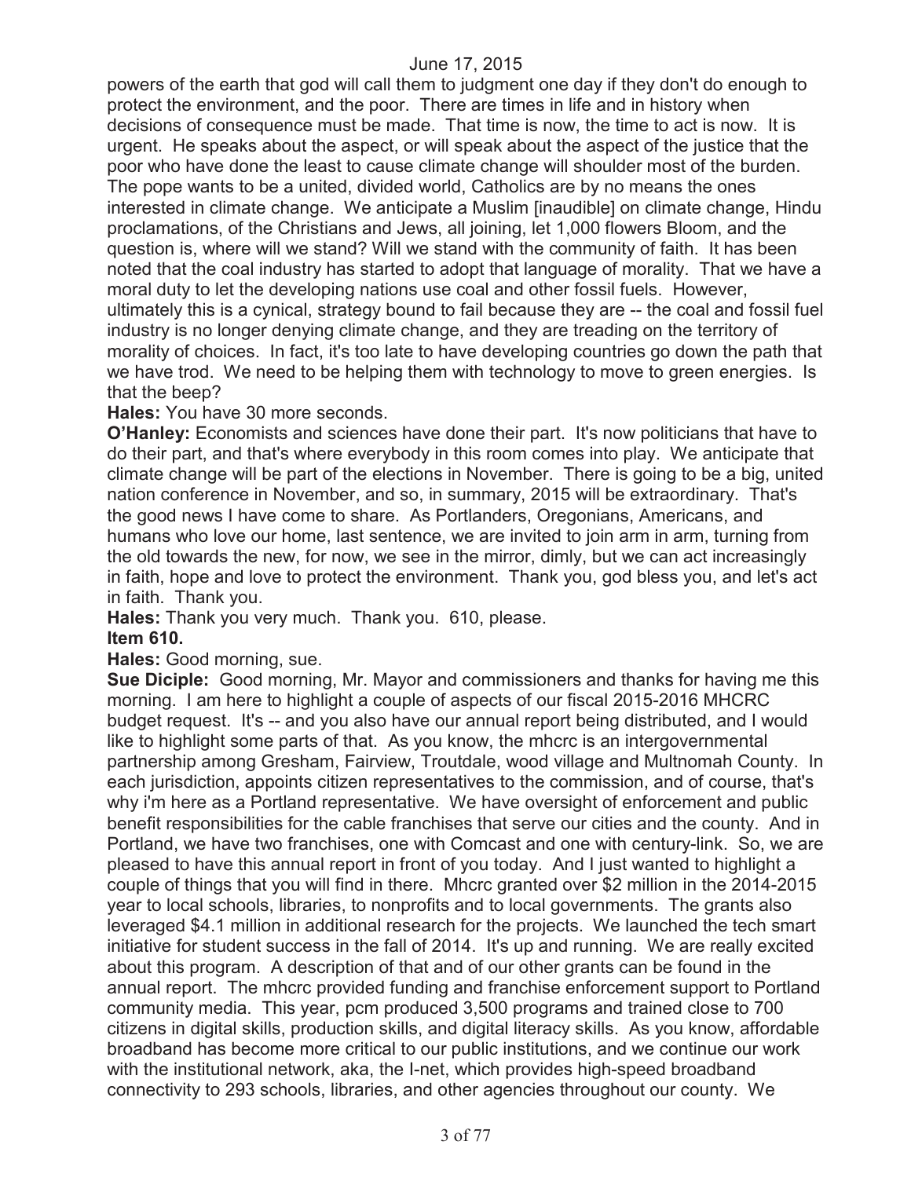powers of the earth that god will call them to judgment one day if they don't do enough to protect the environment, and the poor. There are times in life and in history when decisions of consequence must be made. That time is now, the time to act is now. It is urgent. He speaks about the aspect, or will speak about the aspect of the justice that the poor who have done the least to cause climate change will shoulder most of the burden. The pope wants to be a united, divided world, Catholics are by no means the ones interested in climate change. We anticipate a Muslim [inaudible] on climate change, Hindu proclamations, of the Christians and Jews, all joining, let 1,000 flowers Bloom, and the question is, where will we stand? Will we stand with the community of faith. It has been noted that the coal industry has started to adopt that language of morality. That we have a moral duty to let the developing nations use coal and other fossil fuels. However, ultimately this is a cynical, strategy bound to fail because they are -- the coal and fossil fuel industry is no longer denying climate change, and they are treading on the territory of morality of choices. In fact, it's too late to have developing countries go down the path that we have trod. We need to be helping them with technology to move to green energies. Is that the beep?

**Hales:** You have 30 more seconds.

**O'Hanley:** Economists and sciences have done their part. It's now politicians that have to do their part, and that's where everybody in this room comes into play. We anticipate that climate change will be part of the elections in November. There is going to be a big, united nation conference in November, and so, in summary, 2015 will be extraordinary. That's the good news I have come to share. As Portlanders, Oregonians, Americans, and humans who love our home, last sentence, we are invited to join arm in arm, turning from the old towards the new, for now, we see in the mirror, dimly, but we can act increasingly in faith, hope and love to protect the environment. Thank you, god bless you, and let's act in faith. Thank you.

**Hales:** Thank you very much. Thank you. 610, please.

**Item 610.**

**Hales:** Good morning, sue.

**Sue Diciple:** Good morning, Mr. Mayor and commissioners and thanks for having me this morning. I am here to highlight a couple of aspects of our fiscal 2015-2016 MHCRC budget request. It's -- and you also have our annual report being distributed, and I would like to highlight some parts of that. As you know, the mhcrc is an intergovernmental partnership among Gresham, Fairview, Troutdale, wood village and Multnomah County. In each jurisdiction, appoints citizen representatives to the commission, and of course, that's why i'm here as a Portland representative. We have oversight of enforcement and public benefit responsibilities for the cable franchises that serve our cities and the county. And in Portland, we have two franchises, one with Comcast and one with century-link. So, we are pleased to have this annual report in front of you today. And I just wanted to highlight a couple of things that you will find in there. Mhcrc granted over $2 million in the 2014-2015 year to local schools, libraries, to nonprofits and to local governments. The grants also leveraged $4.1 million in additional research for the projects. We launched the tech smart initiative for student success in the fall of 2014. It's up and running. We are really excited about this program. A description of that and of our other grants can be found in the annual report. The mhcrc provided funding and franchise enforcement support to Portland community media. This year, pcm produced 3,500 programs and trained close to 700 citizens in digital skills, production skills, and digital literacy skills. As you know, affordable broadband has become more critical to our public institutions, and we continue our work with the institutional network, aka, the I-net, which provides high-speed broadband connectivity to 293 schools, libraries, and other agencies throughout our county. We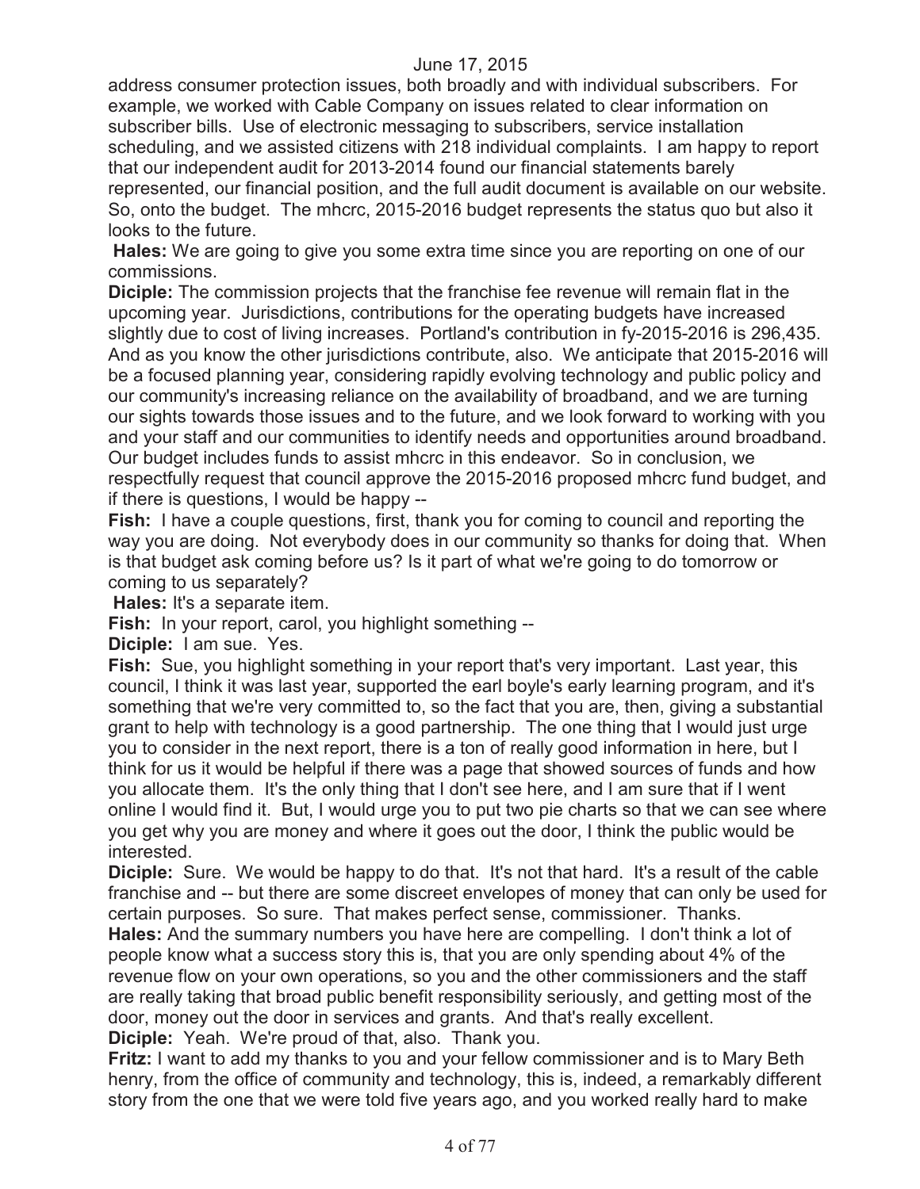address consumer protection issues, both broadly and with individual subscribers. For example, we worked with Cable Company on issues related to clear information on subscriber bills. Use of electronic messaging to subscribers, service installation scheduling, and we assisted citizens with 218 individual complaints. I am happy to report that our independent audit for 2013-2014 found our financial statements barely represented, our financial position, and the full audit document is available on our website. So, onto the budget. The mhcrc, 2015-2016 budget represents the status quo but also it looks to the future.

**Hales:** We are going to give you some extra time since you are reporting on one of our commissions.

**Diciple:** The commission projects that the franchise fee revenue will remain flat in the upcoming year. Jurisdictions, contributions for the operating budgets have increased slightly due to cost of living increases. Portland's contribution in fy-2015-2016 is 296,435. And as you know the other jurisdictions contribute, also. We anticipate that 2015-2016 will be a focused planning year, considering rapidly evolving technology and public policy and our community's increasing reliance on the availability of broadband, and we are turning our sights towards those issues and to the future, and we look forward to working with you and your staff and our communities to identify needs and opportunities around broadband. Our budget includes funds to assist mhcrc in this endeavor. So in conclusion, we respectfully request that council approve the 2015-2016 proposed mhcrc fund budget, and if there is questions, I would be happy --

**Fish:** I have a couple questions, first, thank you for coming to council and reporting the way you are doing. Not everybody does in our community so thanks for doing that. When is that budget ask coming before us? Is it part of what we're going to do tomorrow or coming to us separately?

**Hales:** It's a separate item.

**Fish:** In your report, carol, you highlight something --

**Diciple:** I am sue. Yes.

**Fish:** Sue, you highlight something in your report that's very important. Last year, this council, I think it was last year, supported the earl boyle's early learning program, and it's something that we're very committed to, so the fact that you are, then, giving a substantial grant to help with technology is a good partnership. The one thing that I would just urge you to consider in the next report, there is a ton of really good information in here, but I think for us it would be helpful if there was a page that showed sources of funds and how you allocate them. It's the only thing that I don't see here, and I am sure that if I went online I would find it. But, I would urge you to put two pie charts so that we can see where you get why you are money and where it goes out the door, I think the public would be interested.

**Diciple:** Sure. We would be happy to do that. It's not that hard. It's a result of the cable franchise and -- but there are some discreet envelopes of money that can only be used for certain purposes. So sure. That makes perfect sense, commissioner. Thanks.

**Hales:** And the summary numbers you have here are compelling. I don't think a lot of people know what a success story this is, that you are only spending about 4% of the revenue flow on your own operations, so you and the other commissioners and the staff are really taking that broad public benefit responsibility seriously, and getting most of the door, money out the door in services and grants. And that's really excellent.

**Diciple:** Yeah. We're proud of that, also. Thank you.

**Fritz:** I want to add my thanks to you and your fellow commissioner and is to Mary Beth henry, from the office of community and technology, this is, indeed, a remarkably different story from the one that we were told five years ago, and you worked really hard to make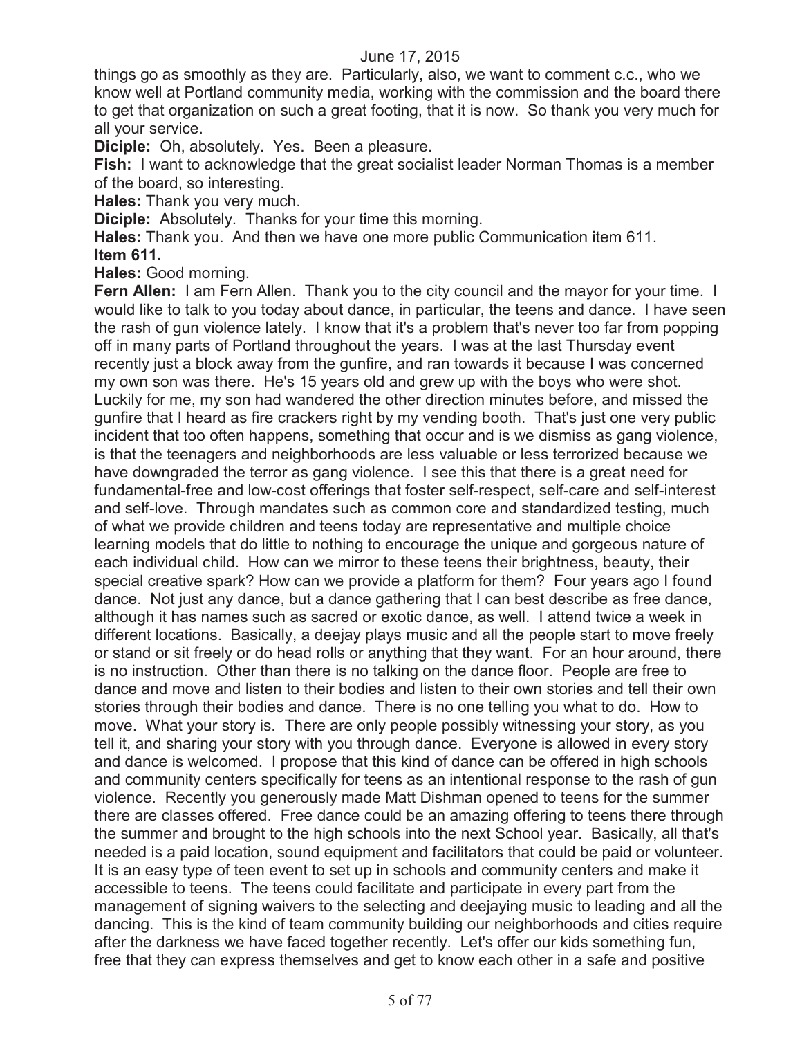things go as smoothly as they are. Particularly, also, we want to comment c.c., who we know well at Portland community media, working with the commission and the board there to get that organization on such a great footing, that it is now. So thank you very much for all your service.

**Diciple:** Oh, absolutely. Yes. Been a pleasure.

**Fish:** I want to acknowledge that the great socialist leader Norman Thomas is a member of the board, so interesting.

**Hales:** Thank you very much.

**Diciple:** Absolutely. Thanks for your time this morning.

**Hales:** Thank you. And then we have one more public Communication item 611.

**Item 611.**

**Hales:** Good morning.

**Fern Allen:** I am Fern Allen. Thank you to the city council and the mayor for your time. I would like to talk to you today about dance, in particular, the teens and dance. I have seen the rash of gun violence lately. I know that it's a problem that's never too far from popping off in many parts of Portland throughout the years. I was at the last Thursday event recently just a block away from the gunfire, and ran towards it because I was concerned my own son was there. He's 15 years old and grew up with the boys who were shot. Luckily for me, my son had wandered the other direction minutes before, and missed the gunfire that I heard as fire crackers right by my vending booth. That's just one very public incident that too often happens, something that occur and is we dismiss as gang violence, is that the teenagers and neighborhoods are less valuable or less terrorized because we have downgraded the terror as gang violence. I see this that there is a great need for fundamental-free and low-cost offerings that foster self-respect, self-care and self-interest and self-love. Through mandates such as common core and standardized testing, much of what we provide children and teens today are representative and multiple choice learning models that do little to nothing to encourage the unique and gorgeous nature of each individual child. How can we mirror to these teens their brightness, beauty, their special creative spark? How can we provide a platform for them? Four years ago I found dance. Not just any dance, but a dance gathering that I can best describe as free dance, although it has names such as sacred or exotic dance, as well. I attend twice a week in different locations. Basically, a deejay plays music and all the people start to move freely or stand or sit freely or do head rolls or anything that they want. For an hour around, there is no instruction. Other than there is no talking on the dance floor. People are free to dance and move and listen to their bodies and listen to their own stories and tell their own stories through their bodies and dance. There is no one telling you what to do. How to move. What your story is. There are only people possibly witnessing your story, as you tell it, and sharing your story with you through dance. Everyone is allowed in every story and dance is welcomed. I propose that this kind of dance can be offered in high schools and community centers specifically for teens as an intentional response to the rash of gun violence. Recently you generously made Matt Dishman opened to teens for the summer there are classes offered. Free dance could be an amazing offering to teens there through the summer and brought to the high schools into the next School year. Basically, all that's needed is a paid location, sound equipment and facilitators that could be paid or volunteer. It is an easy type of teen event to set up in schools and community centers and make it accessible to teens. The teens could facilitate and participate in every part from the management of signing waivers to the selecting and deejaying music to leading and all the dancing. This is the kind of team community building our neighborhoods and cities require after the darkness we have faced together recently. Let's offer our kids something fun, free that they can express themselves and get to know each other in a safe and positive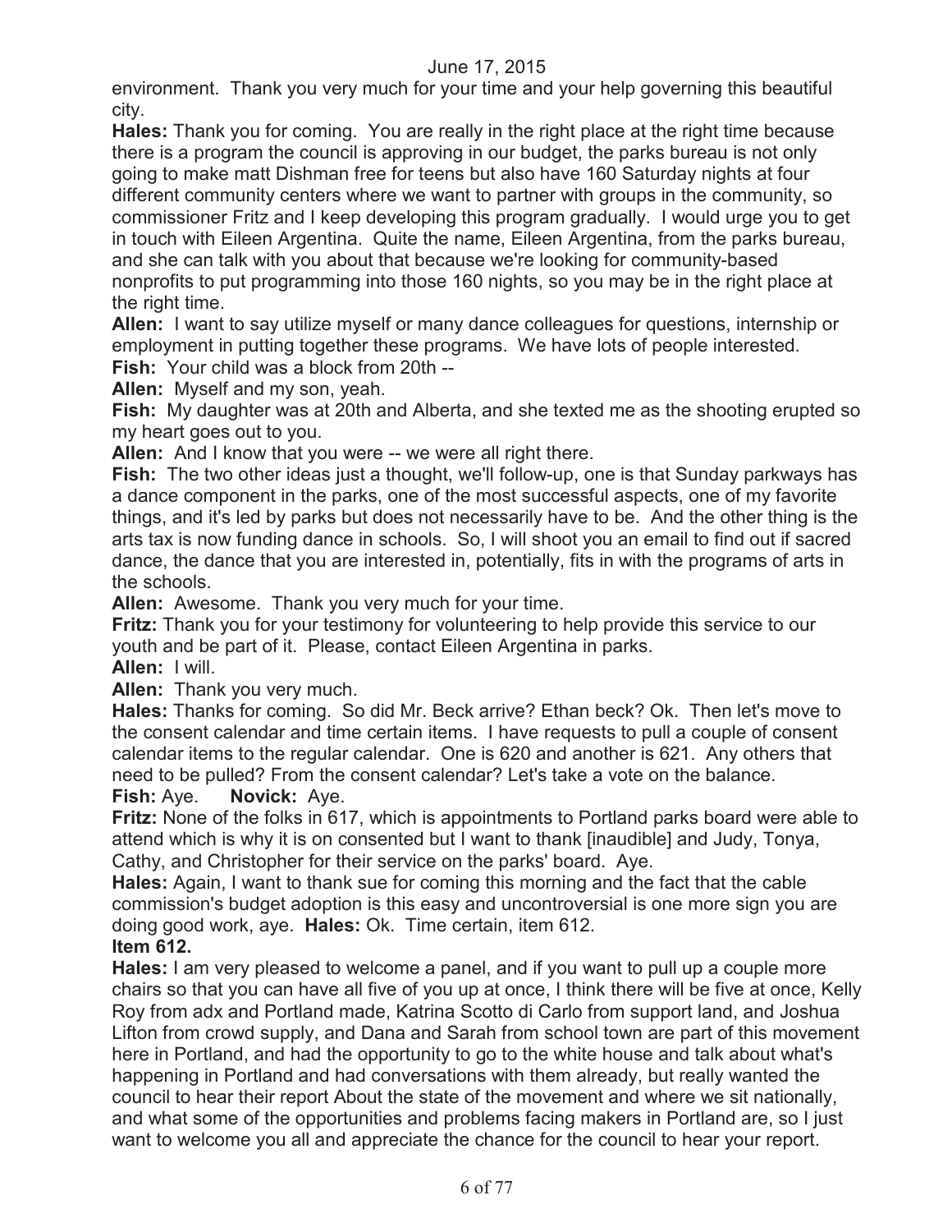environment. Thank you very much for your time and your help governing this beautiful city.

**Hales:** Thank you for coming. You are really in the right place at the right time because there is a program the council is approving in our budget, the parks bureau is not only going to make matt Dishman free for teens but also have 160 Saturday nights at four different community centers where we want to partner with groups in the community, so commissioner Fritz and I keep developing this program gradually. I would urge you to get in touch with Eileen Argentina. Quite the name, Eileen Argentina, from the parks bureau, and she can talk with you about that because we're looking for community-based nonprofits to put programming into those 160 nights, so you may be in the right place at the right time.

**Allen:** I want to say utilize myself or many dance colleagues for questions, internship or employment in putting together these programs. We have lots of people interested.

**Fish:** Your child was a block from 20th --

**Allen:** Myself and my son, yeah.

**Fish:** My daughter was at 20th and Alberta, and she texted me as the shooting erupted so my heart goes out to you.

**Allen:** And I know that you were -- we were all right there.

**Fish:** The two other ideas just a thought, we'll follow-up, one is that Sunday parkways has a dance component in the parks, one of the most successful aspects, one of my favorite things, and it's led by parks but does not necessarily have to be. And the other thing is the arts tax is now funding dance in schools. So, I will shoot you an email to find out if sacred dance, the dance that you are interested in, potentially, fits in with the programs of arts in the schools.

**Allen:** Awesome. Thank you very much for your time.

**Fritz:** Thank you for your testimony for volunteering to help provide this service to our youth and be part of it. Please, contact Eileen Argentina in parks.

**Allen:** I will.

**Allen:** Thank you very much.

**Hales:** Thanks for coming. So did Mr. Beck arrive? Ethan beck? Ok. Then let's move to the consent calendar and time certain items. I have requests to pull a couple of consent calendar items to the regular calendar. One is 620 and another is 621. Any others that need to be pulled? From the consent calendar? Let's take a vote on the balance.

**Fish:** Aye. **Novick:** Aye.

**Fritz:** None of the folks in 617, which is appointments to Portland parks board were able to attend which is why it is on consented but I want to thank [inaudible] and Judy, Tonya, Cathy, and Christopher for their service on the parks' board. Aye.

**Hales:** Again, I want to thank sue for coming this morning and the fact that the cable commission's budget adoption is this easy and uncontroversial is one more sign you are doing good work, aye. **Hales:** Ok. Time certain, item 612.

**Item 612.**

**Hales:** I am very pleased to welcome a panel, and if you want to pull up a couple more chairs so that you can have all five of you up at once, I think there will be five at once, Kelly Roy from adx and Portland made, Katrina Scotto di Carlo from support land, and Joshua Lifton from crowd supply, and Dana and Sarah from school town are part of this movement here in Portland, and had the opportunity to go to the white house and talk about what's happening in Portland and had conversations with them already, but really wanted the council to hear their report About the state of the movement and where we sit nationally, and what some of the opportunities and problems facing makers in Portland are, so I just want to welcome you all and appreciate the chance for the council to hear your report.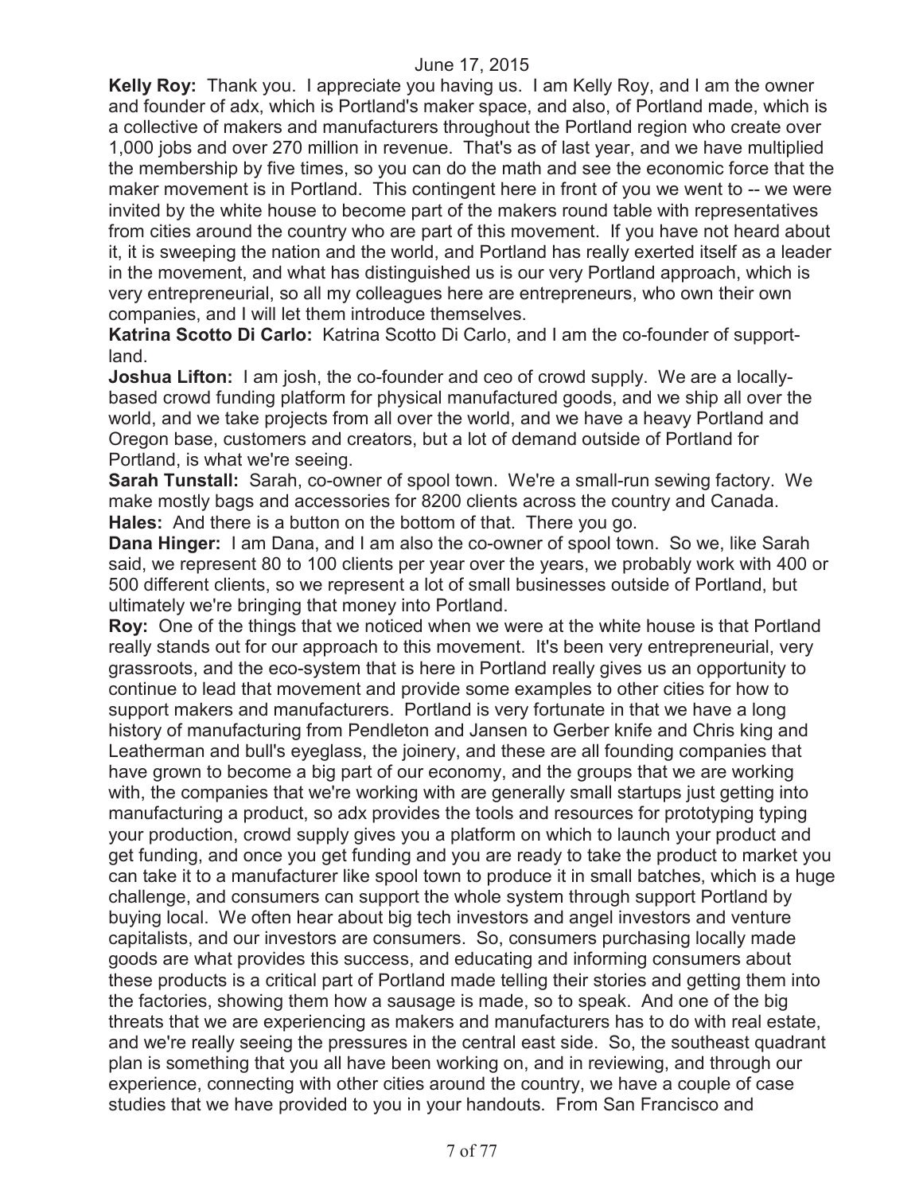**Kelly Roy:** Thank you. I appreciate you having us. I am Kelly Roy, and I am the owner and founder of adx, which is Portland's maker space, and also, of Portland made, which is a collective of makers and manufacturers throughout the Portland region who create over 1,000 jobs and over 270 million in revenue. That's as of last year, and we have multiplied the membership by five times, so you can do the math and see the economic force that the maker movement is in Portland. This contingent here in front of you we went to -- we were invited by the white house to become part of the makers round table with representatives from cities around the country who are part of this movement. If you have not heard about it, it is sweeping the nation and the world, and Portland has really exerted itself as a leader in the movement, and what has distinguished us is our very Portland approach, which is very entrepreneurial, so all my colleagues here are entrepreneurs, who own their own companies, and I will let them introduce themselves.

**Katrina Scotto Di Carlo:** Katrina Scotto Di Carlo, and I am the co-founder of support-land.

**Joshua Lifton:** I am josh, the co-founder and ceo of crowd supply. We are a locally-based crowd funding platform for physical manufactured goods, and we ship all over the world, and we take projects from all over the world, and we have a heavy Portland and Oregon base, customers and creators, but a lot of demand outside of Portland for Portland, is what we're seeing.

**Sarah Tunstall:** Sarah, co-owner of spool town. We're a small-run sewing factory. We make mostly bags and accessories for 8200 clients across the country and Canada.

**Hales:** And there is a button on the bottom of that. There you go.

**Dana Hinger:** I am Dana, and I am also the co-owner of spool town. So we, like Sarah said, we represent 80 to 100 clients per year over the years, we probably work with 400 or 500 different clients, so we represent a lot of small businesses outside of Portland, but ultimately we're bringing that money into Portland.

**Roy:** One of the things that we noticed when we were at the white house is that Portland really stands out for our approach to this movement. It's been very entrepreneurial, very grassroots, and the eco-system that is here in Portland really gives us an opportunity to continue to lead that movement and provide some examples to other cities for how to support makers and manufacturers. Portland is very fortunate in that we have a long history of manufacturing from Pendleton and Jansen to Gerber knife and Chris king and Leatherman and bull's eyeglass, the joinery, and these are all founding companies that have grown to become a big part of our economy, and the groups that we are working with, the companies that we're working with are generally small startups just getting into manufacturing a product, so adx provides the tools and resources for prototyping typing your production, crowd supply gives you a platform on which to launch your product and get funding, and once you get funding and you are ready to take the product to market you can take it to a manufacturer like spool town to produce it in small batches, which is a huge challenge, and consumers can support the whole system through support Portland by buying local. We often hear about big tech investors and angel investors and venture capitalists, and our investors are consumers. So, consumers purchasing locally made goods are what provides this success, and educating and informing consumers about these products is a critical part of Portland made telling their stories and getting them into the factories, showing them how a sausage is made, so to speak. And one of the big threats that we are experiencing as makers and manufacturers has to do with real estate, and we're really seeing the pressures in the central east side. So, the southeast quadrant plan is something that you all have been working on, and in reviewing, and through our experience, connecting with other cities around the country, we have a couple of case studies that we have provided to you in your handouts. From San Francisco and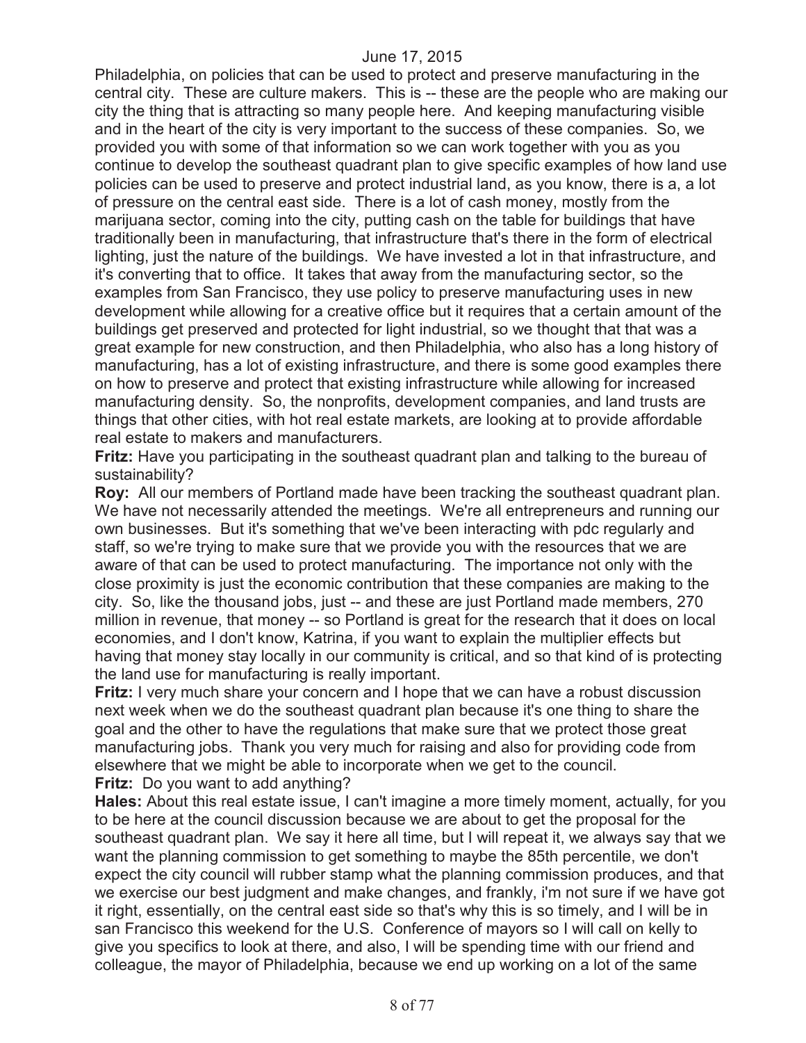Philadelphia, on policies that can be used to protect and preserve manufacturing in the central city. These are culture makers. This is -- these are the people who are making our city the thing that is attracting so many people here. And keeping manufacturing visible and in the heart of the city is very important to the success of these companies. So, we provided you with some of that information so we can work together with you as you continue to develop the southeast quadrant plan to give specific examples of how land use policies can be used to preserve and protect industrial land, as you know, there is a, a lot of pressure on the central east side. There is a lot of cash money, mostly from the marijuana sector, coming into the city, putting cash on the table for buildings that have traditionally been in manufacturing, that infrastructure that's there in the form of electrical lighting, just the nature of the buildings. We have invested a lot in that infrastructure, and it's converting that to office. It takes that away from the manufacturing sector, so the examples from San Francisco, they use policy to preserve manufacturing uses in new development while allowing for a creative office but it requires that a certain amount of the buildings get preserved and protected for light industrial, so we thought that that was a great example for new construction, and then Philadelphia, who also has a long history of manufacturing, has a lot of existing infrastructure, and there is some good examples there on how to preserve and protect that existing infrastructure while allowing for increased manufacturing density. So, the nonprofits, development companies, and land trusts are things that other cities, with hot real estate markets, are looking at to provide affordable real estate to makers and manufacturers.

**Fritz:** Have you participating in the southeast quadrant plan and talking to the bureau of sustainability?

**Roy:** All our members of Portland made have been tracking the southeast quadrant plan. We have not necessarily attended the meetings. We're all entrepreneurs and running our own businesses. But it's something that we've been interacting with pdc regularly and staff, so we're trying to make sure that we provide you with the resources that we are aware of that can be used to protect manufacturing. The importance not only with the close proximity is just the economic contribution that these companies are making to the city. So, like the thousand jobs, just -- and these are just Portland made members, 270 million in revenue, that money -- so Portland is great for the research that it does on local economies, and I don't know, Katrina, if you want to explain the multiplier effects but having that money stay locally in our community is critical, and so that kind of is protecting the land use for manufacturing is really important.

**Fritz:** I very much share your concern and I hope that we can have a robust discussion next week when we do the southeast quadrant plan because it's one thing to share the goal and the other to have the regulations that make sure that we protect those great manufacturing jobs. Thank you very much for raising and also for providing code from elsewhere that we might be able to incorporate when we get to the council.

**Fritz:** Do you want to add anything?

**Hales:** About this real estate issue, I can't imagine a more timely moment, actually, for you to be here at the council discussion because we are about to get the proposal for the southeast quadrant plan. We say it here all time, but I will repeat it, we always say that we want the planning commission to get something to maybe the 85th percentile, we don't expect the city council will rubber stamp what the planning commission produces, and that we exercise our best judgment and make changes, and frankly, i'm not sure if we have got it right, essentially, on the central east side so that's why this is so timely, and I will be in san Francisco this weekend for the U.S. Conference of mayors so I will call on kelly to give you specifics to look at there, and also, I will be spending time with our friend and colleague, the mayor of Philadelphia, because we end up working on a lot of the same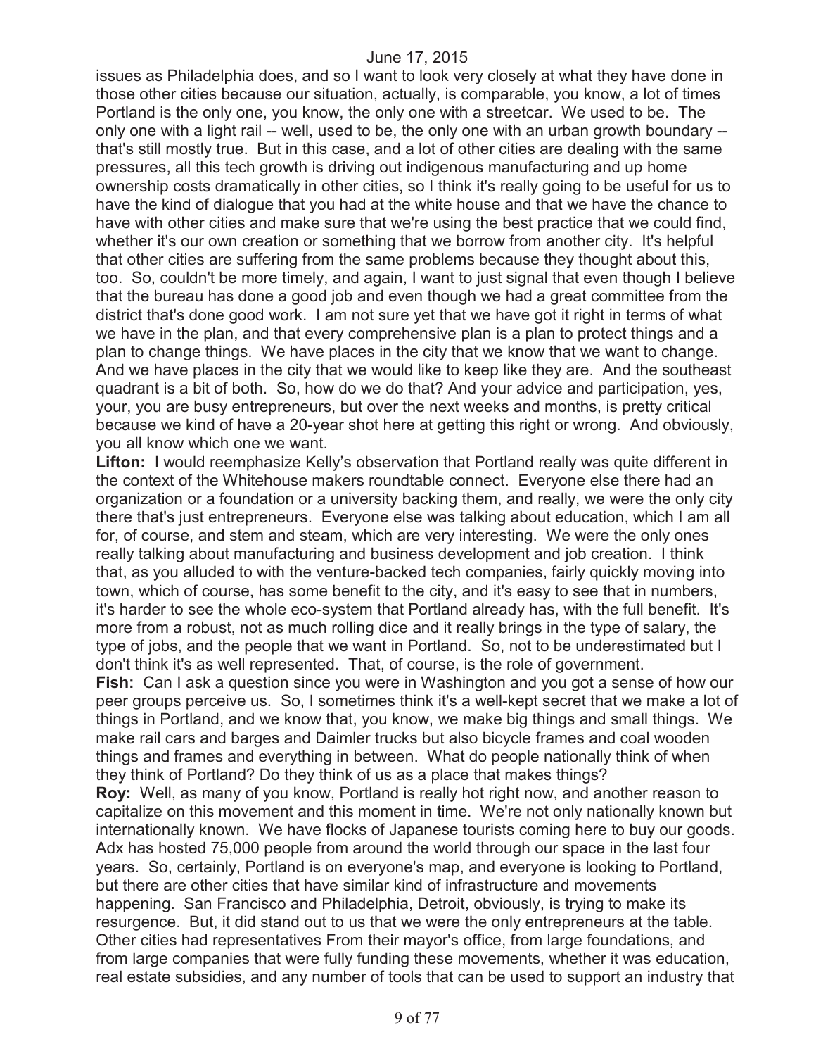issues as Philadelphia does, and so I want to look very closely at what they have done in those other cities because our situation, actually, is comparable, you know, a lot of times Portland is the only one, you know, the only one with a streetcar. We used to be. The only one with a light rail -- well, used to be, the only one with an urban growth boundary -- that's still mostly true. But in this case, and a lot of other cities are dealing with the same pressures, all this tech growth is driving out indigenous manufacturing and up home ownership costs dramatically in other cities, so I think it's really going to be useful for us to have the kind of dialogue that you had at the white house and that we have the chance to have with other cities and make sure that we're using the best practice that we could find, whether it's our own creation or something that we borrow from another city. It's helpful that other cities are suffering from the same problems because they thought about this, too. So, couldn't be more timely, and again, I want to just signal that even though I believe that the bureau has done a good job and even though we had a great committee from the district that's done good work. I am not sure yet that we have got it right in terms of what we have in the plan, and that every comprehensive plan is a plan to protect things and a plan to change things. We have places in the city that we know that we want to change. And we have places in the city that we would like to keep like they are. And the southeast quadrant is a bit of both. So, how do we do that? And your advice and participation, yes, your, you are busy entrepreneurs, but over the next weeks and months, is pretty critical because we kind of have a 20-year shot here at getting this right or wrong. And obviously, you all know which one we want.

**Lifton:** I would reemphasize Kelly's observation that Portland really was quite different in the context of the Whitehouse makers roundtable connect. Everyone else there had an organization or a foundation or a university backing them, and really, we were the only city there that's just entrepreneurs. Everyone else was talking about education, which I am all for, of course, and stem and steam, which are very interesting. We were the only ones really talking about manufacturing and business development and job creation. I think that, as you alluded to with the venture-backed tech companies, fairly quickly moving into town, which of course, has some benefit to the city, and it's easy to see that in numbers, it's harder to see the whole eco-system that Portland already has, with the full benefit. It's more from a robust, not as much rolling dice and it really brings in the type of salary, the type of jobs, and the people that we want in Portland. So, not to be underestimated but I don't think it's as well represented. That, of course, is the role of government.

**Fish:** Can I ask a question since you were in Washington and you got a sense of how our peer groups perceive us. So, I sometimes think it's a well-kept secret that we make a lot of things in Portland, and we know that, you know, we make big things and small things. We make rail cars and barges and Daimler trucks but also bicycle frames and coal wooden things and frames and everything in between. What do people nationally think of when they think of Portland? Do they think of us as a place that makes things?

**Roy:** Well, as many of you know, Portland is really hot right now, and another reason to capitalize on this movement and this moment in time. We're not only nationally known but internationally known. We have flocks of Japanese tourists coming here to buy our goods. Adx has hosted 75,000 people from around the world through our space in the last four years. So, certainly, Portland is on everyone's map, and everyone is looking to Portland, but there are other cities that have similar kind of infrastructure and movements happening. San Francisco and Philadelphia, Detroit, obviously, is trying to make its resurgence. But, it did stand out to us that we were the only entrepreneurs at the table. Other cities had representatives From their mayor's office, from large foundations, and from large companies that were fully funding these movements, whether it was education, real estate subsidies, and any number of tools that can be used to support an industry that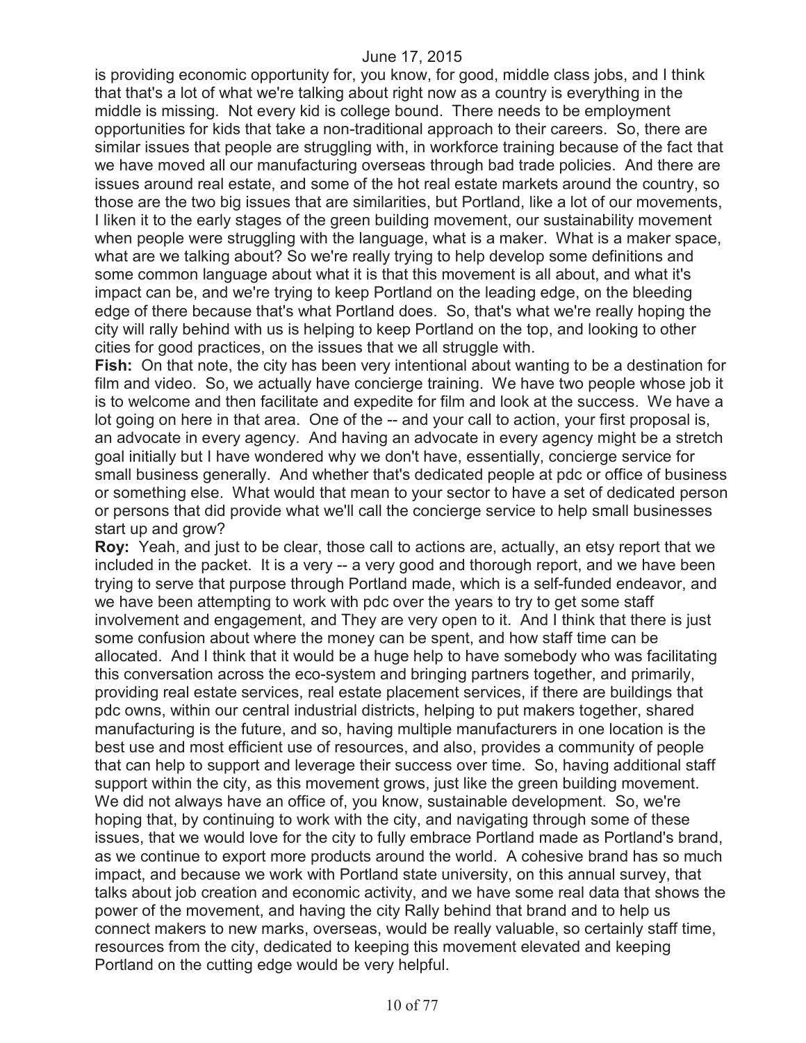is providing economic opportunity for, you know, for good, middle class jobs, and I think that that's a lot of what we're talking about right now as a country is everything in the middle is missing. Not every kid is college bound. There needs to be employment opportunities for kids that take a non-traditional approach to their careers. So, there are similar issues that people are struggling with, in workforce training because of the fact that we have moved all our manufacturing overseas through bad trade policies. And there are issues around real estate, and some of the hot real estate markets around the country, so those are the two big issues that are similarities, but Portland, like a lot of our movements, I liken it to the early stages of the green building movement, our sustainability movement when people were struggling with the language, what is a maker. What is a maker space, what are we talking about? So we're really trying to help develop some definitions and some common language about what it is that this movement is all about, and what it's impact can be, and we're trying to keep Portland on the leading edge, on the bleeding edge of there because that's what Portland does. So, that's what we're really hoping the city will rally behind with us is helping to keep Portland on the top, and looking to other cities for good practices, on the issues that we all struggle with.

**Fish:** On that note, the city has been very intentional about wanting to be a destination for film and video. So, we actually have concierge training. We have two people whose job it is to welcome and then facilitate and expedite for film and look at the success. We have a lot going on here in that area. One of the -- and your call to action, your first proposal is, an advocate in every agency. And having an advocate in every agency might be a stretch goal initially but I have wondered why we don't have, essentially, concierge service for small business generally. And whether that's dedicated people at pdc or office of business or something else. What would that mean to your sector to have a set of dedicated person or persons that did provide what we'll call the concierge service to help small businesses start up and grow?

**Roy:** Yeah, and just to be clear, those call to actions are, actually, an etsy report that we included in the packet. It is a very -- a very good and thorough report, and we have been trying to serve that purpose through Portland made, which is a self-funded endeavor, and we have been attempting to work with pdc over the years to try to get some staff involvement and engagement, and They are very open to it. And I think that there is just some confusion about where the money can be spent, and how staff time can be allocated. And I think that it would be a huge help to have somebody who was facilitating this conversation across the eco-system and bringing partners together, and primarily, providing real estate services, real estate placement services, if there are buildings that pdc owns, within our central industrial districts, helping to put makers together, shared manufacturing is the future, and so, having multiple manufacturers in one location is the best use and most efficient use of resources, and also, provides a community of people that can help to support and leverage their success over time. So, having additional staff support within the city, as this movement grows, just like the green building movement. We did not always have an office of, you know, sustainable development. So, we're hoping that, by continuing to work with the city, and navigating through some of these issues, that we would love for the city to fully embrace Portland made as Portland's brand, as we continue to export more products around the world. A cohesive brand has so much impact, and because we work with Portland state university, on this annual survey, that talks about job creation and economic activity, and we have some real data that shows the power of the movement, and having the city Rally behind that brand and to help us connect makers to new marks, overseas, would be really valuable, so certainly staff time, resources from the city, dedicated to keeping this movement elevated and keeping Portland on the cutting edge would be very helpful.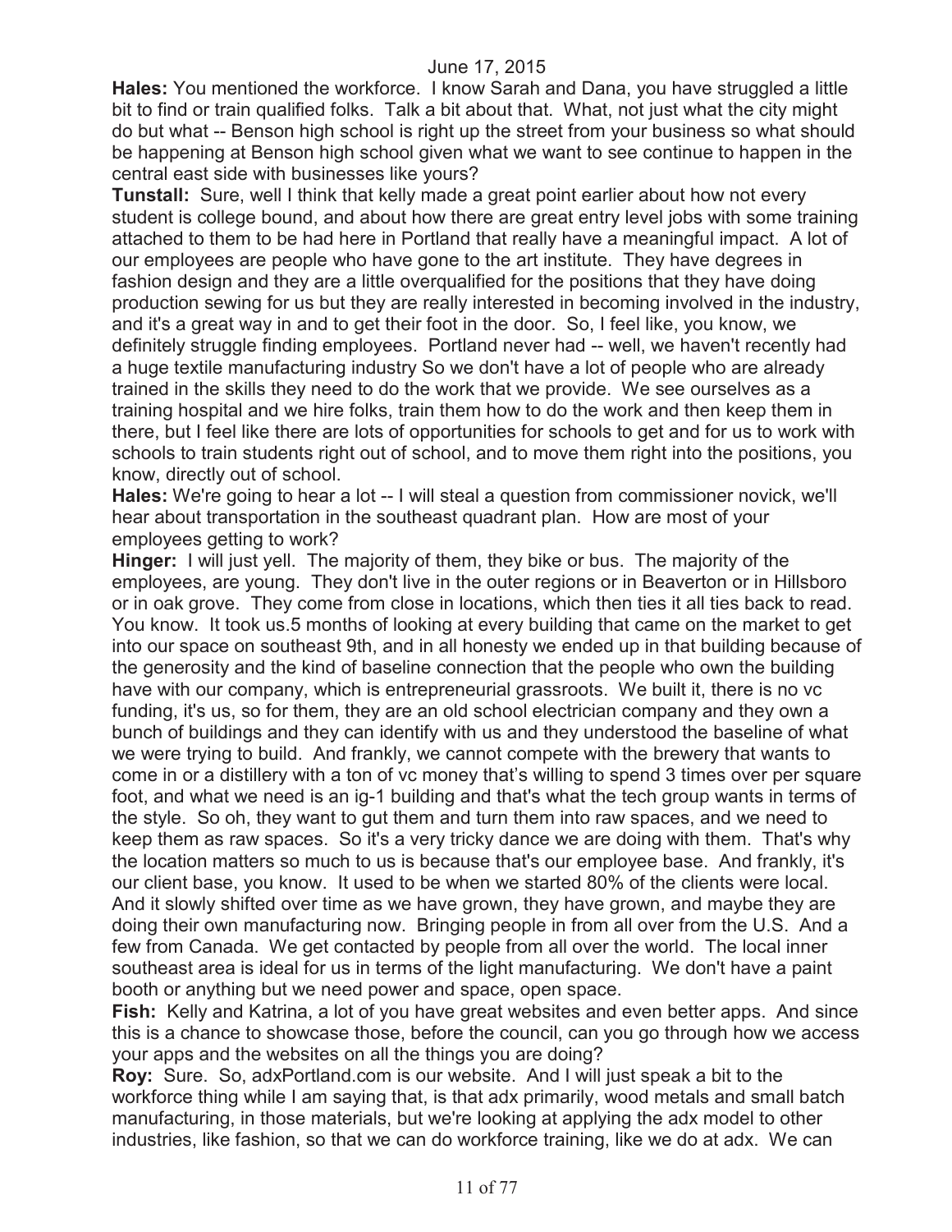**Hales:** You mentioned the workforce. I know Sarah and Dana, you have struggled a little bit to find or train qualified folks. Talk a bit about that. What, not just what the city might do but what -- Benson high school is right up the street from your business so what should be happening at Benson high school given what we want to see continue to happen in the central east side with businesses like yours?

**Tunstall:** Sure, well I think that kelly made a great point earlier about how not every student is college bound, and about how there are great entry level jobs with some training attached to them to be had here in Portland that really have a meaningful impact. A lot of our employees are people who have gone to the art institute. They have degrees in fashion design and they are a little overqualified for the positions that they have doing production sewing for us but they are really interested in becoming involved in the industry, and it's a great way in and to get their foot in the door. So, I feel like, you know, we definitely struggle finding employees. Portland never had -- well, we haven't recently had a huge textile manufacturing industry So we don't have a lot of people who are already trained in the skills they need to do the work that we provide. We see ourselves as a training hospital and we hire folks, train them how to do the work and then keep them in there, but I feel like there are lots of opportunities for schools to get and for us to work with schools to train students right out of school, and to move them right into the positions, you know, directly out of school.

**Hales:** We're going to hear a lot -- I will steal a question from commissioner novick, we'll hear about transportation in the southeast quadrant plan. How are most of your employees getting to work?

**Hinger:** I will just yell. The majority of them, they bike or bus. The majority of the employees, are young. They don't live in the outer regions or in Beaverton or in Hillsboro or in oak grove. They come from close in locations, which then ties it all ties back to read. You know. It took us.5 months of looking at every building that came on the market to get into our space on southeast 9th, and in all honesty we ended up in that building because of the generosity and the kind of baseline connection that the people who own the building have with our company, which is entrepreneurial grassroots. We built it, there is no vc funding, it's us, so for them, they are an old school electrician company and they own a bunch of buildings and they can identify with us and they understood the baseline of what we were trying to build. And frankly, we cannot compete with the brewery that wants to come in or a distillery with a ton of vc money that's willing to spend 3 times over per square foot, and what we need is an ig-1 building and that's what the tech group wants in terms of the style. So oh, they want to gut them and turn them into raw spaces, and we need to keep them as raw spaces. So it's a very tricky dance we are doing with them. That's why the location matters so much to us is because that's our employee base. And frankly, it's our client base, you know. It used to be when we started 80% of the clients were local. And it slowly shifted over time as we have grown, they have grown, and maybe they are doing their own manufacturing now. Bringing people in from all over from the U.S. And a few from Canada. We get contacted by people from all over the world. The local inner southeast area is ideal for us in terms of the light manufacturing. We don't have a paint booth or anything but we need power and space, open space.

**Fish:** Kelly and Katrina, a lot of you have great websites and even better apps. And since this is a chance to showcase those, before the council, can you go through how we access your apps and the websites on all the things you are doing?

**Roy:** Sure. So, adxPortland.com is our website. And I will just speak a bit to the workforce thing while I am saying that, is that adx primarily, wood metals and small batch manufacturing, in those materials, but we're looking at applying the adx model to other industries, like fashion, so that we can do workforce training, like we do at adx. We can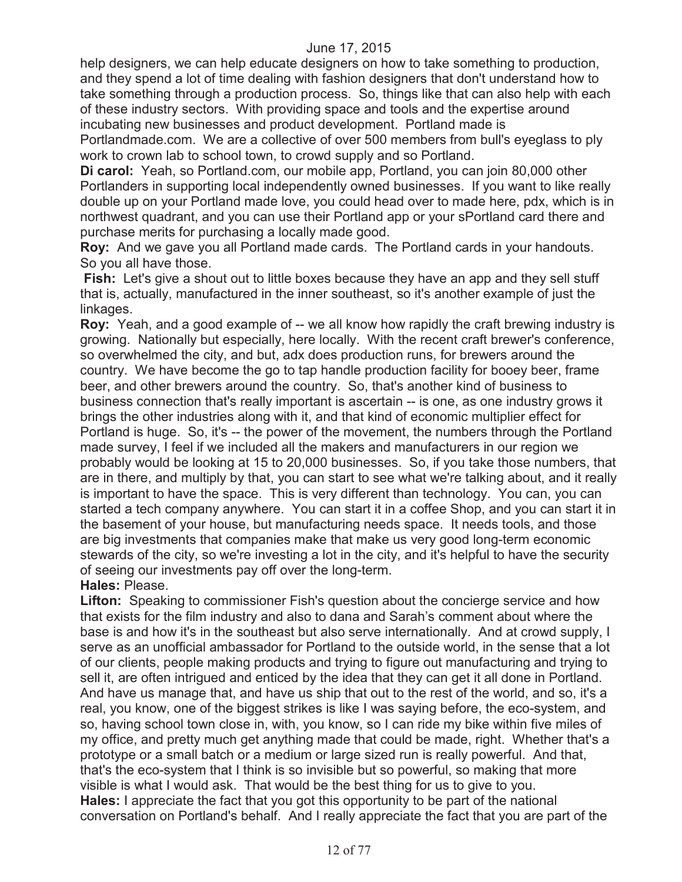help designers, we can help educate designers on how to take something to production, and they spend a lot of time dealing with fashion designers that don't understand how to take something through a production process. So, things like that can also help with each of these industry sectors. With providing space and tools and the expertise around incubating new businesses and product development. Portland made is Portlandmade.com. We are a collective of over 500 members from bull's eyeglass to ply work to crown lab to school town, to crowd supply and so Portland.

**Di carol:** Yeah, so Portland.com, our mobile app, Portland, you can join 80,000 other Portlanders in supporting local independently owned businesses. If you want to like really double up on your Portland made love, you could head over to made here, pdx, which is in northwest quadrant, and you can use their Portland app or your sPortland card there and purchase merits for purchasing a locally made good.

**Roy:** And we gave you all Portland made cards. The Portland cards in your handouts. So you all have those.

**Fish:** Let's give a shout out to little boxes because they have an app and they sell stuff that is, actually, manufactured in the inner southeast, so it's another example of just the linkages.

**Roy:** Yeah, and a good example of -- we all know how rapidly the craft brewing industry is growing. Nationally but especially, here locally. With the recent craft brewer's conference, so overwhelmed the city, and but, adx does production runs, for brewers around the country. We have become the go to tap handle production facility for booey beer, frame beer, and other brewers around the country. So, that's another kind of business to business connection that's really important is ascertain -- is one, as one industry grows it brings the other industries along with it, and that kind of economic multiplier effect for Portland is huge. So, it's -- the power of the movement, the numbers through the Portland made survey, I feel if we included all the makers and manufacturers in our region we probably would be looking at 15 to 20,000 businesses. So, if you take those numbers, that are in there, and multiply by that, you can start to see what we're talking about, and it really is important to have the space. This is very different than technology. You can, you can started a tech company anywhere. You can start it in a coffee Shop, and you can start it in the basement of your house, but manufacturing needs space. It needs tools, and those are big investments that companies make that make us very good long-term economic stewards of the city, so we're investing a lot in the city, and it's helpful to have the security of seeing our investments pay off over the long-term.

**Hales:** Please.

**Lifton:** Speaking to commissioner Fish's question about the concierge service and how that exists for the film industry and also to dana and Sarah's comment about where the base is and how it's in the southeast but also serve internationally. And at crowd supply, I serve as an unofficial ambassador for Portland to the outside world, in the sense that a lot of our clients, people making products and trying to figure out manufacturing and trying to sell it, are often intrigued and enticed by the idea that they can get it all done in Portland. And have us manage that, and have us ship that out to the rest of the world, and so, it's a real, you know, one of the biggest strikes is like I was saying before, the eco-system, and so, having school town close in, with, you know, so I can ride my bike within five miles of my office, and pretty much get anything made that could be made, right. Whether that's a prototype or a small batch or a medium or large sized run is really powerful. And that, that's the eco-system that I think is so invisible but so powerful, so making that more visible is what I would ask. That would be the best thing for us to give to you.

**Hales:** I appreciate the fact that you got this opportunity to be part of the national conversation on Portland's behalf. And I really appreciate the fact that you are part of the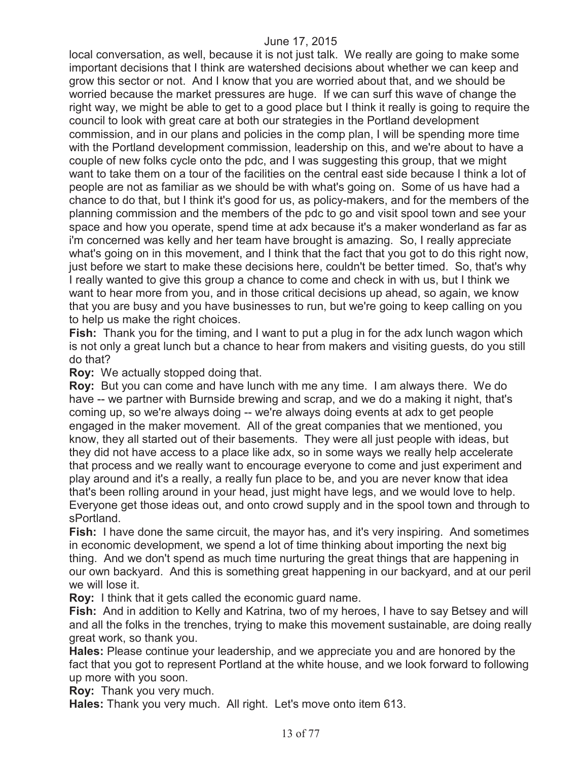local conversation, as well, because it is not just talk. We really are going to make some important decisions that I think are watershed decisions about whether we can keep and grow this sector or not. And I know that you are worried about that, and we should be worried because the market pressures are huge. If we can surf this wave of change the right way, we might be able to get to a good place but I think it really is going to require the council to look with great care at both our strategies in the Portland development commission, and in our plans and policies in the comp plan, I will be spending more time with the Portland development commission, leadership on this, and we're about to have a couple of new folks cycle onto the pdc, and I was suggesting this group, that we might want to take them on a tour of the facilities on the central east side because I think a lot of people are not as familiar as we should be with what's going on. Some of us have had a chance to do that, but I think it's good for us, as policy-makers, and for the members of the planning commission and the members of the pdc to go and visit spool town and see your space and how you operate, spend time at adx because it's a maker wonderland as far as i'm concerned was kelly and her team have brought is amazing. So, I really appreciate what's going on in this movement, and I think that the fact that you got to do this right now, just before we start to make these decisions here, couldn't be better timed. So, that's why I really wanted to give this group a chance to come and check in with us, but I think we want to hear more from you, and in those critical decisions up ahead, so again, we know that you are busy and you have businesses to run, but we're going to keep calling on you to help us make the right choices.

**Fish:** Thank you for the timing, and I want to put a plug in for the adx lunch wagon which is not only a great lunch but a chance to hear from makers and visiting guests, do you still do that?

**Roy:** We actually stopped doing that.

**Roy:** But you can come and have lunch with me any time. I am always there. We do have -- we partner with Burnside brewing and scrap, and we do a making it night, that's coming up, so we're always doing -- we're always doing events at adx to get people engaged in the maker movement. All of the great companies that we mentioned, you know, they all started out of their basements. They were all just people with ideas, but they did not have access to a place like adx, so in some ways we really help accelerate that process and we really want to encourage everyone to come and just experiment and play around and it's a really, a really fun place to be, and you are never know that idea that's been rolling around in your head, just might have legs, and we would love to help. Everyone get those ideas out, and onto crowd supply and in the spool town and through to sPortland.

**Fish:** I have done the same circuit, the mayor has, and it's very inspiring. And sometimes in economic development, we spend a lot of time thinking about importing the next big thing. And we don't spend as much time nurturing the great things that are happening in our own backyard. And this is something great happening in our backyard, and at our peril we will lose it.

**Roy:** I think that it gets called the economic guard name.

**Fish:** And in addition to Kelly and Katrina, two of my heroes, I have to say Betsey and will and all the folks in the trenches, trying to make this movement sustainable, are doing really great work, so thank you.

**Hales:** Please continue your leadership, and we appreciate you and are honored by the fact that you got to represent Portland at the white house, and we look forward to following up more with you soon.

**Roy:** Thank you very much.

**Hales:** Thank you very much. All right. Let's move onto item 613.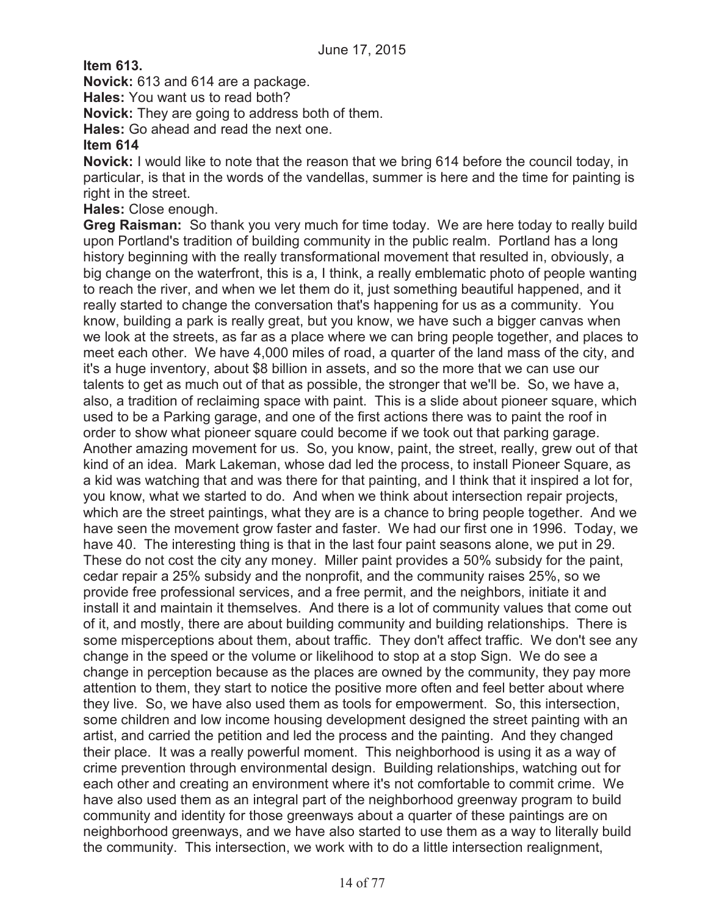**Item 613.**

**Novick:** 613 and 614 are a package.

**Hales:** You want us to read both?

**Novick:** They are going to address both of them.

**Hales:** Go ahead and read the next one.

**Item 614**

**Novick:** I would like to note that the reason that we bring 614 before the council today, in particular, is that in the words of the vandellas, summer is here and the time for painting is right in the street.

**Hales:** Close enough.

**Greg Raisman:** So thank you very much for time today. We are here today to really build upon Portland's tradition of building community in the public realm. Portland has a long history beginning with the really transformational movement that resulted in, obviously, a big change on the waterfront, this is a, I think, a really emblematic photo of people wanting to reach the river, and when we let them do it, just something beautiful happened, and it really started to change the conversation that's happening for us as a community. You know, building a park is really great, but you know, we have such a bigger canvas when we look at the streets, as far as a place where we can bring people together, and places to meet each other. We have 4,000 miles of road, a quarter of the land mass of the city, and it's a huge inventory, about $8 billion in assets, and so the more that we can use our talents to get as much out of that as possible, the stronger that we'll be. So, we have a, also, a tradition of reclaiming space with paint. This is a slide about pioneer square, which used to be a Parking garage, and one of the first actions there was to paint the roof in order to show what pioneer square could become if we took out that parking garage. Another amazing movement for us. So, you know, paint, the street, really, grew out of that kind of an idea. Mark Lakeman, whose dad led the process, to install Pioneer Square, as a kid was watching that and was there for that painting, and I think that it inspired a lot for, you know, what we started to do. And when we think about intersection repair projects, which are the street paintings, what they are is a chance to bring people together. And we have seen the movement grow faster and faster. We had our first one in 1996. Today, we have 40. The interesting thing is that in the last four paint seasons alone, we put in 29. These do not cost the city any money. Miller paint provides a 50% subsidy for the paint, cedar repair a 25% subsidy and the nonprofit, and the community raises 25%, so we provide free professional services, and a free permit, and the neighbors, initiate it and install it and maintain it themselves. And there is a lot of community values that come out of it, and mostly, there are about building community and building relationships. There is some misperceptions about them, about traffic. They don't affect traffic. We don't see any change in the speed or the volume or likelihood to stop at a stop Sign. We do see a change in perception because as the places are owned by the community, they pay more attention to them, they start to notice the positive more often and feel better about where they live. So, we have also used them as tools for empowerment. So, this intersection, some children and low income housing development designed the street painting with an artist, and carried the petition and led the process and the painting. And they changed their place. It was a really powerful moment. This neighborhood is using it as a way of crime prevention through environmental design. Building relationships, watching out for each other and creating an environment where it's not comfortable to commit crime. We have also used them as an integral part of the neighborhood greenway program to build community and identity for those greenways about a quarter of these paintings are on neighborhood greenways, and we have also started to use them as a way to literally build the community. This intersection, we work with to do a little intersection realignment,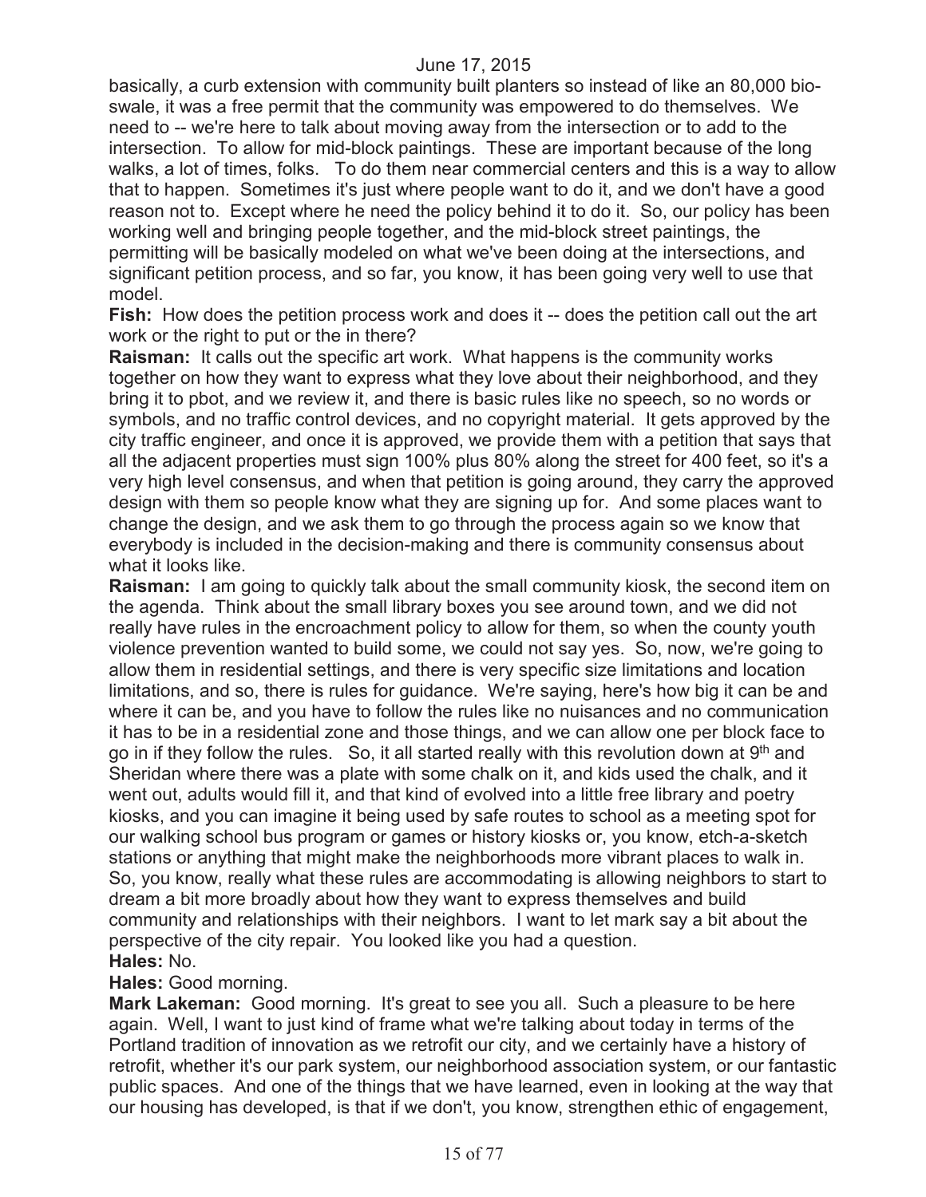basically, a curb extension with community built planters so instead of like an 80,000 bio-swale, it was a free permit that the community was empowered to do themselves. We need to -- we're here to talk about moving away from the intersection or to add to the intersection. To allow for mid-block paintings. These are important because of the long walks, a lot of times, folks. To do them near commercial centers and this is a way to allow that to happen. Sometimes it's just where people want to do it, and we don't have a good reason not to. Except where he need the policy behind it to do it. So, our policy has been working well and bringing people together, and the mid-block street paintings, the permitting will be basically modeled on what we've been doing at the intersections, and significant petition process, and so far, you know, it has been going very well to use that model.

**Fish:** How does the petition process work and does it -- does the petition call out the art work or the right to put or the in there?

**Raisman:** It calls out the specific art work. What happens is the community works together on how they want to express what they love about their neighborhood, and they bring it to pbot, and we review it, and there is basic rules like no speech, so no words or symbols, and no traffic control devices, and no copyright material. It gets approved by the city traffic engineer, and once it is approved, we provide them with a petition that says that all the adjacent properties must sign 100% plus 80% along the street for 400 feet, so it's a very high level consensus, and when that petition is going around, they carry the approved design with them so people know what they are signing up for. And some places want to change the design, and we ask them to go through the process again so we know that everybody is included in the decision-making and there is community consensus about what it looks like.

**Raisman:** I am going to quickly talk about the small community kiosk, the second item on the agenda. Think about the small library boxes you see around town, and we did not really have rules in the encroachment policy to allow for them, so when the county youth violence prevention wanted to build some, we could not say yes. So, now, we're going to allow them in residential settings, and there is very specific size limitations and location limitations, and so, there is rules for guidance. We're saying, here's how big it can be and where it can be, and you have to follow the rules like no nuisances and no communication it has to be in a residential zone and those things, and we can allow one per block face to go in if they follow the rules. So, it all started really with this revolution down at 9th and Sheridan where there was a plate with some chalk on it, and kids used the chalk, and it went out, adults would fill it, and that kind of evolved into a little free library and poetry kiosks, and you can imagine it being used by safe routes to school as a meeting spot for our walking school bus program or games or history kiosks or, you know, etch-a-sketch stations or anything that might make the neighborhoods more vibrant places to walk in. So, you know, really what these rules are accommodating is allowing neighbors to start to dream a bit more broadly about how they want to express themselves and build community and relationships with their neighbors. I want to let mark say a bit about the perspective of the city repair. You looked like you had a question.

**Hales:** No.

**Hales:** Good morning.

**Mark Lakeman:** Good morning. It's great to see you all. Such a pleasure to be here again. Well, I want to just kind of frame what we're talking about today in terms of the Portland tradition of innovation as we retrofit our city, and we certainly have a history of retrofit, whether it's our park system, our neighborhood association system, or our fantastic public spaces. And one of the things that we have learned, even in looking at the way that our housing has developed, is that if we don't, you know, strengthen ethic of engagement,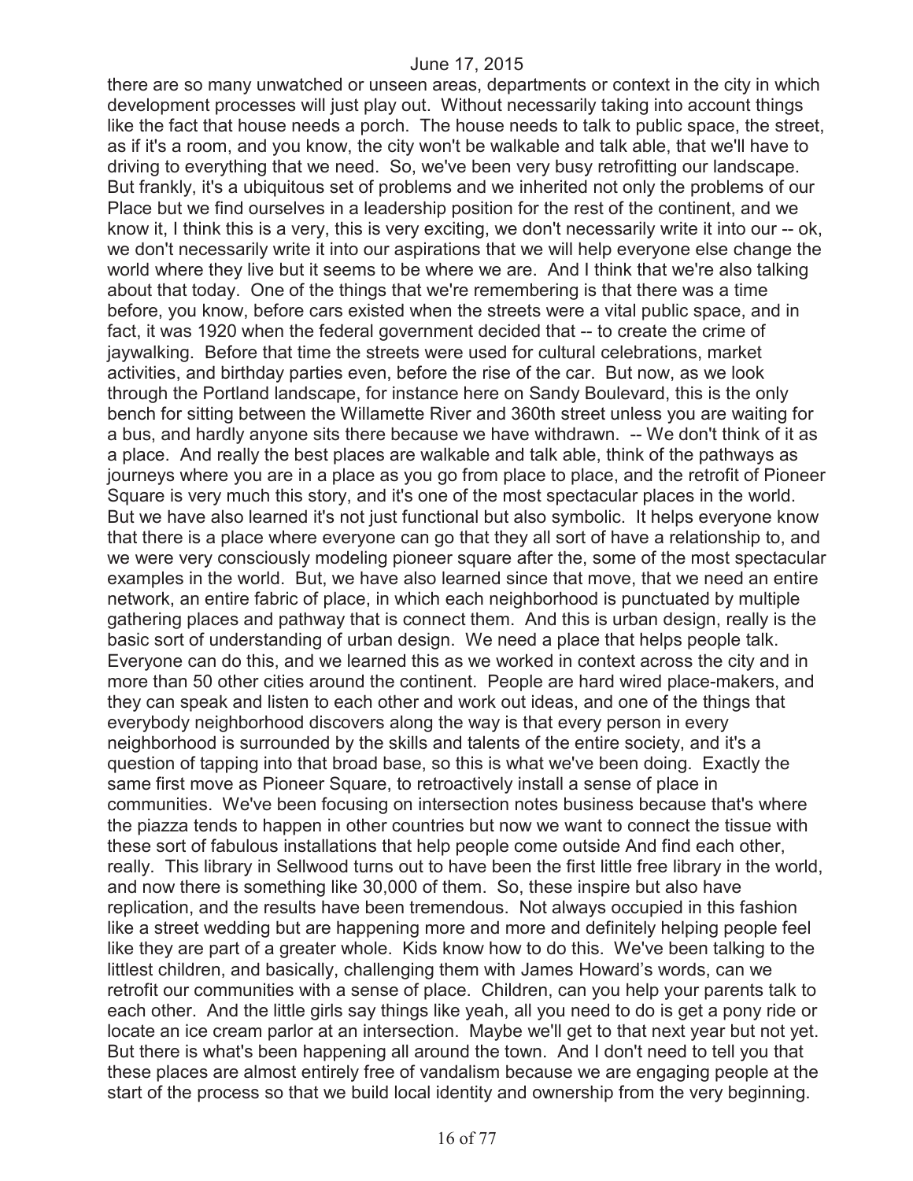there are so many unwatched or unseen areas, departments or context in the city in which development processes will just play out. Without necessarily taking into account things like the fact that house needs a porch. The house needs to talk to public space, the street, as if it's a room, and you know, the city won't be walkable and talk able, that we'll have to driving to everything that we need. So, we've been very busy retrofitting our landscape. But frankly, it's a ubiquitous set of problems and we inherited not only the problems of our Place but we find ourselves in a leadership position for the rest of the continent, and we know it, I think this is a very, this is very exciting, we don't necessarily write it into our -- ok, we don't necessarily write it into our aspirations that we will help everyone else change the world where they live but it seems to be where we are. And I think that we're also talking about that today. One of the things that we're remembering is that there was a time before, you know, before cars existed when the streets were a vital public space, and in fact, it was 1920 when the federal government decided that -- to create the crime of jaywalking. Before that time the streets were used for cultural celebrations, market activities, and birthday parties even, before the rise of the car. But now, as we look through the Portland landscape, for instance here on Sandy Boulevard, this is the only bench for sitting between the Willamette River and 360th street unless you are waiting for a bus, and hardly anyone sits there because we have withdrawn. -- We don't think of it as a place. And really the best places are walkable and talk able, think of the pathways as journeys where you are in a place as you go from place to place, and the retrofit of Pioneer Square is very much this story, and it's one of the most spectacular places in the world. But we have also learned it's not just functional but also symbolic. It helps everyone know that there is a place where everyone can go that they all sort of have a relationship to, and we were very consciously modeling pioneer square after the, some of the most spectacular examples in the world. But, we have also learned since that move, that we need an entire network, an entire fabric of place, in which each neighborhood is punctuated by multiple gathering places and pathway that is connect them. And this is urban design, really is the basic sort of understanding of urban design. We need a place that helps people talk. Everyone can do this, and we learned this as we worked in context across the city and in more than 50 other cities around the continent. People are hard wired place-makers, and they can speak and listen to each other and work out ideas, and one of the things that everybody neighborhood discovers along the way is that every person in every neighborhood is surrounded by the skills and talents of the entire society, and it's a question of tapping into that broad base, so this is what we've been doing. Exactly the same first move as Pioneer Square, to retroactively install a sense of place in communities. We've been focusing on intersection notes business because that's where the piazza tends to happen in other countries but now we want to connect the tissue with these sort of fabulous installations that help people come outside And find each other, really. This library in Sellwood turns out to have been the first little free library in the world, and now there is something like 30,000 of them. So, these inspire but also have replication, and the results have been tremendous. Not always occupied in this fashion like a street wedding but are happening more and more and definitely helping people feel like they are part of a greater whole. Kids know how to do this. We've been talking to the littlest children, and basically, challenging them with James Howard's words, can we retrofit our communities with a sense of place. Children, can you help your parents talk to each other. And the little girls say things like yeah, all you need to do is get a pony ride or locate an ice cream parlor at an intersection. Maybe we'll get to that next year but not yet. But there is what's been happening all around the town. And I don't need to tell you that these places are almost entirely free of vandalism because we are engaging people at the start of the process so that we build local identity and ownership from the very beginning.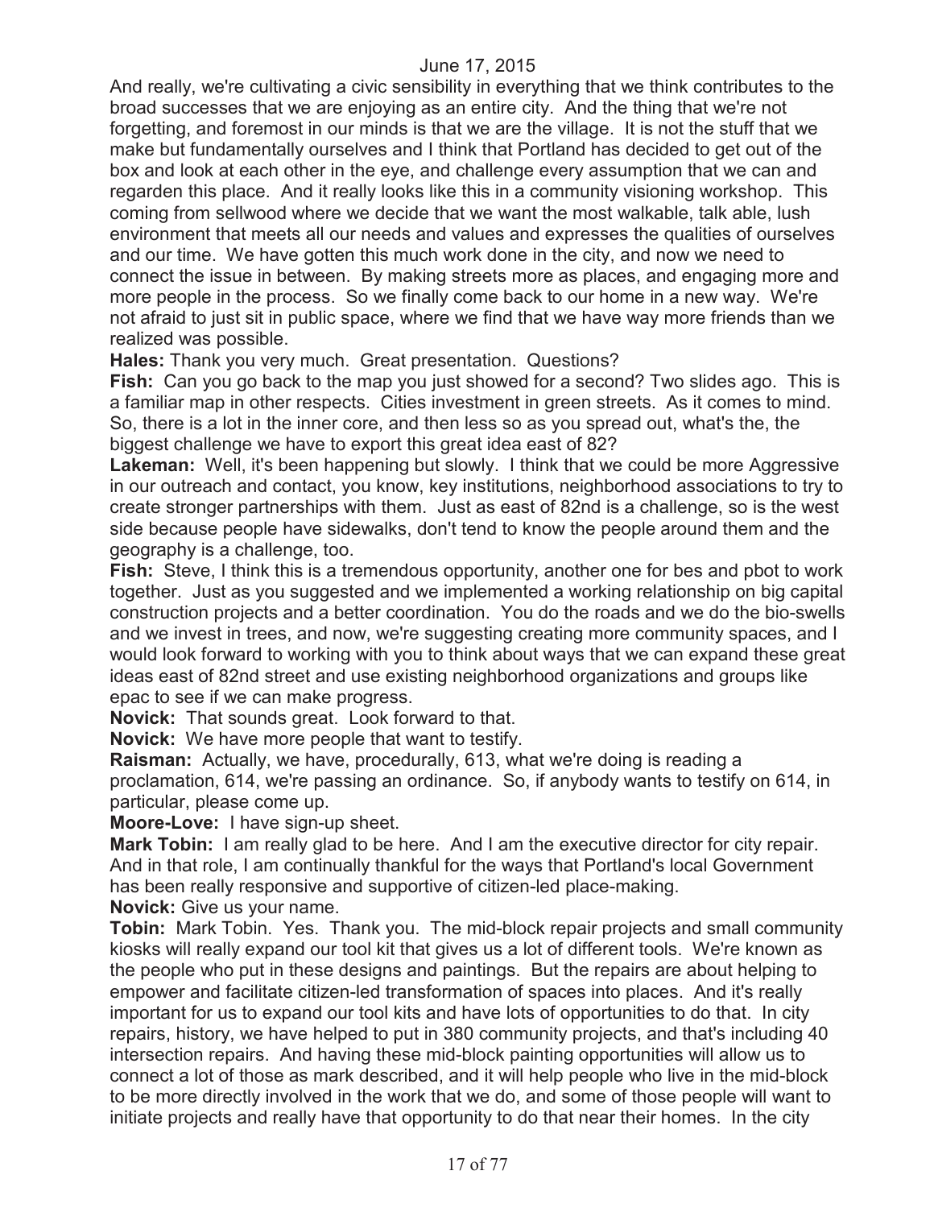And really, we're cultivating a civic sensibility in everything that we think contributes to the broad successes that we are enjoying as an entire city. And the thing that we're not forgetting, and foremost in our minds is that we are the village. It is not the stuff that we make but fundamentally ourselves and I think that Portland has decided to get out of the box and look at each other in the eye, and challenge every assumption that we can and regarden this place. And it really looks like this in a community visioning workshop. This coming from sellwood where we decide that we want the most walkable, talk able, lush environment that meets all our needs and values and expresses the qualities of ourselves and our time. We have gotten this much work done in the city, and now we need to connect the issue in between. By making streets more as places, and engaging more and more people in the process. So we finally come back to our home in a new way. We're not afraid to just sit in public space, where we find that we have way more friends than we realized was possible.

**Hales:** Thank you very much. Great presentation. Questions?

**Fish:** Can you go back to the map you just showed for a second? Two slides ago. This is a familiar map in other respects. Cities investment in green streets. As it comes to mind. So, there is a lot in the inner core, and then less so as you spread out, what's the, the biggest challenge we have to export this great idea east of 82?

**Lakeman:** Well, it's been happening but slowly. I think that we could be more Aggressive in our outreach and contact, you know, key institutions, neighborhood associations to try to create stronger partnerships with them. Just as east of 82nd is a challenge, so is the west side because people have sidewalks, don't tend to know the people around them and the geography is a challenge, too.

**Fish:** Steve, I think this is a tremendous opportunity, another one for bes and pbot to work together. Just as you suggested and we implemented a working relationship on big capital construction projects and a better coordination. You do the roads and we do the bio-swells and we invest in trees, and now, we're suggesting creating more community spaces, and I would look forward to working with you to think about ways that we can expand these great ideas east of 82nd street and use existing neighborhood organizations and groups like epac to see if we can make progress.

**Novick:** That sounds great. Look forward to that.

**Novick:** We have more people that want to testify.

**Raisman:** Actually, we have, procedurally, 613, what we're doing is reading a proclamation, 614, we're passing an ordinance. So, if anybody wants to testify on 614, in particular, please come up.

**Moore-Love:** I have sign-up sheet.

**Mark Tobin:** I am really glad to be here. And I am the executive director for city repair. And in that role, I am continually thankful for the ways that Portland's local Government has been really responsive and supportive of citizen-led place-making.

**Novick:** Give us your name.

**Tobin:** Mark Tobin. Yes. Thank you. The mid-block repair projects and small community kiosks will really expand our tool kit that gives us a lot of different tools. We're known as the people who put in these designs and paintings. But the repairs are about helping to empower and facilitate citizen-led transformation of spaces into places. And it's really important for us to expand our tool kits and have lots of opportunities to do that. In city repairs, history, we have helped to put in 380 community projects, and that's including 40 intersection repairs. And having these mid-block painting opportunities will allow us to connect a lot of those as mark described, and it will help people who live in the mid-block to be more directly involved in the work that we do, and some of those people will want to initiate projects and really have that opportunity to do that near their homes. In the city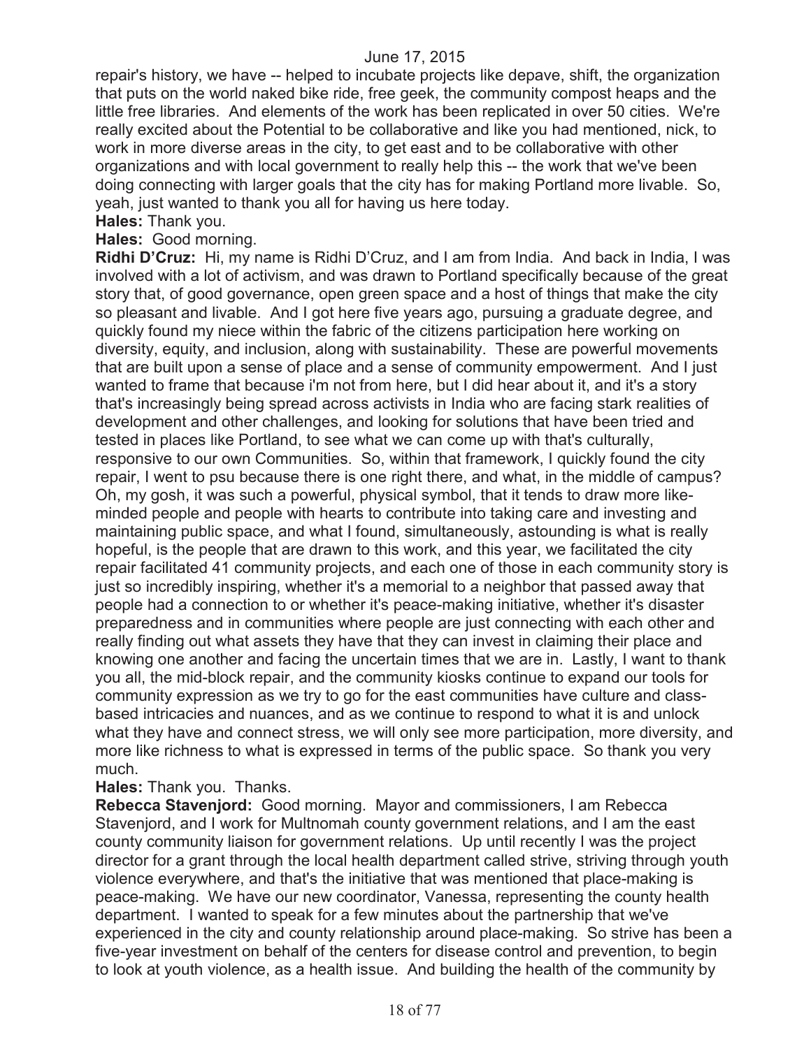repair's history, we have -- helped to incubate projects like depave, shift, the organization that puts on the world naked bike ride, free geek, the community compost heaps and the little free libraries. And elements of the work has been replicated in over 50 cities. We're really excited about the Potential to be collaborative and like you had mentioned, nick, to work in more diverse areas in the city, to get east and to be collaborative with other organizations and with local government to really help this -- the work that we've been doing connecting with larger goals that the city has for making Portland more livable. So, yeah, just wanted to thank you all for having us here today.

**Hales:** Thank you.

**Hales:** Good morning.

**Ridhi D'Cruz:** Hi, my name is Ridhi D'Cruz, and I am from India. And back in India, I was involved with a lot of activism, and was drawn to Portland specifically because of the great story that, of good governance, open green space and a host of things that make the city so pleasant and livable. And I got here five years ago, pursuing a graduate degree, and quickly found my niece within the fabric of the citizens participation here working on diversity, equity, and inclusion, along with sustainability. These are powerful movements that are built upon a sense of place and a sense of community empowerment. And I just wanted to frame that because i'm not from here, but I did hear about it, and it's a story that's increasingly being spread across activists in India who are facing stark realities of development and other challenges, and looking for solutions that have been tried and tested in places like Portland, to see what we can come up with that's culturally, responsive to our own Communities. So, within that framework, I quickly found the city repair, I went to psu because there is one right there, and what, in the middle of campus? Oh, my gosh, it was such a powerful, physical symbol, that it tends to draw more like-minded people and people with hearts to contribute into taking care and investing and maintaining public space, and what I found, simultaneously, astounding is what is really hopeful, is the people that are drawn to this work, and this year, we facilitated the city repair facilitated 41 community projects, and each one of those in each community story is just so incredibly inspiring, whether it's a memorial to a neighbor that passed away that people had a connection to or whether it's peace-making initiative, whether it's disaster preparedness and in communities where people are just connecting with each other and really finding out what assets they have that they can invest in claiming their place and knowing one another and facing the uncertain times that we are in. Lastly, I want to thank you all, the mid-block repair, and the community kiosks continue to expand our tools for community expression as we try to go for the east communities have culture and class-based intricacies and nuances, and as we continue to respond to what it is and unlock what they have and connect stress, we will only see more participation, more diversity, and more like richness to what is expressed in terms of the public space. So thank you very much.

**Hales:** Thank you. Thanks.

**Rebecca Stavenjord:** Good morning. Mayor and commissioners, I am Rebecca Stavenjord, and I work for Multnomah county government relations, and I am the east county community liaison for government relations. Up until recently I was the project director for a grant through the local health department called strive, striving through youth violence everywhere, and that's the initiative that was mentioned that place-making is peace-making. We have our new coordinator, Vanessa, representing the county health department. I wanted to speak for a few minutes about the partnership that we've experienced in the city and county relationship around place-making. So strive has been a five-year investment on behalf of the centers for disease control and prevention, to begin to look at youth violence, as a health issue. And building the health of the community by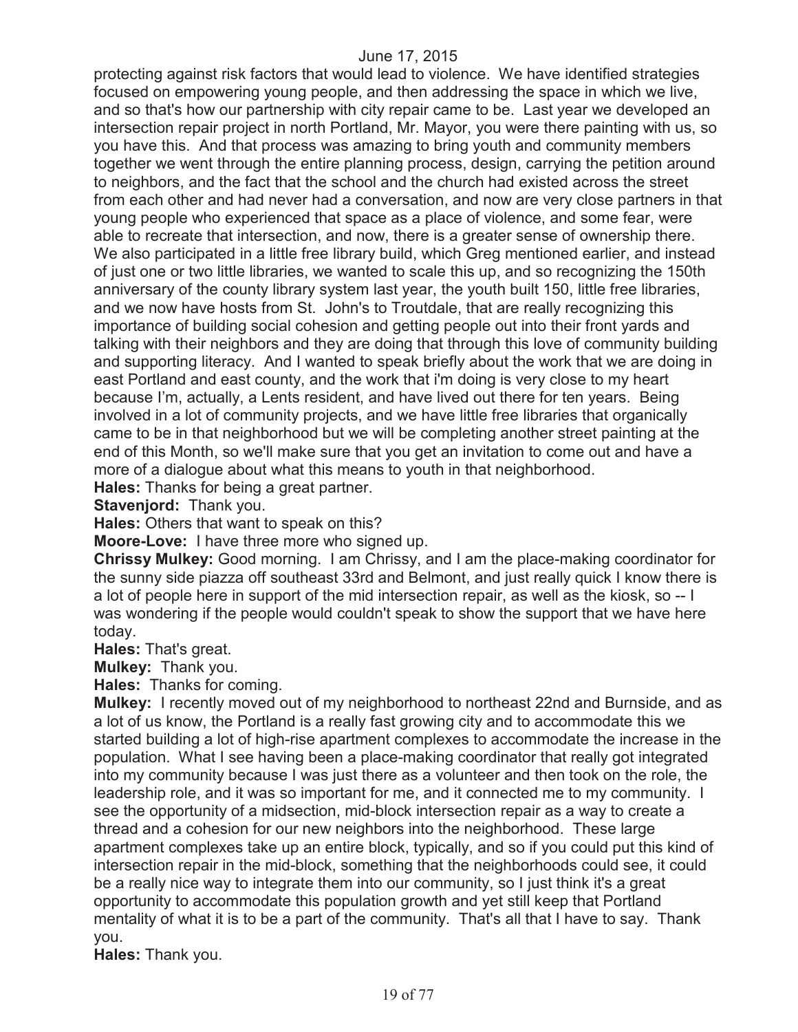protecting against risk factors that would lead to violence. We have identified strategies focused on empowering young people, and then addressing the space in which we live, and so that's how our partnership with city repair came to be. Last year we developed an intersection repair project in north Portland, Mr. Mayor, you were there painting with us, so you have this. And that process was amazing to bring youth and community members together we went through the entire planning process, design, carrying the petition around to neighbors, and the fact that the school and the church had existed across the street from each other and had never had a conversation, and now are very close partners in that young people who experienced that space as a place of violence, and some fear, were able to recreate that intersection, and now, there is a greater sense of ownership there. We also participated in a little free library build, which Greg mentioned earlier, and instead of just one or two little libraries, we wanted to scale this up, and so recognizing the 150th anniversary of the county library system last year, the youth built 150, little free libraries, and we now have hosts from St. John's to Troutdale, that are really recognizing this importance of building social cohesion and getting people out into their front yards and talking with their neighbors and they are doing that through this love of community building and supporting literacy. And I wanted to speak briefly about the work that we are doing in east Portland and east county, and the work that i'm doing is very close to my heart because I'm, actually, a Lents resident, and have lived out there for ten years. Being involved in a lot of community projects, and we have little free libraries that organically came to be in that neighborhood but we will be completing another street painting at the end of this Month, so we'll make sure that you get an invitation to come out and have a more of a dialogue about what this means to youth in that neighborhood.

**Hales:** Thanks for being a great partner.

**Stavenjord:** Thank you.

**Hales:** Others that want to speak on this?

**Moore-Love:** I have three more who signed up.

**Chrissy Mulkey:** Good morning. I am Chrissy, and I am the place-making coordinator for the sunny side piazza off southeast 33rd and Belmont, and just really quick I know there is a lot of people here in support of the mid intersection repair, as well as the kiosk, so -- I was wondering if the people would couldn't speak to show the support that we have here today.

**Hales:** That's great.

**Mulkey:** Thank you.

**Hales:** Thanks for coming.

**Mulkey:** I recently moved out of my neighborhood to northeast 22nd and Burnside, and as a lot of us know, the Portland is a really fast growing city and to accommodate this we started building a lot of high-rise apartment complexes to accommodate the increase in the population. What I see having been a place-making coordinator that really got integrated into my community because I was just there as a volunteer and then took on the role, the leadership role, and it was so important for me, and it connected me to my community. I see the opportunity of a midsection, mid-block intersection repair as a way to create a thread and a cohesion for our new neighbors into the neighborhood. These large apartment complexes take up an entire block, typically, and so if you could put this kind of intersection repair in the mid-block, something that the neighborhoods could see, it could be a really nice way to integrate them into our community, so I just think it's a great opportunity to accommodate this population growth and yet still keep that Portland mentality of what it is to be a part of the community. That's all that I have to say. Thank you.

**Hales:** Thank you.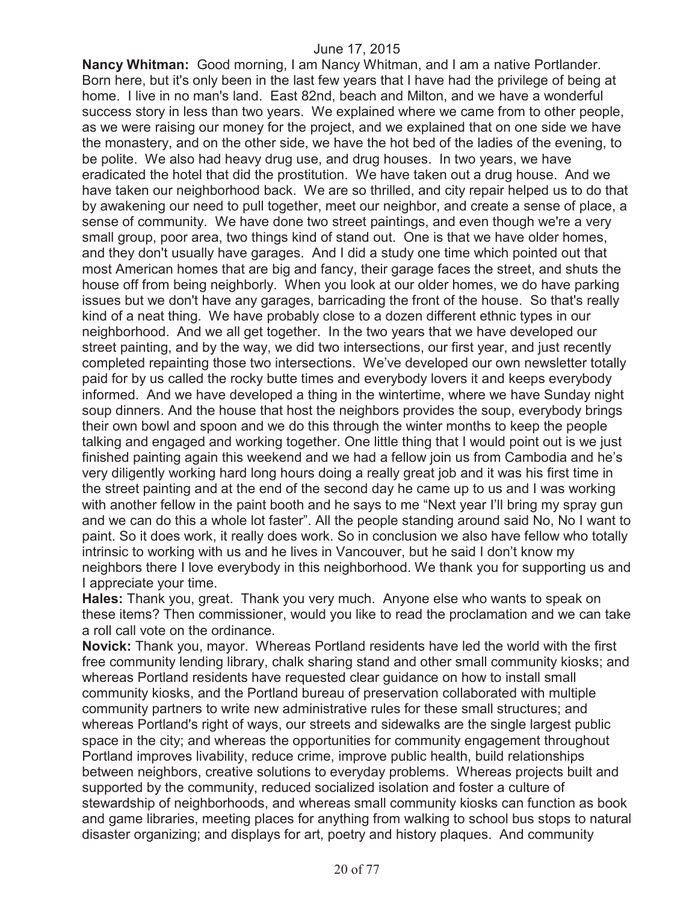**Nancy Whitman:** Good morning, I am Nancy Whitman, and I am a native Portlander. Born here, but it's only been in the last few years that I have had the privilege of being at home. I live in no man's land. East 82nd, beach and Milton, and we have a wonderful success story in less than two years. We explained where we came from to other people, as we were raising our money for the project, and we explained that on one side we have the monastery, and on the other side, we have the hot bed of the ladies of the evening, to be polite. We also had heavy drug use, and drug houses. In two years, we have eradicated the hotel that did the prostitution. We have taken out a drug house. And we have taken our neighborhood back. We are so thrilled, and city repair helped us to do that by awakening our need to pull together, meet our neighbor, and create a sense of place, a sense of community. We have done two street paintings, and even though we're a very small group, poor area, two things kind of stand out. One is that we have older homes, and they don't usually have garages. And I did a study one time which pointed out that most American homes that are big and fancy, their garage faces the street, and shuts the house off from being neighborly. When you look at our older homes, we do have parking issues but we don't have any garages, barricading the front of the house. So that's really kind of a neat thing. We have probably close to a dozen different ethnic types in our neighborhood. And we all get together. In the two years that we have developed our street painting, and by the way, we did two intersections, our first year, and just recently completed repainting those two intersections. We've developed our own newsletter totally paid for by us called the rocky butte times and everybody lovers it and keeps everybody informed. And we have developed a thing in the wintertime, where we have Sunday night soup dinners. And the house that host the neighbors provides the soup, everybody brings their own bowl and spoon and we do this through the winter months to keep the people talking and engaged and working together. One little thing that I would point out is we just finished painting again this weekend and we had a fellow join us from Cambodia and he's very diligently working hard long hours doing a really great job and it was his first time in the street painting and at the end of the second day he came up to us and I was working with another fellow in the paint booth and he says to me "Next year I'll bring my spray gun and we can do this a whole lot faster". All the people standing around said No, No I want to paint. So it does work, it really does work. So in conclusion we also have fellow who totally intrinsic to working with us and he lives in Vancouver, but he said I don't know my neighbors there I love everybody in this neighborhood. We thank you for supporting us and I appreciate your time.

**Hales:** Thank you, great. Thank you very much. Anyone else who wants to speak on these items? Then commissioner, would you like to read the proclamation and we can take a roll call vote on the ordinance.

**Novick:** Thank you, mayor. Whereas Portland residents have led the world with the first free community lending library, chalk sharing stand and other small community kiosks; and whereas Portland residents have requested clear guidance on how to install small community kiosks, and the Portland bureau of preservation collaborated with multiple community partners to write new administrative rules for these small structures; and whereas Portland's right of ways, our streets and sidewalks are the single largest public space in the city; and whereas the opportunities for community engagement throughout Portland improves livability, reduce crime, improve public health, build relationships between neighbors, creative solutions to everyday problems. Whereas projects built and supported by the community, reduced socialized isolation and foster a culture of stewardship of neighborhoods, and whereas small community kiosks can function as book and game libraries, meeting places for anything from walking to school bus stops to natural disaster organizing; and displays for art, poetry and history plaques. And community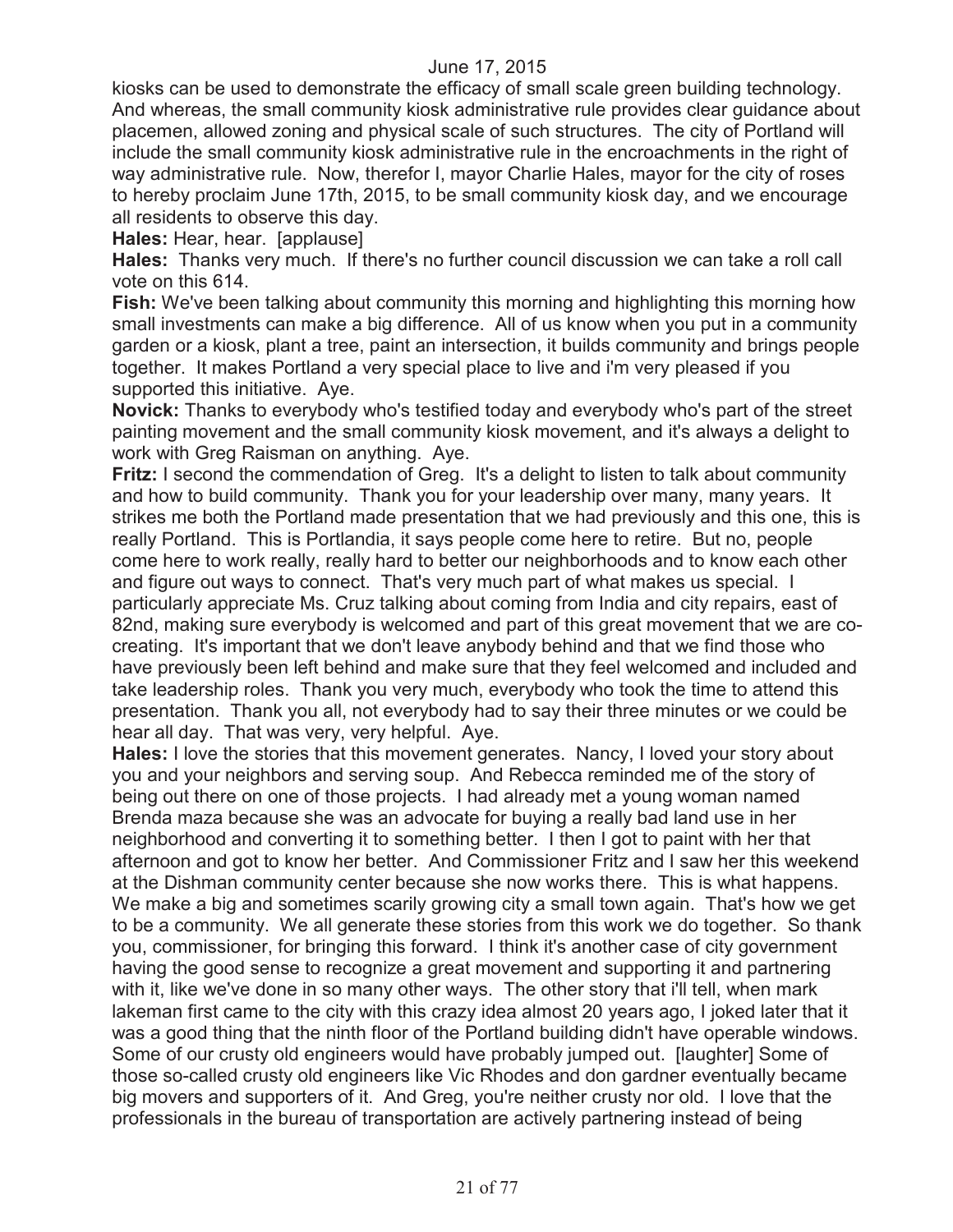kiosks can be used to demonstrate the efficacy of small scale green building technology. And whereas, the small community kiosk administrative rule provides clear guidance about placemen, allowed zoning and physical scale of such structures. The city of Portland will include the small community kiosk administrative rule in the encroachments in the right of way administrative rule. Now, therefor I, mayor Charlie Hales, mayor for the city of roses to hereby proclaim June 17th, 2015, to be small community kiosk day, and we encourage all residents to observe this day.

**Hales:** Hear, hear. [applause]

**Hales:** Thanks very much. If there's no further council discussion we can take a roll call vote on this 614.

**Fish:** We've been talking about community this morning and highlighting this morning how small investments can make a big difference. All of us know when you put in a community garden or a kiosk, plant a tree, paint an intersection, it builds community and brings people together. It makes Portland a very special place to live and i'm very pleased if you supported this initiative. Aye.

**Novick:** Thanks to everybody who's testified today and everybody who's part of the street painting movement and the small community kiosk movement, and it's always a delight to work with Greg Raisman on anything. Aye.

**Fritz:** I second the commendation of Greg. It's a delight to listen to talk about community and how to build community. Thank you for your leadership over many, many years. It strikes me both the Portland made presentation that we had previously and this one, this is really Portland. This is Portlandia, it says people come here to retire. But no, people come here to work really, really hard to better our neighborhoods and to know each other and figure out ways to connect. That's very much part of what makes us special. I particularly appreciate Ms. Cruz talking about coming from India and city repairs, east of 82nd, making sure everybody is welcomed and part of this great movement that we are co-creating. It's important that we don't leave anybody behind and that we find those who have previously been left behind and make sure that they feel welcomed and included and take leadership roles. Thank you very much, everybody who took the time to attend this presentation. Thank you all, not everybody had to say their three minutes or we could be hear all day. That was very, very helpful. Aye.

**Hales:** I love the stories that this movement generates. Nancy, I loved your story about you and your neighbors and serving soup. And Rebecca reminded me of the story of being out there on one of those projects. I had already met a young woman named Brenda maza because she was an advocate for buying a really bad land use in her neighborhood and converting it to something better. I then I got to paint with her that afternoon and got to know her better. And Commissioner Fritz and I saw her this weekend at the Dishman community center because she now works there. This is what happens. We make a big and sometimes scarily growing city a small town again. That's how we get to be a community. We all generate these stories from this work we do together. So thank you, commissioner, for bringing this forward. I think it's another case of city government having the good sense to recognize a great movement and supporting it and partnering with it, like we've done in so many other ways. The other story that i'll tell, when mark lakeman first came to the city with this crazy idea almost 20 years ago, I joked later that it was a good thing that the ninth floor of the Portland building didn't have operable windows. Some of our crusty old engineers would have probably jumped out. [laughter] Some of those so-called crusty old engineers like Vic Rhodes and don gardner eventually became big movers and supporters of it. And Greg, you're neither crusty nor old. I love that the professionals in the bureau of transportation are actively partnering instead of being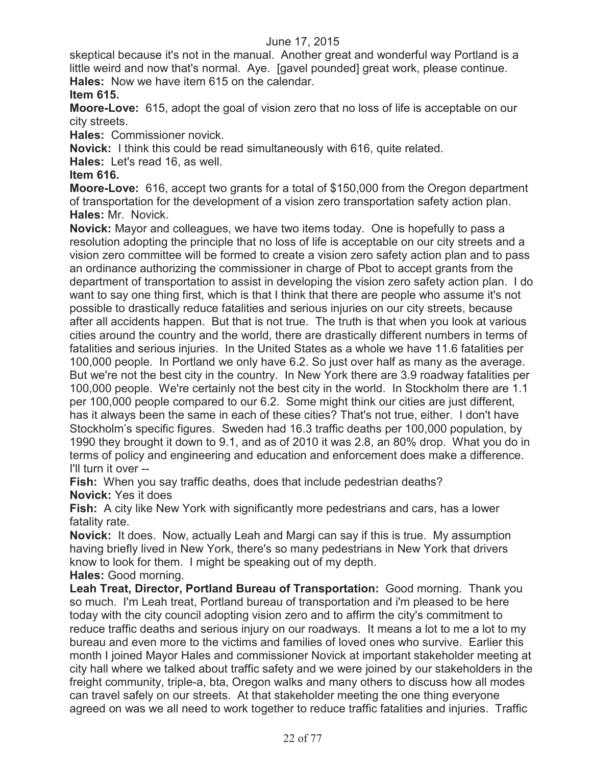skeptical because it's not in the manual. Another great and wonderful way Portland is a little weird and now that's normal. Aye. [gavel pounded] great work, please continue.

**Hales:** Now we have item 615 on the calendar.

**Item 615.**

**Moore-Love:** 615, adopt the goal of vision zero that no loss of life is acceptable on our city streets.

**Hales:** Commissioner novick.

**Novick:** I think this could be read simultaneously with 616, quite related.

**Hales:** Let's read 16, as well.

**Item 616.**

**Moore-Love:** 616, accept two grants for a total of $150,000 from the Oregon department of transportation for the development of a vision zero transportation safety action plan.

**Hales:** Mr. Novick.

**Novick:** Mayor and colleagues, we have two items today. One is hopefully to pass a resolution adopting the principle that no loss of life is acceptable on our city streets and a vision zero committee will be formed to create a vision zero safety action plan and to pass an ordinance authorizing the commissioner in charge of Pbot to accept grants from the department of transportation to assist in developing the vision zero safety action plan. I do want to say one thing first, which is that I think that there are people who assume it's not possible to drastically reduce fatalities and serious injuries on our city streets, because after all accidents happen. But that is not true. The truth is that when you look at various cities around the country and the world, there are drastically different numbers in terms of fatalities and serious injuries. In the United States as a whole we have 11.6 fatalities per 100,000 people. In Portland we only have 6.2. So just over half as many as the average. But we're not the best city in the country. In New York there are 3.9 roadway fatalities per 100,000 people. We're certainly not the best city in the world. In Stockholm there are 1.1 per 100,000 people compared to our 6.2. Some might think our cities are just different, has it always been the same in each of these cities? That's not true, either. I don't have Stockholm's specific figures. Sweden had 16.3 traffic deaths per 100,000 population, by 1990 they brought it down to 9.1, and as of 2010 it was 2.8, an 80% drop. What you do in terms of policy and engineering and education and enforcement does make a difference. I'll turn it over --

**Fish:** When you say traffic deaths, does that include pedestrian deaths?

**Novick:** Yes it does

**Fish:** A city like New York with significantly more pedestrians and cars, has a lower fatality rate.

**Novick:** It does. Now, actually Leah and Margi can say if this is true. My assumption having briefly lived in New York, there's so many pedestrians in New York that drivers know to look for them. I might be speaking out of my depth.

**Hales:** Good morning.

**Leah Treat, Director, Portland Bureau of Transportation:** Good morning. Thank you so much. I'm Leah treat, Portland bureau of transportation and i'm pleased to be here today with the city council adopting vision zero and to affirm the city's commitment to reduce traffic deaths and serious injury on our roadways. It means a lot to me a lot to my bureau and even more to the victims and families of loved ones who survive. Earlier this month I joined Mayor Hales and commissioner Novick at important stakeholder meeting at city hall where we talked about traffic safety and we were joined by our stakeholders in the freight community, triple-a, bta, Oregon walks and many others to discuss how all modes can travel safely on our streets. At that stakeholder meeting the one thing everyone agreed on was we all need to work together to reduce traffic fatalities and injuries. Traffic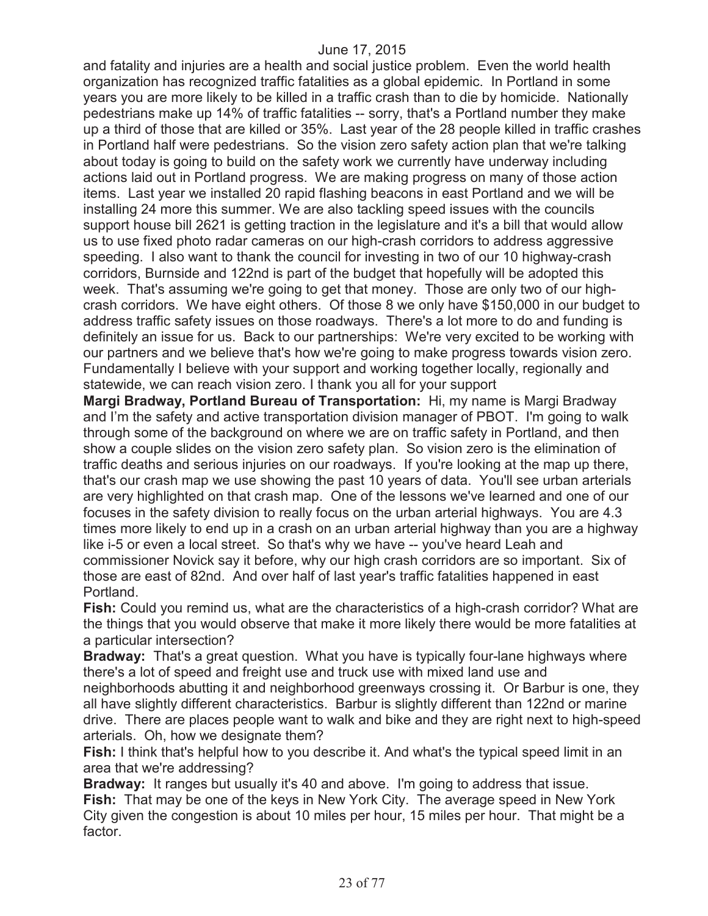and fatality and injuries are a health and social justice problem. Even the world health organization has recognized traffic fatalities as a global epidemic. In Portland in some years you are more likely to be killed in a traffic crash than to die by homicide. Nationally pedestrians make up 14% of traffic fatalities -- sorry, that's a Portland number they make up a third of those that are killed or 35%. Last year of the 28 people killed in traffic crashes in Portland half were pedestrians. So the vision zero safety action plan that we're talking about today is going to build on the safety work we currently have underway including actions laid out in Portland progress. We are making progress on many of those action items. Last year we installed 20 rapid flashing beacons in east Portland and we will be installing 24 more this summer. We are also tackling speed issues with the councils support house bill 2621 is getting traction in the legislature and it's a bill that would allow us to use fixed photo radar cameras on our high-crash corridors to address aggressive speeding. I also want to thank the council for investing in two of our 10 highway-crash corridors, Burnside and 122nd is part of the budget that hopefully will be adopted this week. That's assuming we're going to get that money. Those are only two of our high-crash corridors. We have eight others. Of those 8 we only have $150,000 in our budget to address traffic safety issues on those roadways. There's a lot more to do and funding is definitely an issue for us. Back to our partnerships: We're very excited to be working with our partners and we believe that's how we're going to make progress towards vision zero. Fundamentally I believe with your support and working together locally, regionally and statewide, we can reach vision zero. I thank you all for your support

**Margi Bradway, Portland Bureau of Transportation:** Hi, my name is Margi Bradway and I'm the safety and active transportation division manager of PBOT. I'm going to walk through some of the background on where we are on traffic safety in Portland, and then show a couple slides on the vision zero safety plan. So vision zero is the elimination of traffic deaths and serious injuries on our roadways. If you're looking at the map up there, that's our crash map we use showing the past 10 years of data. You'll see urban arterials are very highlighted on that crash map. One of the lessons we've learned and one of our focuses in the safety division to really focus on the urban arterial highways. You are 4.3 times more likely to end up in a crash on an urban arterial highway than you are a highway like i-5 or even a local street. So that's why we have -- you've heard Leah and commissioner Novick say it before, why our high crash corridors are so important. Six of those are east of 82nd. And over half of last year's traffic fatalities happened in east Portland.

**Fish:** Could you remind us, what are the characteristics of a high-crash corridor? What are the things that you would observe that make it more likely there would be more fatalities at a particular intersection?

**Bradway:** That's a great question. What you have is typically four-lane highways where there's a lot of speed and freight use and truck use with mixed land use and neighborhoods abutting it and neighborhood greenways crossing it. Or Barbur is one, they all have slightly different characteristics. Barbur is slightly different than 122nd or marine drive. There are places people want to walk and bike and they are right next to high-speed arterials. Oh, how we designate them?

**Fish:** I think that's helpful how to you describe it. And what's the typical speed limit in an area that we're addressing?

**Bradway:** It ranges but usually it's 40 and above. I'm going to address that issue.

**Fish:** That may be one of the keys in New York City. The average speed in New York City given the congestion is about 10 miles per hour, 15 miles per hour. That might be a factor.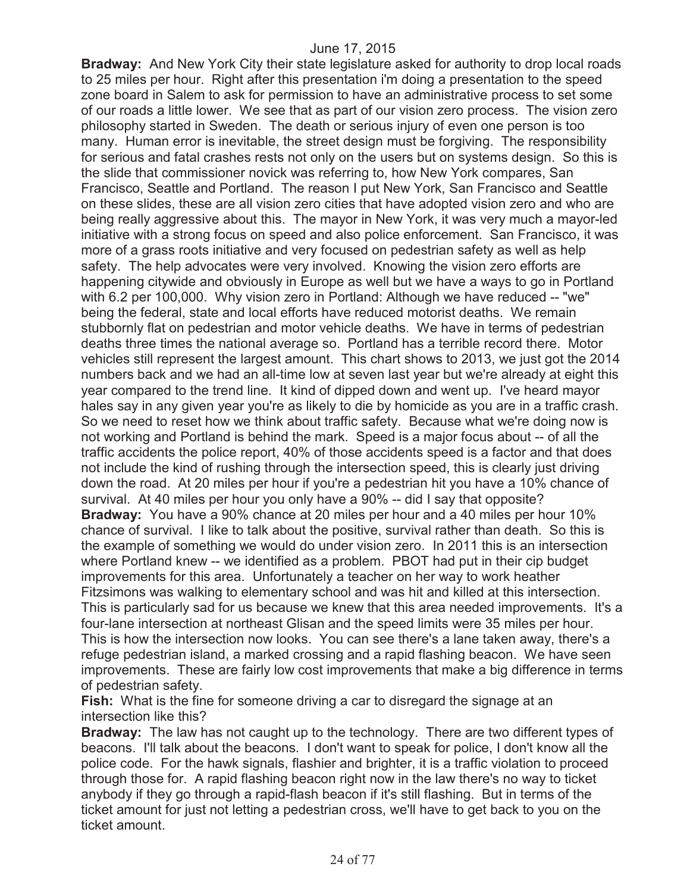**Bradway:** And New York City their state legislature asked for authority to drop local roads to 25 miles per hour. Right after this presentation i'm doing a presentation to the speed zone board in Salem to ask for permission to have an administrative process to set some of our roads a little lower. We see that as part of our vision zero process. The vision zero philosophy started in Sweden. The death or serious injury of even one person is too many. Human error is inevitable, the street design must be forgiving. The responsibility for serious and fatal crashes rests not only on the users but on systems design. So this is the slide that commissioner novick was referring to, how New York compares, San Francisco, Seattle and Portland. The reason I put New York, San Francisco and Seattle on these slides, these are all vision zero cities that have adopted vision zero and who are being really aggressive about this. The mayor in New York, it was very much a mayor-led initiative with a strong focus on speed and also police enforcement. San Francisco, it was more of a grass roots initiative and very focused on pedestrian safety as well as help safety. The help advocates were very involved. Knowing the vision zero efforts are happening citywide and obviously in Europe as well but we have a ways to go in Portland with 6.2 per 100,000. Why vision zero in Portland: Although we have reduced -- "we" being the federal, state and local efforts have reduced motorist deaths. We remain stubbornly flat on pedestrian and motor vehicle deaths. We have in terms of pedestrian deaths three times the national average so. Portland has a terrible record there. Motor vehicles still represent the largest amount. This chart shows to 2013, we just got the 2014 numbers back and we had an all-time low at seven last year but we're already at eight this year compared to the trend line. It kind of dipped down and went up. I've heard mayor hales say in any given year you're as likely to die by homicide as you are in a traffic crash. So we need to reset how we think about traffic safety. Because what we're doing now is not working and Portland is behind the mark. Speed is a major focus about -- of all the traffic accidents the police report, 40% of those accidents speed is a factor and that does not include the kind of rushing through the intersection speed, this is clearly just driving down the road. At 20 miles per hour if you're a pedestrian hit you have a 10% chance of survival. At 40 miles per hour you only have a 90% -- did I say that opposite?

**Bradway:** You have a 90% chance at 20 miles per hour and a 40 miles per hour 10% chance of survival. I like to talk about the positive, survival rather than death. So this is the example of something we would do under vision zero. In 2011 this is an intersection where Portland knew -- we identified as a problem. PBOT had put in their cip budget improvements for this area. Unfortunately a teacher on her way to work heather Fitzsimons was walking to elementary school and was hit and killed at this intersection. This is particularly sad for us because we knew that this area needed improvements. It's a four-lane intersection at northeast Glisan and the speed limits were 35 miles per hour. This is how the intersection now looks. You can see there's a lane taken away, there's a refuge pedestrian island, a marked crossing and a rapid flashing beacon. We have seen improvements. These are fairly low cost improvements that make a big difference in terms of pedestrian safety.

**Fish:** What is the fine for someone driving a car to disregard the signage at an intersection like this?

**Bradway:** The law has not caught up to the technology. There are two different types of beacons. I'll talk about the beacons. I don't want to speak for police, I don't know all the police code. For the hawk signals, flashier and brighter, it is a traffic violation to proceed through those for. A rapid flashing beacon right now in the law there's no way to ticket anybody if they go through a rapid-flash beacon if it's still flashing. But in terms of the ticket amount for just not letting a pedestrian cross, we'll have to get back to you on the ticket amount.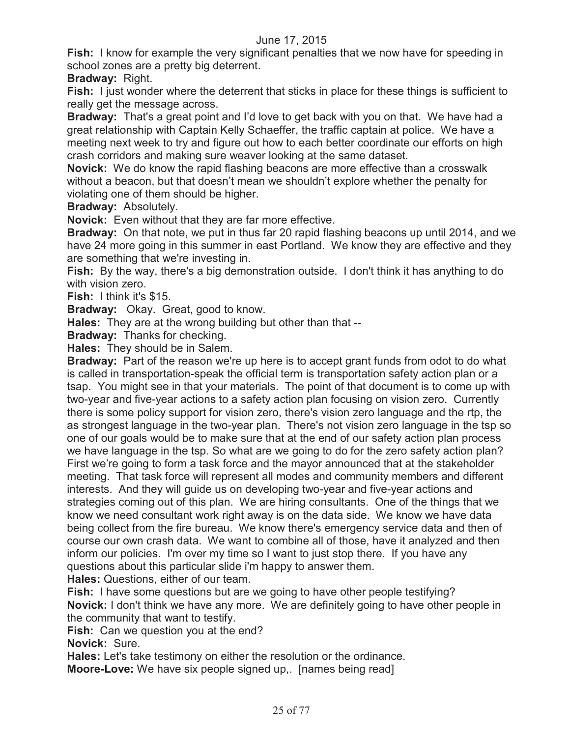**Fish:** I know for example the very significant penalties that we now have for speeding in school zones are a pretty big deterrent.

**Bradway:** Right.

**Fish:** I just wonder where the deterrent that sticks in place for these things is sufficient to really get the message across.

**Bradway:** That's a great point and I'd love to get back with you on that. We have had a great relationship with Captain Kelly Schaeffer, the traffic captain at police. We have a meeting next week to try and figure out how to each better coordinate our efforts on high crash corridors and making sure weaver looking at the same dataset.

**Novick:** We do know the rapid flashing beacons are more effective than a crosswalk without a beacon, but that doesn't mean we shouldn't explore whether the penalty for violating one of them should be higher.

**Bradway:** Absolutely.

**Novick:** Even without that they are far more effective.

**Bradway:** On that note, we put in thus far 20 rapid flashing beacons up until 2014, and we have 24 more going in this summer in east Portland. We know they are effective and they are something that we're investing in.

**Fish:** By the way, there's a big demonstration outside. I don't think it has anything to do with vision zero.

**Fish:** I think it's $15.

**Bradway:** Okay. Great, good to know.

**Hales:** They are at the wrong building but other than that --

**Bradway:** Thanks for checking.

**Hales:** They should be in Salem.

**Bradway:** Part of the reason we're up here is to accept grant funds from odot to do what is called in transportation-speak the official term is transportation safety action plan or a tsap. You might see in that your materials. The point of that document is to come up with two-year and five-year actions to a safety action plan focusing on vision zero. Currently there is some policy support for vision zero, there's vision zero language and the rtp, the as strongest language in the two-year plan. There's not vision zero language in the tsp so one of our goals would be to make sure that at the end of our safety action plan process we have language in the tsp. So what are we going to do for the zero safety action plan? First we're going to form a task force and the mayor announced that at the stakeholder meeting. That task force will represent all modes and community members and different interests. And they will guide us on developing two-year and five-year actions and strategies coming out of this plan. We are hiring consultants. One of the things that we know we need consultant work right away is on the data side. We know we have data being collect from the fire bureau. We know there's emergency service data and then of course our own crash data. We want to combine all of those, have it analyzed and then inform our policies. I'm over my time so I want to just stop there. If you have any questions about this particular slide i'm happy to answer them.

**Hales:** Questions, either of our team.

**Fish:** I have some questions but are we going to have other people testifying?

**Novick:** I don't think we have any more. We are definitely going to have other people in the community that want to testify.

**Fish:** Can we question you at the end?

**Novick:** Sure.

**Hales:** Let's take testimony on either the resolution or the ordinance.

**Moore-Love:** We have six people signed up,. [names being read]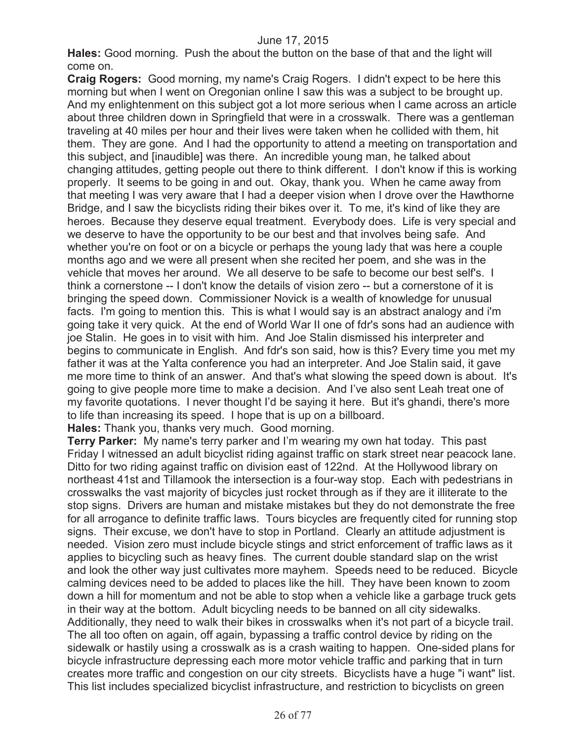**Hales:** Good morning. Push the about the button on the base of that and the light will come on.

**Craig Rogers:** Good morning, my name's Craig Rogers. I didn't expect to be here this morning but when I went on Oregonian online I saw this was a subject to be brought up. And my enlightenment on this subject got a lot more serious when I came across an article about three children down in Springfield that were in a crosswalk. There was a gentleman traveling at 40 miles per hour and their lives were taken when he collided with them, hit them. They are gone. And I had the opportunity to attend a meeting on transportation and this subject, and [inaudible] was there. An incredible young man, he talked about changing attitudes, getting people out there to think different. I don't know if this is working properly. It seems to be going in and out. Okay, thank you. When he came away from that meeting I was very aware that I had a deeper vision when I drove over the Hawthorne Bridge, and I saw the bicyclists riding their bikes over it. To me, it's kind of like they are heroes. Because they deserve equal treatment. Everybody does. Life is very special and we deserve to have the opportunity to be our best and that involves being safe. And whether you're on foot or on a bicycle or perhaps the young lady that was here a couple months ago and we were all present when she recited her poem, and she was in the vehicle that moves her around. We all deserve to be safe to become our best self's. I think a cornerstone -- I don't know the details of vision zero -- but a cornerstone of it is bringing the speed down. Commissioner Novick is a wealth of knowledge for unusual facts. I'm going to mention this. This is what I would say is an abstract analogy and i'm going take it very quick. At the end of World War II one of fdr's sons had an audience with joe Stalin. He goes in to visit with him. And Joe Stalin dismissed his interpreter and begins to communicate in English. And fdr's son said, how is this? Every time you met my father it was at the Yalta conference you had an interpreter. And Joe Stalin said, it gave me more time to think of an answer. And that's what slowing the speed down is about. It's going to give people more time to make a decision. And I've also sent Leah treat one of my favorite quotations. I never thought I'd be saying it here. But it's ghandi, there's more to life than increasing its speed. I hope that is up on a billboard.

**Hales:** Thank you, thanks very much. Good morning.

**Terry Parker:** My name's terry parker and I'm wearing my own hat today. This past Friday I witnessed an adult bicyclist riding against traffic on stark street near peacock lane. Ditto for two riding against traffic on division east of 122nd. At the Hollywood library on northeast 41st and Tillamook the intersection is a four-way stop. Each with pedestrians in crosswalks the vast majority of bicycles just rocket through as if they are it illiterate to the stop signs. Drivers are human and mistake mistakes but they do not demonstrate the free for all arrogance to definite traffic laws. Tours bicycles are frequently cited for running stop signs. Their excuse, we don't have to stop in Portland. Clearly an attitude adjustment is needed. Vision zero must include bicycle stings and strict enforcement of traffic laws as it applies to bicycling such as heavy fines. The current double standard slap on the wrist and look the other way just cultivates more mayhem. Speeds need to be reduced. Bicycle calming devices need to be added to places like the hill. They have been known to zoom down a hill for momentum and not be able to stop when a vehicle like a garbage truck gets in their way at the bottom. Adult bicycling needs to be banned on all city sidewalks. Additionally, they need to walk their bikes in crosswalks when it's not part of a bicycle trail. The all too often on again, off again, bypassing a traffic control device by riding on the sidewalk or hastily using a crosswalk as is a crash waiting to happen. One-sided plans for bicycle infrastructure depressing each more motor vehicle traffic and parking that in turn creates more traffic and congestion on our city streets. Bicyclists have a huge "i want" list. This list includes specialized bicyclist infrastructure, and restriction to bicyclists on green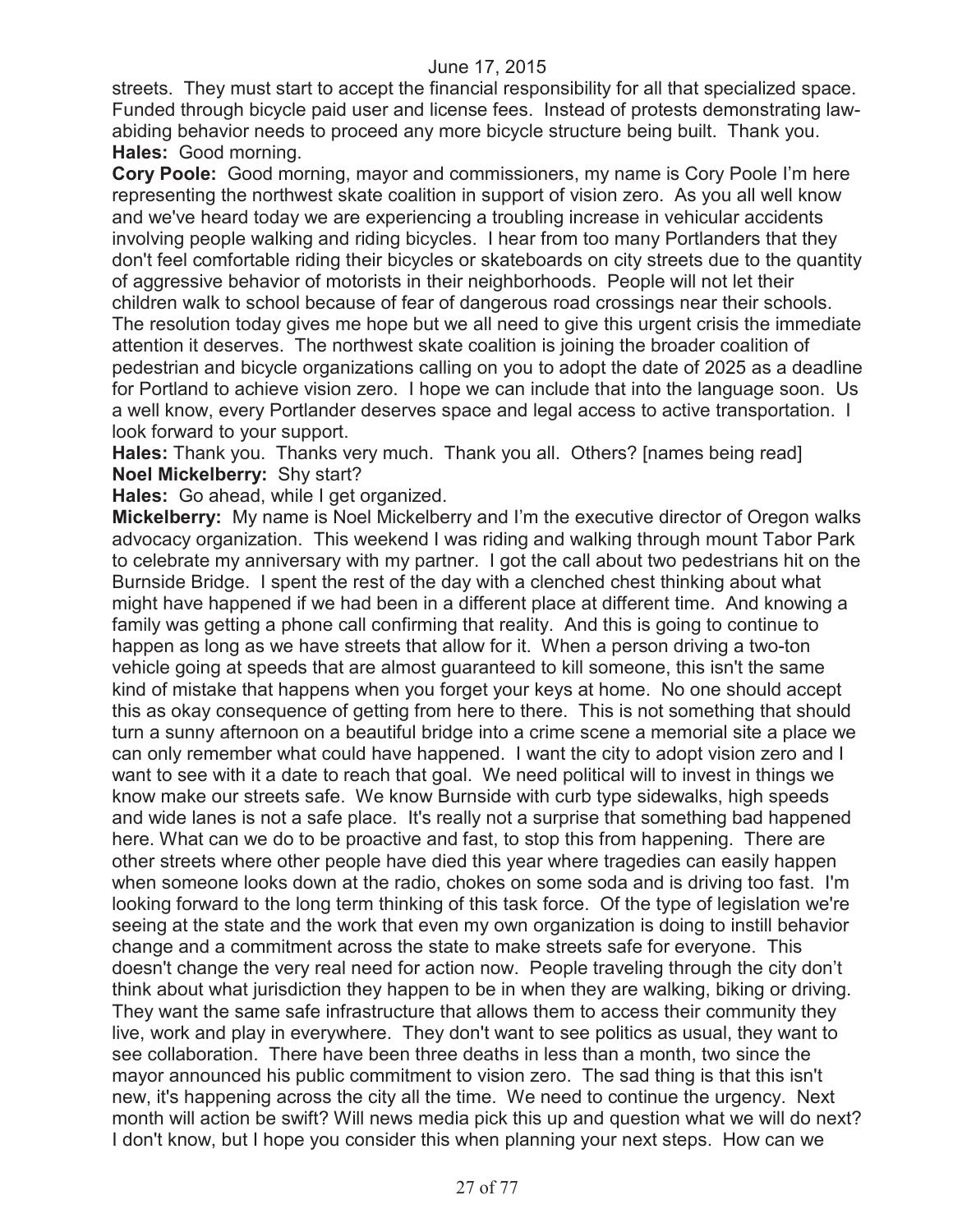streets. They must start to accept the financial responsibility for all that specialized space. Funded through bicycle paid user and license fees. Instead of protests demonstrating law-abiding behavior needs to proceed any more bicycle structure being built. Thank you.

**Hales:** Good morning.

**Cory Poole:** Good morning, mayor and commissioners, my name is Cory Poole I'm here representing the northwest skate coalition in support of vision zero. As you all well know and we've heard today we are experiencing a troubling increase in vehicular accidents involving people walking and riding bicycles. I hear from too many Portlanders that they don't feel comfortable riding their bicycles or skateboards on city streets due to the quantity of aggressive behavior of motorists in their neighborhoods. People will not let their children walk to school because of fear of dangerous road crossings near their schools. The resolution today gives me hope but we all need to give this urgent crisis the immediate attention it deserves. The northwest skate coalition is joining the broader coalition of pedestrian and bicycle organizations calling on you to adopt the date of 2025 as a deadline for Portland to achieve vision zero. I hope we can include that into the language soon. Us a well know, every Portlander deserves space and legal access to active transportation. I look forward to your support.

**Hales:** Thank you. Thanks very much. Thank you all. Others? [names being read]

**Noel Mickelberry:** Shy start?

**Hales:** Go ahead, while I get organized.

**Mickelberry:** My name is Noel Mickelberry and I'm the executive director of Oregon walks advocacy organization. This weekend I was riding and walking through mount Tabor Park to celebrate my anniversary with my partner. I got the call about two pedestrians hit on the Burnside Bridge. I spent the rest of the day with a clenched chest thinking about what might have happened if we had been in a different place at different time. And knowing a family was getting a phone call confirming that reality. And this is going to continue to happen as long as we have streets that allow for it. When a person driving a two-ton vehicle going at speeds that are almost guaranteed to kill someone, this isn't the same kind of mistake that happens when you forget your keys at home. No one should accept this as okay consequence of getting from here to there. This is not something that should turn a sunny afternoon on a beautiful bridge into a crime scene a memorial site a place we can only remember what could have happened. I want the city to adopt vision zero and I want to see with it a date to reach that goal. We need political will to invest in things we know make our streets safe. We know Burnside with curb type sidewalks, high speeds and wide lanes is not a safe place. It's really not a surprise that something bad happened here. What can we do to be proactive and fast, to stop this from happening. There are other streets where other people have died this year where tragedies can easily happen when someone looks down at the radio, chokes on some soda and is driving too fast. I'm looking forward to the long term thinking of this task force. Of the type of legislation we're seeing at the state and the work that even my own organization is doing to instill behavior change and a commitment across the state to make streets safe for everyone. This doesn't change the very real need for action now. People traveling through the city don't think about what jurisdiction they happen to be in when they are walking, biking or driving. They want the same safe infrastructure that allows them to access their community they live, work and play in everywhere. They don't want to see politics as usual, they want to see collaboration. There have been three deaths in less than a month, two since the mayor announced his public commitment to vision zero. The sad thing is that this isn't new, it's happening across the city all the time. We need to continue the urgency. Next month will action be swift? Will news media pick this up and question what we will do next? I don't know, but I hope you consider this when planning your next steps. How can we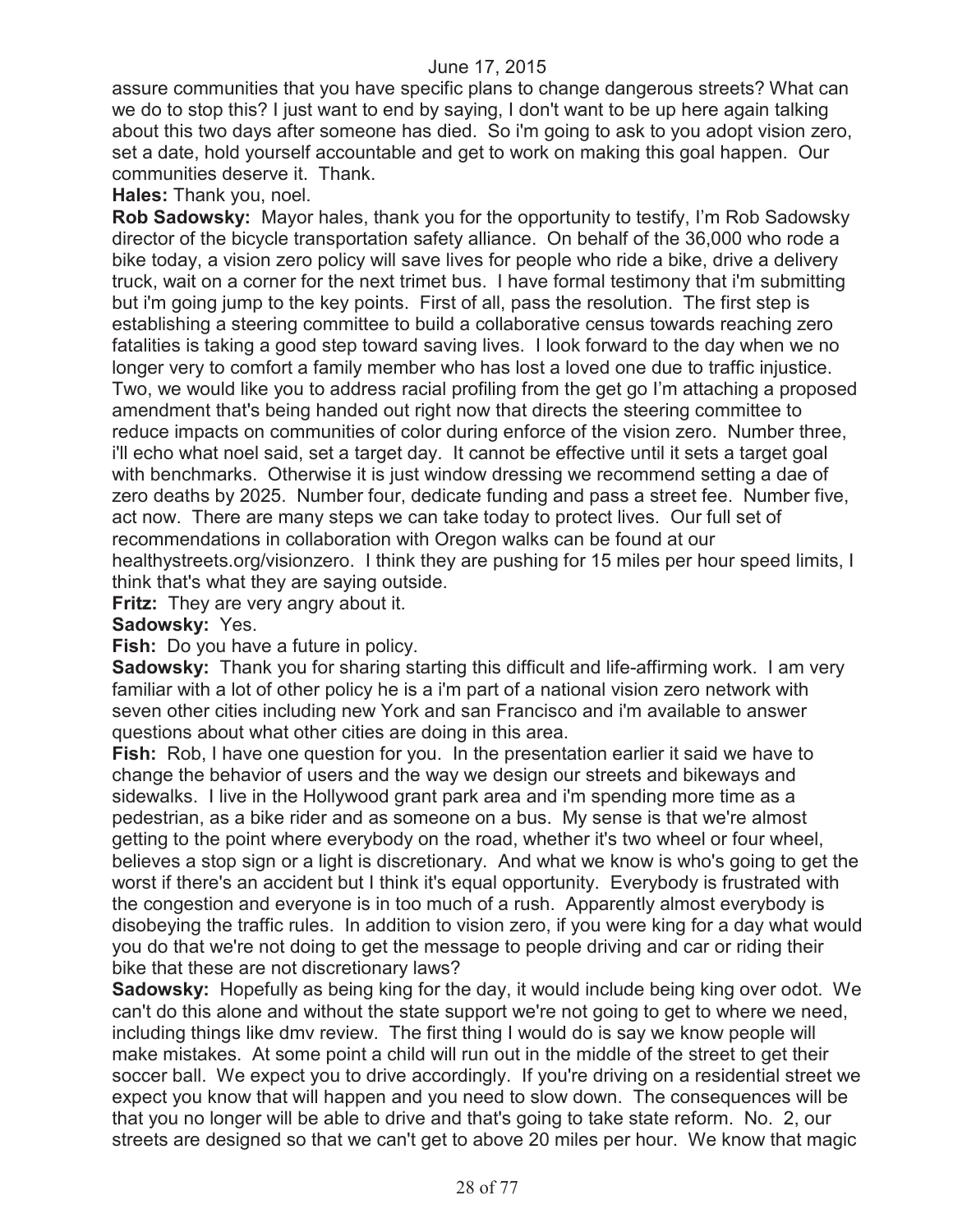assure communities that you have specific plans to change dangerous streets? What can we do to stop this? I just want to end by saying, I don't want to be up here again talking about this two days after someone has died. So i'm going to ask to you adopt vision zero, set a date, hold yourself accountable and get to work on making this goal happen. Our communities deserve it. Thank.

**Hales:** Thank you, noel.

**Rob Sadowsky:** Mayor hales, thank you for the opportunity to testify, I'm Rob Sadowsky director of the bicycle transportation safety alliance. On behalf of the 36,000 who rode a bike today, a vision zero policy will save lives for people who ride a bike, drive a delivery truck, wait on a corner for the next trimet bus. I have formal testimony that i'm submitting but i'm going jump to the key points. First of all, pass the resolution. The first step is establishing a steering committee to build a collaborative census towards reaching zero fatalities is taking a good step toward saving lives. I look forward to the day when we no longer very to comfort a family member who has lost a loved one due to traffic injustice. Two, we would like you to address racial profiling from the get go I'm attaching a proposed amendment that's being handed out right now that directs the steering committee to reduce impacts on communities of color during enforce of the vision zero. Number three, i'll echo what noel said, set a target day. It cannot be effective until it sets a target goal with benchmarks. Otherwise it is just window dressing we recommend setting a dae of zero deaths by 2025. Number four, dedicate funding and pass a street fee. Number five, act now. There are many steps we can take today to protect lives. Our full set of recommendations in collaboration with Oregon walks can be found at our healthystreets.org/visionzero. I think they are pushing for 15 miles per hour speed limits, I think that's what they are saying outside.

**Fritz:** They are very angry about it.

**Sadowsky:** Yes.

**Fish:** Do you have a future in policy.

**Sadowsky:** Thank you for sharing starting this difficult and life-affirming work. I am very familiar with a lot of other policy he is a i'm part of a national vision zero network with seven other cities including new York and san Francisco and i'm available to answer questions about what other cities are doing in this area.

**Fish:** Rob, I have one question for you. In the presentation earlier it said we have to change the behavior of users and the way we design our streets and bikeways and sidewalks. I live in the Hollywood grant park area and i'm spending more time as a pedestrian, as a bike rider and as someone on a bus. My sense is that we're almost getting to the point where everybody on the road, whether it's two wheel or four wheel, believes a stop sign or a light is discretionary. And what we know is who's going to get the worst if there's an accident but I think it's equal opportunity. Everybody is frustrated with the congestion and everyone is in too much of a rush. Apparently almost everybody is disobeying the traffic rules. In addition to vision zero, if you were king for a day what would you do that we're not doing to get the message to people driving and car or riding their bike that these are not discretionary laws?

**Sadowsky:** Hopefully as being king for the day, it would include being king over odot. We can't do this alone and without the state support we're not going to get to where we need, including things like dmv review. The first thing I would do is say we know people will make mistakes. At some point a child will run out in the middle of the street to get their soccer ball. We expect you to drive accordingly. If you're driving on a residential street we expect you know that will happen and you need to slow down. The consequences will be that you no longer will be able to drive and that's going to take state reform. No. 2, our streets are designed so that we can't get to above 20 miles per hour. We know that magic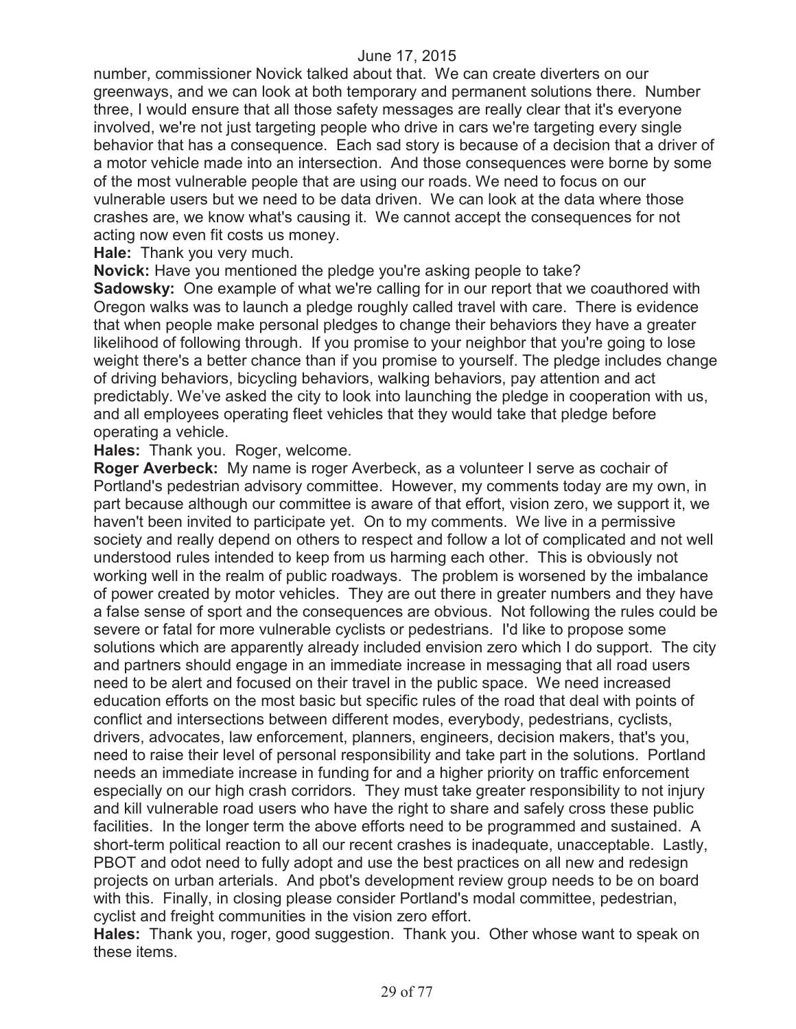number, commissioner Novick talked about that. We can create diverters on our greenways, and we can look at both temporary and permanent solutions there. Number three, I would ensure that all those safety messages are really clear that it's everyone involved, we're not just targeting people who drive in cars we're targeting every single behavior that has a consequence. Each sad story is because of a decision that a driver of a motor vehicle made into an intersection. And those consequences were borne by some of the most vulnerable people that are using our roads. We need to focus on our vulnerable users but we need to be data driven. We can look at the data where those crashes are, we know what's causing it. We cannot accept the consequences for not acting now even fit costs us money.

**Hale:** Thank you very much.

**Novick:** Have you mentioned the pledge you're asking people to take?

**Sadowsky:** One example of what we're calling for in our report that we coauthored with Oregon walks was to launch a pledge roughly called travel with care. There is evidence that when people make personal pledges to change their behaviors they have a greater likelihood of following through. If you promise to your neighbor that you're going to lose weight there's a better chance than if you promise to yourself. The pledge includes change of driving behaviors, bicycling behaviors, walking behaviors, pay attention and act predictably. We've asked the city to look into launching the pledge in cooperation with us, and all employees operating fleet vehicles that they would take that pledge before operating a vehicle.

**Hales:** Thank you. Roger, welcome.

**Roger Averbeck:** My name is roger Averbeck, as a volunteer I serve as cochair of Portland's pedestrian advisory committee. However, my comments today are my own, in part because although our committee is aware of that effort, vision zero, we support it, we haven't been invited to participate yet. On to my comments. We live in a permissive society and really depend on others to respect and follow a lot of complicated and not well understood rules intended to keep from us harming each other. This is obviously not working well in the realm of public roadways. The problem is worsened by the imbalance of power created by motor vehicles. They are out there in greater numbers and they have a false sense of sport and the consequences are obvious. Not following the rules could be severe or fatal for more vulnerable cyclists or pedestrians. I'd like to propose some solutions which are apparently already included envision zero which I do support. The city and partners should engage in an immediate increase in messaging that all road users need to be alert and focused on their travel in the public space. We need increased education efforts on the most basic but specific rules of the road that deal with points of conflict and intersections between different modes, everybody, pedestrians, cyclists, drivers, advocates, law enforcement, planners, engineers, decision makers, that's you, need to raise their level of personal responsibility and take part in the solutions. Portland needs an immediate increase in funding for and a higher priority on traffic enforcement especially on our high crash corridors. They must take greater responsibility to not injury and kill vulnerable road users who have the right to share and safely cross these public facilities. In the longer term the above efforts need to be programmed and sustained. A short-term political reaction to all our recent crashes is inadequate, unacceptable. Lastly, PBOT and odot need to fully adopt and use the best practices on all new and redesign projects on urban arterials. And pbot's development review group needs to be on board with this. Finally, in closing please consider Portland's modal committee, pedestrian, cyclist and freight communities in the vision zero effort.

**Hales:** Thank you, roger, good suggestion. Thank you. Other whose want to speak on these items.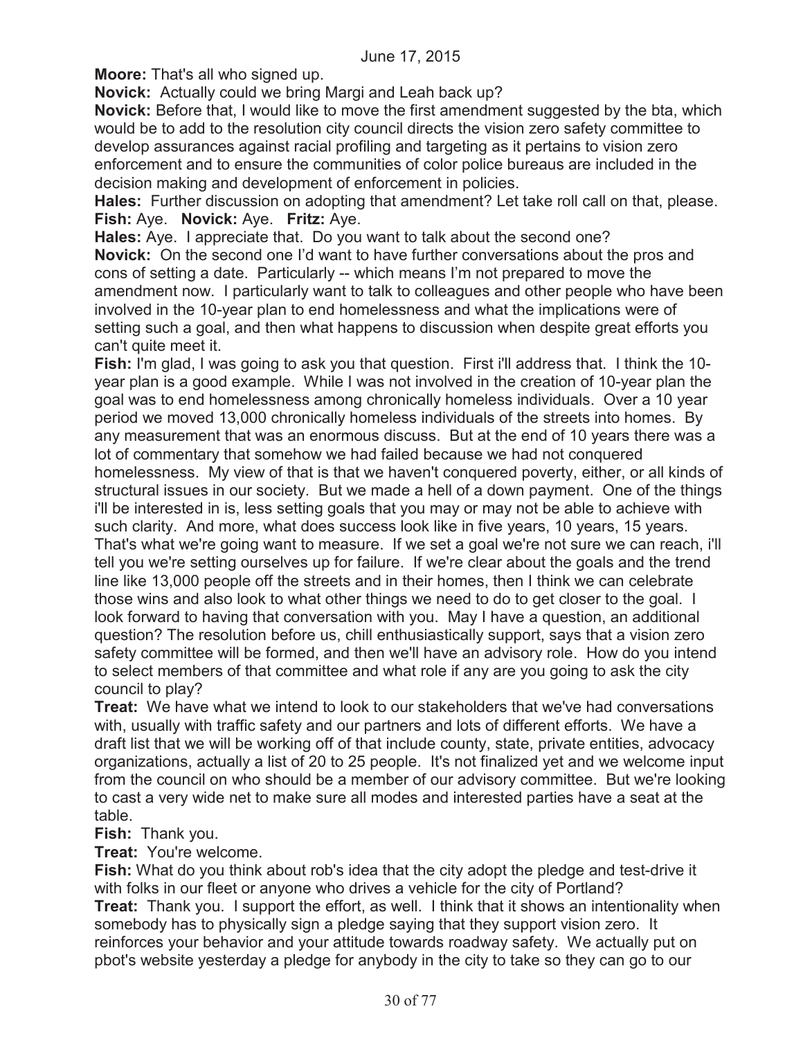**Moore:** That's all who signed up.

**Novick:** Actually could we bring Margi and Leah back up?

**Novick:** Before that, I would like to move the first amendment suggested by the bta, which would be to add to the resolution city council directs the vision zero safety committee to develop assurances against racial profiling and targeting as it pertains to vision zero enforcement and to ensure the communities of color police bureaus are included in the decision making and development of enforcement in policies.

**Hales:** Further discussion on adopting that amendment? Let take roll call on that, please.

**Fish:** Aye. **Novick:** Aye. **Fritz:** Aye.

**Hales:** Aye. I appreciate that. Do you want to talk about the second one?

**Novick:** On the second one I'd want to have further conversations about the pros and cons of setting a date. Particularly -- which means I'm not prepared to move the amendment now. I particularly want to talk to colleagues and other people who have been involved in the 10-year plan to end homelessness and what the implications were of setting such a goal, and then what happens to discussion when despite great efforts you can't quite meet it.

**Fish:** I'm glad, I was going to ask you that question. First i'll address that. I think the 10-year plan is a good example. While I was not involved in the creation of 10-year plan the goal was to end homelessness among chronically homeless individuals. Over a 10 year period we moved 13,000 chronically homeless individuals of the streets into homes. By any measurement that was an enormous discuss. But at the end of 10 years there was a lot of commentary that somehow we had failed because we had not conquered homelessness. My view of that is that we haven't conquered poverty, either, or all kinds of structural issues in our society. But we made a hell of a down payment. One of the things i'll be interested in is, less setting goals that you may or may not be able to achieve with such clarity. And more, what does success look like in five years, 10 years, 15 years. That's what we're going want to measure. If we set a goal we're not sure we can reach, i'll tell you we're setting ourselves up for failure. If we're clear about the goals and the trend line like 13,000 people off the streets and in their homes, then I think we can celebrate those wins and also look to what other things we need to do to get closer to the goal. I look forward to having that conversation with you. May I have a question, an additional question? The resolution before us, chill enthusiastically support, says that a vision zero safety committee will be formed, and then we'll have an advisory role. How do you intend to select members of that committee and what role if any are you going to ask the city council to play?

**Treat:** We have what we intend to look to our stakeholders that we've had conversations with, usually with traffic safety and our partners and lots of different efforts. We have a draft list that we will be working off of that include county, state, private entities, advocacy organizations, actually a list of 20 to 25 people. It's not finalized yet and we welcome input from the council on who should be a member of our advisory committee. But we're looking to cast a very wide net to make sure all modes and interested parties have a seat at the table.

**Fish:** Thank you.

**Treat:** You're welcome.

**Fish:** What do you think about rob's idea that the city adopt the pledge and test-drive it with folks in our fleet or anyone who drives a vehicle for the city of Portland?

**Treat:** Thank you. I support the effort, as well. I think that it shows an intentionality when somebody has to physically sign a pledge saying that they support vision zero. It reinforces your behavior and your attitude towards roadway safety. We actually put on pbot's website yesterday a pledge for anybody in the city to take so they can go to our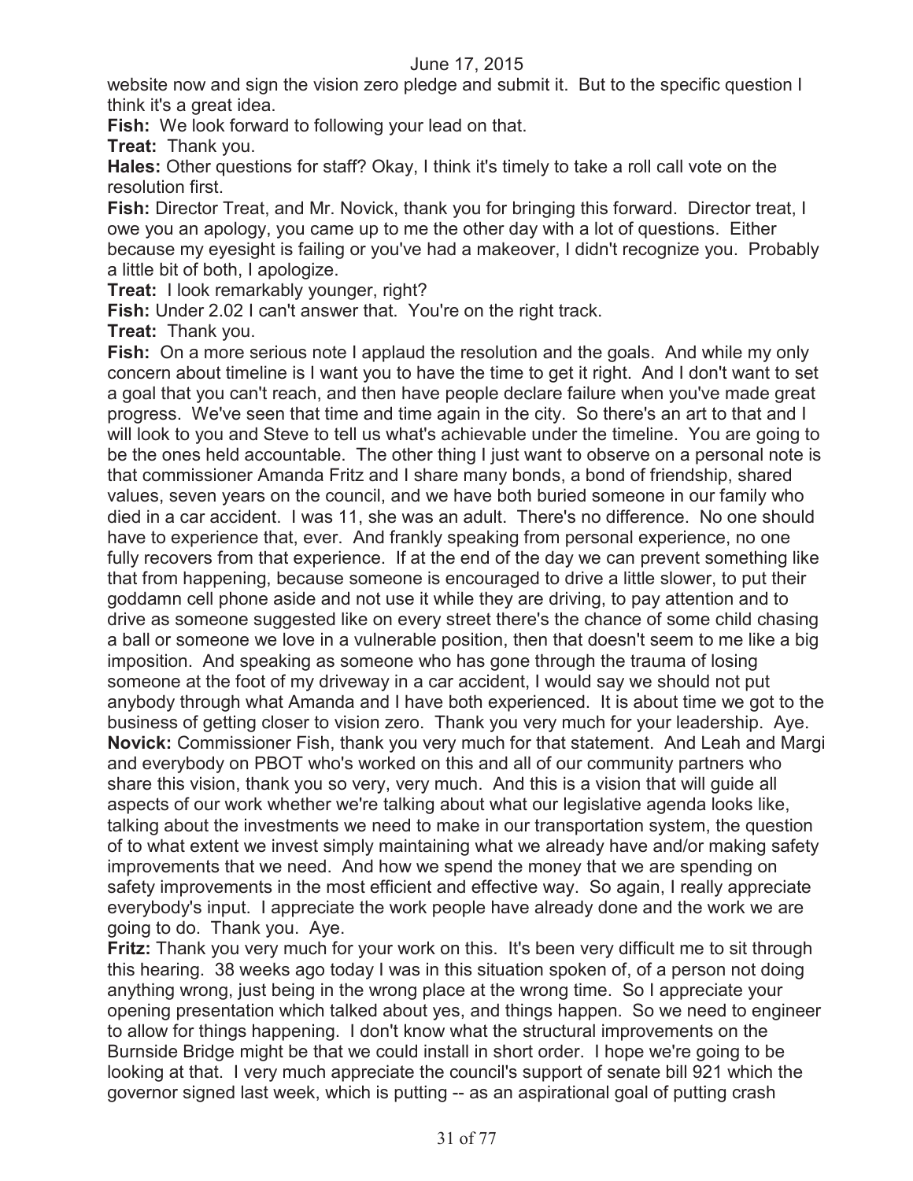website now and sign the vision zero pledge and submit it. But to the specific question I think it's a great idea.

**Fish:** We look forward to following your lead on that.

**Treat:** Thank you.

**Hales:** Other questions for staff? Okay, I think it's timely to take a roll call vote on the resolution first.

**Fish:** Director Treat, and Mr. Novick, thank you for bringing this forward. Director treat, I owe you an apology, you came up to me the other day with a lot of questions. Either because my eyesight is failing or you've had a makeover, I didn't recognize you. Probably a little bit of both, I apologize.

**Treat:** I look remarkably younger, right?

**Fish:** Under 2.02 I can't answer that. You're on the right track.

**Treat:** Thank you.

**Fish:** On a more serious note I applaud the resolution and the goals. And while my only concern about timeline is I want you to have the time to get it right. And I don't want to set a goal that you can't reach, and then have people declare failure when you've made great progress. We've seen that time and time again in the city. So there's an art to that and I will look to you and Steve to tell us what's achievable under the timeline. You are going to be the ones held accountable. The other thing I just want to observe on a personal note is that commissioner Amanda Fritz and I share many bonds, a bond of friendship, shared values, seven years on the council, and we have both buried someone in our family who died in a car accident. I was 11, she was an adult. There's no difference. No one should have to experience that, ever. And frankly speaking from personal experience, no one fully recovers from that experience. If at the end of the day we can prevent something like that from happening, because someone is encouraged to drive a little slower, to put their goddamn cell phone aside and not use it while they are driving, to pay attention and to drive as someone suggested like on every street there's the chance of some child chasing a ball or someone we love in a vulnerable position, then that doesn't seem to me like a big imposition. And speaking as someone who has gone through the trauma of losing someone at the foot of my driveway in a car accident, I would say we should not put anybody through what Amanda and I have both experienced. It is about time we got to the business of getting closer to vision zero. Thank you very much for your leadership. Aye.

**Novick:** Commissioner Fish, thank you very much for that statement. And Leah and Margi and everybody on PBOT who's worked on this and all of our community partners who share this vision, thank you so very, very much. And this is a vision that will guide all aspects of our work whether we're talking about what our legislative agenda looks like, talking about the investments we need to make in our transportation system, the question of to what extent we invest simply maintaining what we already have and/or making safety improvements that we need. And how we spend the money that we are spending on safety improvements in the most efficient and effective way. So again, I really appreciate everybody's input. I appreciate the work people have already done and the work we are going to do. Thank you. Aye.

**Fritz:** Thank you very much for your work on this. It's been very difficult me to sit through this hearing. 38 weeks ago today I was in this situation spoken of, of a person not doing anything wrong, just being in the wrong place at the wrong time. So I appreciate your opening presentation which talked about yes, and things happen. So we need to engineer to allow for things happening. I don't know what the structural improvements on the Burnside Bridge might be that we could install in short order. I hope we're going to be looking at that. I very much appreciate the council's support of senate bill 921 which the governor signed last week, which is putting -- as an aspirational goal of putting crash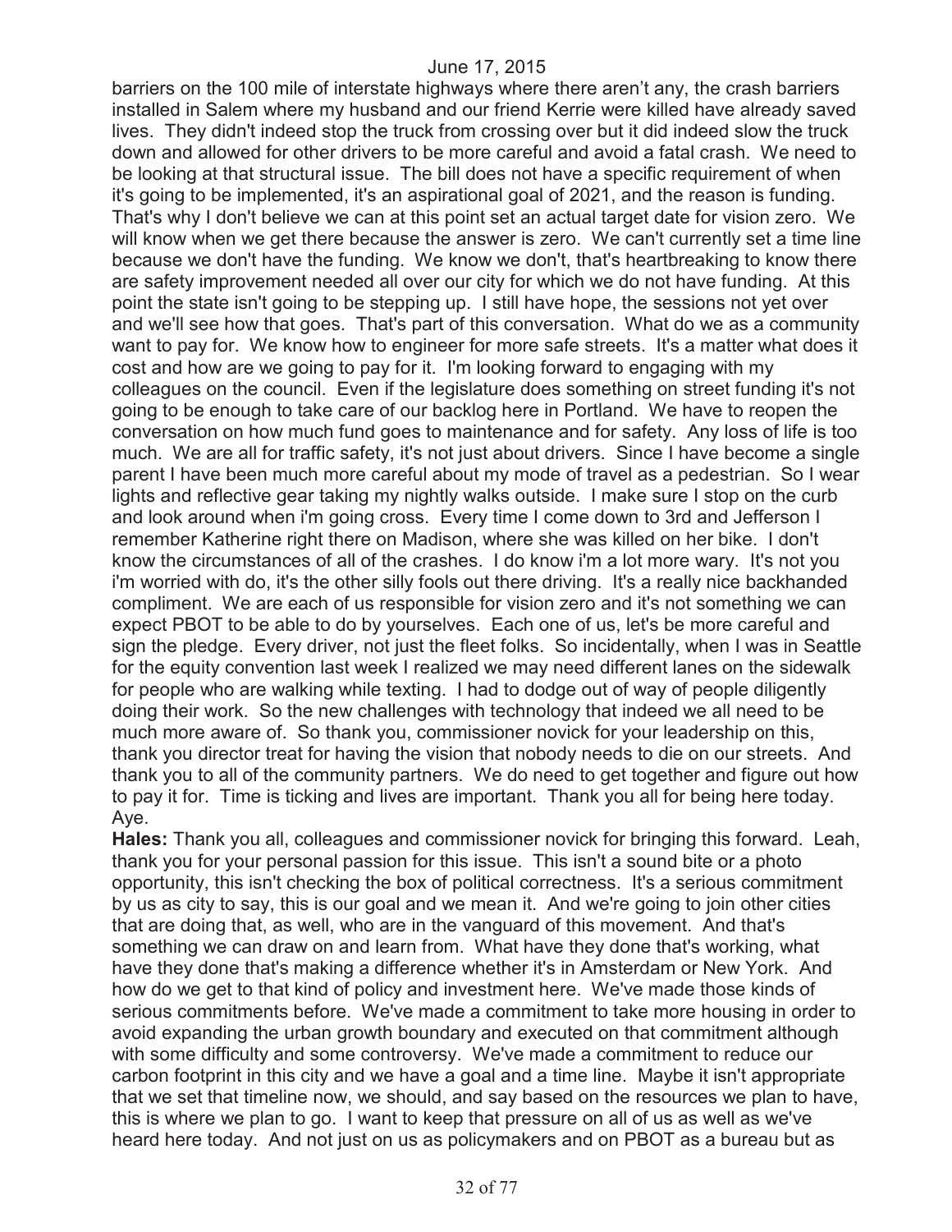barriers on the 100 mile of interstate highways where there aren't any, the crash barriers installed in Salem where my husband and our friend Kerrie were killed have already saved lives. They didn't indeed stop the truck from crossing over but it did indeed slow the truck down and allowed for other drivers to be more careful and avoid a fatal crash. We need to be looking at that structural issue. The bill does not have a specific requirement of when it's going to be implemented, it's an aspirational goal of 2021, and the reason is funding. That's why I don't believe we can at this point set an actual target date for vision zero. We will know when we get there because the answer is zero. We can't currently set a time line because we don't have the funding. We know we don't, that's heartbreaking to know there are safety improvement needed all over our city for which we do not have funding. At this point the state isn't going to be stepping up. I still have hope, the sessions not yet over and we'll see how that goes. That's part of this conversation. What do we as a community want to pay for. We know how to engineer for more safe streets. It's a matter what does it cost and how are we going to pay for it. I'm looking forward to engaging with my colleagues on the council. Even if the legislature does something on street funding it's not going to be enough to take care of our backlog here in Portland. We have to reopen the conversation on how much fund goes to maintenance and for safety. Any loss of life is too much. We are all for traffic safety, it's not just about drivers. Since I have become a single parent I have been much more careful about my mode of travel as a pedestrian. So I wear lights and reflective gear taking my nightly walks outside. I make sure I stop on the curb and look around when i'm going cross. Every time I come down to 3rd and Jefferson I remember Katherine right there on Madison, where she was killed on her bike. I don't know the circumstances of all of the crashes. I do know i'm a lot more wary. It's not you i'm worried with do, it's the other silly fools out there driving. It's a really nice backhanded compliment. We are each of us responsible for vision zero and it's not something we can expect PBOT to be able to do by yourselves. Each one of us, let's be more careful and sign the pledge. Every driver, not just the fleet folks. So incidentally, when I was in Seattle for the equity convention last week I realized we may need different lanes on the sidewalk for people who are walking while texting. I had to dodge out of way of people diligently doing their work. So the new challenges with technology that indeed we all need to be much more aware of. So thank you, commissioner novick for your leadership on this, thank you director treat for having the vision that nobody needs to die on our streets. And thank you to all of the community partners. We do need to get together and figure out how to pay it for. Time is ticking and lives are important. Thank you all for being here today. Aye.

**Hales:** Thank you all, colleagues and commissioner novick for bringing this forward. Leah, thank you for your personal passion for this issue. This isn't a sound bite or a photo opportunity, this isn't checking the box of political correctness. It's a serious commitment by us as city to say, this is our goal and we mean it. And we're going to join other cities that are doing that, as well, who are in the vanguard of this movement. And that's something we can draw on and learn from. What have they done that's working, what have they done that's making a difference whether it's in Amsterdam or New York. And how do we get to that kind of policy and investment here. We've made those kinds of serious commitments before. We've made a commitment to take more housing in order to avoid expanding the urban growth boundary and executed on that commitment although with some difficulty and some controversy. We've made a commitment to reduce our carbon footprint in this city and we have a goal and a time line. Maybe it isn't appropriate that we set that timeline now, we should, and say based on the resources we plan to have, this is where we plan to go. I want to keep that pressure on all of us as well as we've heard here today. And not just on us as policymakers and on PBOT as a bureau but as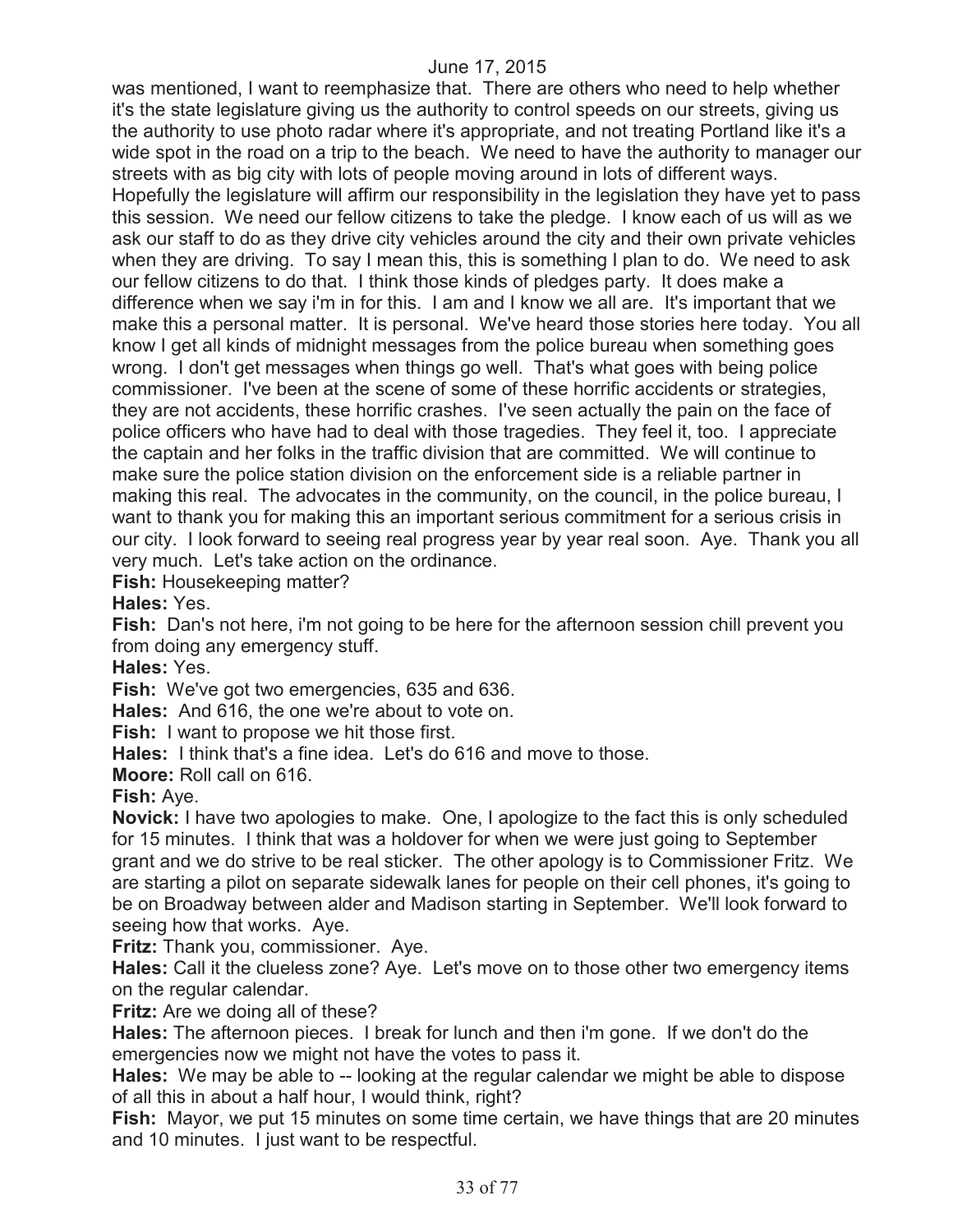was mentioned, I want to reemphasize that. There are others who need to help whether it's the state legislature giving us the authority to control speeds on our streets, giving us the authority to use photo radar where it's appropriate, and not treating Portland like it's a wide spot in the road on a trip to the beach. We need to have the authority to manager our streets with as big city with lots of people moving around in lots of different ways. Hopefully the legislature will affirm our responsibility in the legislation they have yet to pass this session. We need our fellow citizens to take the pledge. I know each of us will as we ask our staff to do as they drive city vehicles around the city and their own private vehicles when they are driving. To say I mean this, this is something I plan to do. We need to ask our fellow citizens to do that. I think those kinds of pledges party. It does make a difference when we say i'm in for this. I am and I know we all are. It's important that we make this a personal matter. It is personal. We've heard those stories here today. You all know I get all kinds of midnight messages from the police bureau when something goes wrong. I don't get messages when things go well. That's what goes with being police commissioner. I've been at the scene of some of these horrific accidents or strategies, they are not accidents, these horrific crashes. I've seen actually the pain on the face of police officers who have had to deal with those tragedies. They feel it, too. I appreciate the captain and her folks in the traffic division that are committed. We will continue to make sure the police station division on the enforcement side is a reliable partner in making this real. The advocates in the community, on the council, in the police bureau, I want to thank you for making this an important serious commitment for a serious crisis in our city. I look forward to seeing real progress year by year real soon. Aye. Thank you all very much. Let's take action on the ordinance.

**Fish:** Housekeeping matter?

**Hales:** Yes.

**Fish:** Dan's not here, i'm not going to be here for the afternoon session chill prevent you from doing any emergency stuff.

**Hales:** Yes.

**Fish:** We've got two emergencies, 635 and 636.

**Hales:** And 616, the one we're about to vote on.

**Fish:** I want to propose we hit those first.

**Hales:** I think that's a fine idea. Let's do 616 and move to those.

**Moore:** Roll call on 616.

**Fish:** Aye.

**Novick:** I have two apologies to make. One, I apologize to the fact this is only scheduled for 15 minutes. I think that was a holdover for when we were just going to September grant and we do strive to be real sticker. The other apology is to Commissioner Fritz. We are starting a pilot on separate sidewalk lanes for people on their cell phones, it's going to be on Broadway between alder and Madison starting in September. We'll look forward to seeing how that works. Aye.

**Fritz:** Thank you, commissioner. Aye.

**Hales:** Call it the clueless zone? Aye. Let's move on to those other two emergency items on the regular calendar.

**Fritz:** Are we doing all of these?

**Hales:** The afternoon pieces. I break for lunch and then i'm gone. If we don't do the emergencies now we might not have the votes to pass it.

**Hales:** We may be able to -- looking at the regular calendar we might be able to dispose of all this in about a half hour, I would think, right?

**Fish:** Mayor, we put 15 minutes on some time certain, we have things that are 20 minutes and 10 minutes. I just want to be respectful.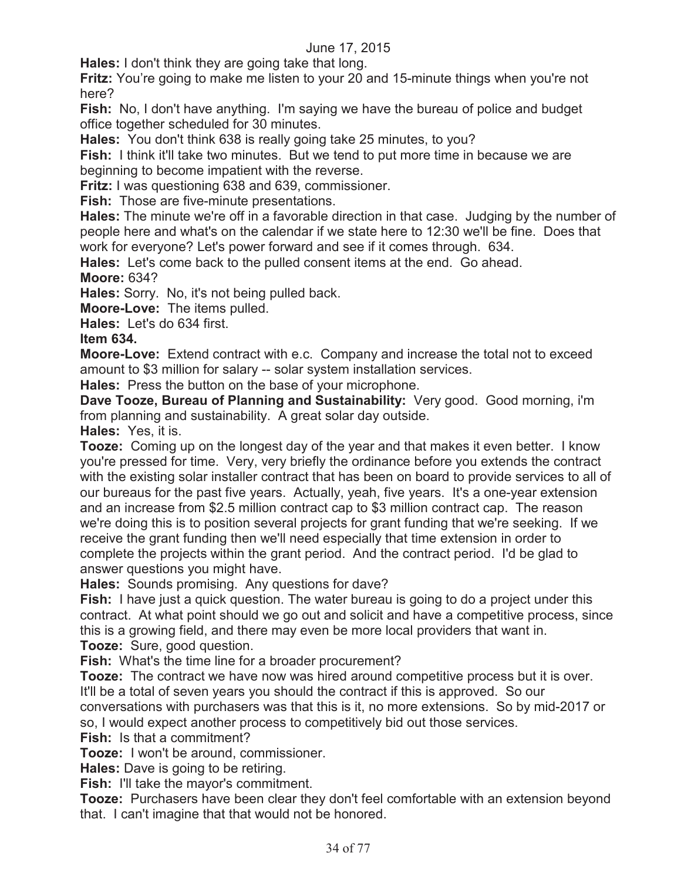**Hales:** I don't think they are going take that long.

**Fritz:** You're going to make me listen to your 20 and 15-minute things when you're not here?

**Fish:** No, I don't have anything. I'm saying we have the bureau of police and budget office together scheduled for 30 minutes.

**Hales:** You don't think 638 is really going take 25 minutes, to you?

**Fish:** I think it'll take two minutes. But we tend to put more time in because we are beginning to become impatient with the reverse.

**Fritz:** I was questioning 638 and 639, commissioner.

**Fish:** Those are five-minute presentations.

**Hales:** The minute we're off in a favorable direction in that case. Judging by the number of people here and what's on the calendar if we state here to 12:30 we'll be fine. Does that work for everyone? Let's power forward and see if it comes through. 634.

**Hales:** Let's come back to the pulled consent items at the end. Go ahead.

**Moore:** 634?

**Hales:** Sorry. No, it's not being pulled back.

**Moore-Love:** The items pulled.

**Hales:** Let's do 634 first.

**Item 634.**

**Moore-Love:** Extend contract with e.c. Company and increase the total not to exceed amount to $3 million for salary -- solar system installation services.

**Hales:** Press the button on the base of your microphone.

**Dave Tooze, Bureau of Planning and Sustainability:** Very good. Good morning, i'm from planning and sustainability. A great solar day outside.

**Hales:** Yes, it is.

**Tooze:** Coming up on the longest day of the year and that makes it even better. I know you're pressed for time. Very, very briefly the ordinance before you extends the contract with the existing solar installer contract that has been on board to provide services to all of our bureaus for the past five years. Actually, yeah, five years. It's a one-year extension and an increase from $2.5 million contract cap to $3 million contract cap. The reason we're doing this is to position several projects for grant funding that we're seeking. If we receive the grant funding then we'll need especially that time extension in order to complete the projects within the grant period. And the contract period. I'd be glad to answer questions you might have.

**Hales:** Sounds promising. Any questions for dave?

**Fish:** I have just a quick question. The water bureau is going to do a project under this contract. At what point should we go out and solicit and have a competitive process, since this is a growing field, and there may even be more local providers that want in.

**Tooze:** Sure, good question.

**Fish:** What's the time line for a broader procurement?

**Tooze:** The contract we have now was hired around competitive process but it is over. It'll be a total of seven years you should the contract if this is approved. So our conversations with purchasers was that this is it, no more extensions. So by mid-2017 or so, I would expect another process to competitively bid out those services.

**Fish:** Is that a commitment?

**Tooze:** I won't be around, commissioner.

**Hales:** Dave is going to be retiring.

**Fish:** I'll take the mayor's commitment.

**Tooze:** Purchasers have been clear they don't feel comfortable with an extension beyond that. I can't imagine that that would not be honored.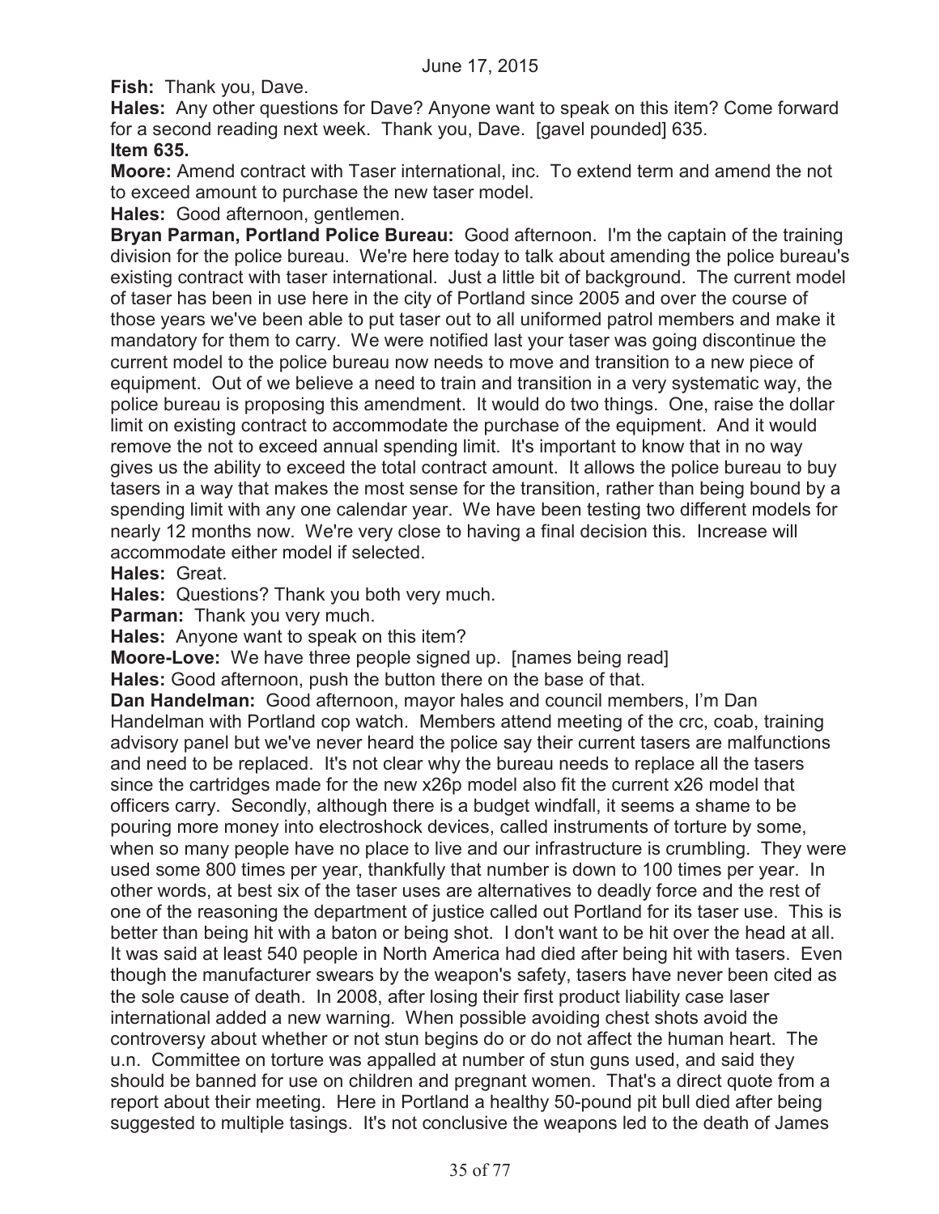**Fish:** Thank you, Dave.

**Hales:** Any other questions for Dave? Anyone want to speak on this item? Come forward for a second reading next week. Thank you, Dave. [gavel pounded] 635.

**Item 635.**

**Moore:** Amend contract with Taser international, inc. To extend term and amend the not to exceed amount to purchase the new taser model.

**Hales:** Good afternoon, gentlemen.

**Bryan Parman, Portland Police Bureau:** Good afternoon. I'm the captain of the training division for the police bureau. We're here today to talk about amending the police bureau's existing contract with taser international. Just a little bit of background. The current model of taser has been in use here in the city of Portland since 2005 and over the course of those years we've been able to put taser out to all uniformed patrol members and make it mandatory for them to carry. We were notified last your taser was going discontinue the current model to the police bureau now needs to move and transition to a new piece of equipment. Out of we believe a need to train and transition in a very systematic way, the police bureau is proposing this amendment. It would do two things. One, raise the dollar limit on existing contract to accommodate the purchase of the equipment. And it would remove the not to exceed annual spending limit. It's important to know that in no way gives us the ability to exceed the total contract amount. It allows the police bureau to buy tasers in a way that makes the most sense for the transition, rather than being bound by a spending limit with any one calendar year. We have been testing two different models for nearly 12 months now. We're very close to having a final decision this. Increase will accommodate either model if selected.

**Hales:** Great.

**Hales:** Questions? Thank you both very much.

**Parman:** Thank you very much.

**Hales:** Anyone want to speak on this item?

**Moore-Love:** We have three people signed up. [names being read]

**Hales:** Good afternoon, push the button there on the base of that.

**Dan Handelman:** Good afternoon, mayor hales and council members, I'm Dan Handelman with Portland cop watch. Members attend meeting of the crc, coab, training advisory panel but we've never heard the police say their current tasers are malfunctions and need to be replaced. It's not clear why the bureau needs to replace all the tasers since the cartridges made for the new x26p model also fit the current x26 model that officers carry. Secondly, although there is a budget windfall, it seems a shame to be pouring more money into electroshock devices, called instruments of torture by some, when so many people have no place to live and our infrastructure is crumbling. They were used some 800 times per year, thankfully that number is down to 100 times per year. In other words, at best six of the taser uses are alternatives to deadly force and the rest of one of the reasoning the department of justice called out Portland for its taser use. This is better than being hit with a baton or being shot. I don't want to be hit over the head at all. It was said at least 540 people in North America had died after being hit with tasers. Even though the manufacturer swears by the weapon's safety, tasers have never been cited as the sole cause of death. In 2008, after losing their first product liability case laser international added a new warning. When possible avoiding chest shots avoid the controversy about whether or not stun begins do or do not affect the human heart. The u.n. Committee on torture was appalled at number of stun guns used, and said they should be banned for use on children and pregnant women. That's a direct quote from a report about their meeting. Here in Portland a healthy 50-pound pit bull died after being suggested to multiple tasings. It's not conclusive the weapons led to the death of James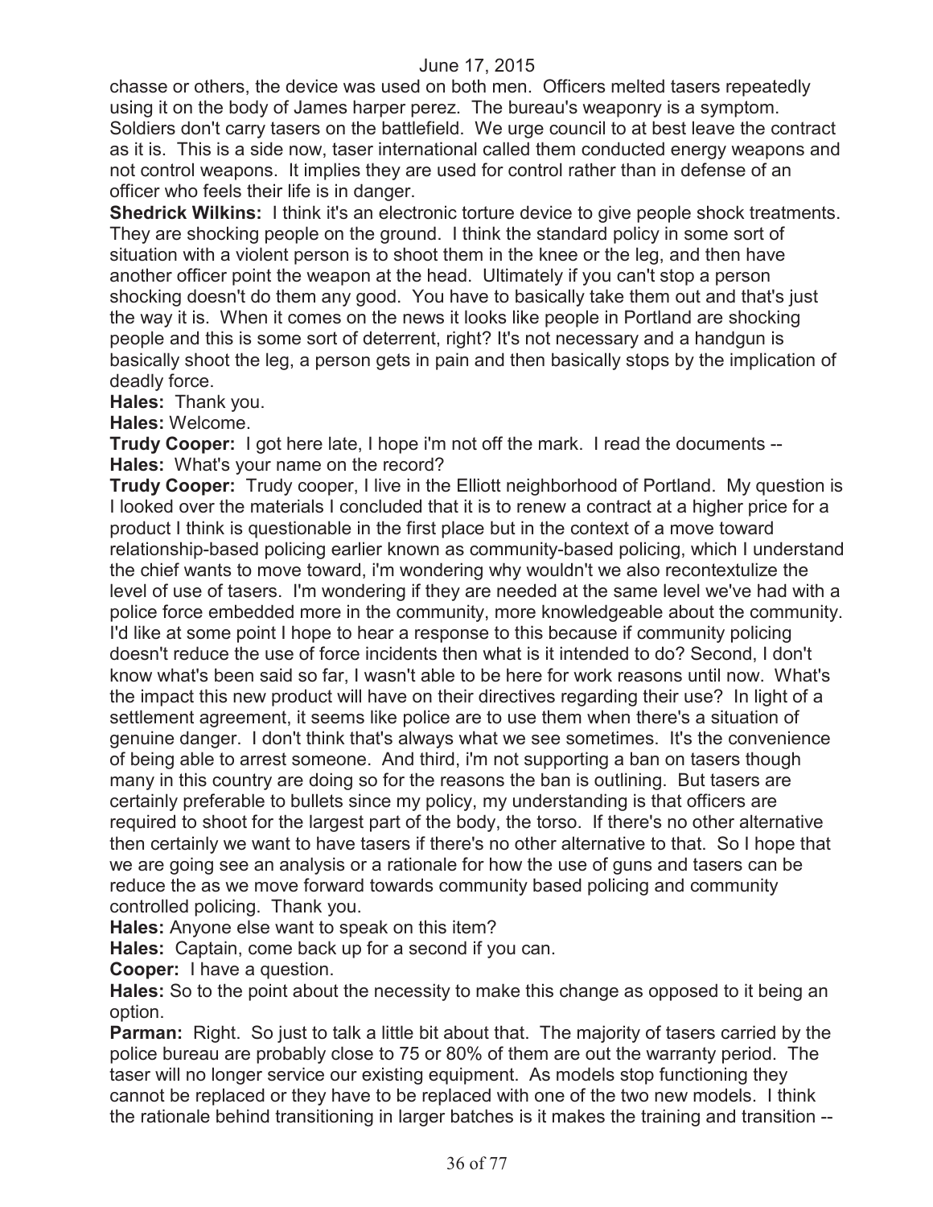chasse or others, the device was used on both men. Officers melted tasers repeatedly using it on the body of James harper perez. The bureau's weaponry is a symptom. Soldiers don't carry tasers on the battlefield. We urge council to at best leave the contract as it is. This is a side now, taser international called them conducted energy weapons and not control weapons. It implies they are used for control rather than in defense of an officer who feels their life is in danger.

**Shedrick Wilkins:** I think it's an electronic torture device to give people shock treatments. They are shocking people on the ground. I think the standard policy in some sort of situation with a violent person is to shoot them in the knee or the leg, and then have another officer point the weapon at the head. Ultimately if you can't stop a person shocking doesn't do them any good. You have to basically take them out and that's just the way it is. When it comes on the news it looks like people in Portland are shocking people and this is some sort of deterrent, right? It's not necessary and a handgun is basically shoot the leg, a person gets in pain and then basically stops by the implication of deadly force.

**Hales:** Thank you.

**Hales:** Welcome.

**Trudy Cooper:** I got here late, I hope i'm not off the mark. I read the documents --

**Hales:** What's your name on the record?

**Trudy Cooper:** Trudy cooper, I live in the Elliott neighborhood of Portland. My question is I looked over the materials I concluded that it is to renew a contract at a higher price for a product I think is questionable in the first place but in the context of a move toward relationship-based policing earlier known as community-based policing, which I understand the chief wants to move toward, i'm wondering why wouldn't we also recontextulize the level of use of tasers. I'm wondering if they are needed at the same level we've had with a police force embedded more in the community, more knowledgeable about the community. I'd like at some point I hope to hear a response to this because if community policing doesn't reduce the use of force incidents then what is it intended to do? Second, I don't know what's been said so far, I wasn't able to be here for work reasons until now. What's the impact this new product will have on their directives regarding their use? In light of a settlement agreement, it seems like police are to use them when there's a situation of genuine danger. I don't think that's always what we see sometimes. It's the convenience of being able to arrest someone. And third, i'm not supporting a ban on tasers though many in this country are doing so for the reasons the ban is outlining. But tasers are certainly preferable to bullets since my policy, my understanding is that officers are required to shoot for the largest part of the body, the torso. If there's no other alternative then certainly we want to have tasers if there's no other alternative to that. So I hope that we are going see an analysis or a rationale for how the use of guns and tasers can be reduce the as we move forward towards community based policing and community controlled policing. Thank you.

**Hales:** Anyone else want to speak on this item?

**Hales:** Captain, come back up for a second if you can.

**Cooper:** I have a question.

**Hales:** So to the point about the necessity to make this change as opposed to it being an option.

**Parman:** Right. So just to talk a little bit about that. The majority of tasers carried by the police bureau are probably close to 75 or 80% of them are out the warranty period. The taser will no longer service our existing equipment. As models stop functioning they cannot be replaced or they have to be replaced with one of the two new models. I think the rationale behind transitioning in larger batches is it makes the training and transition --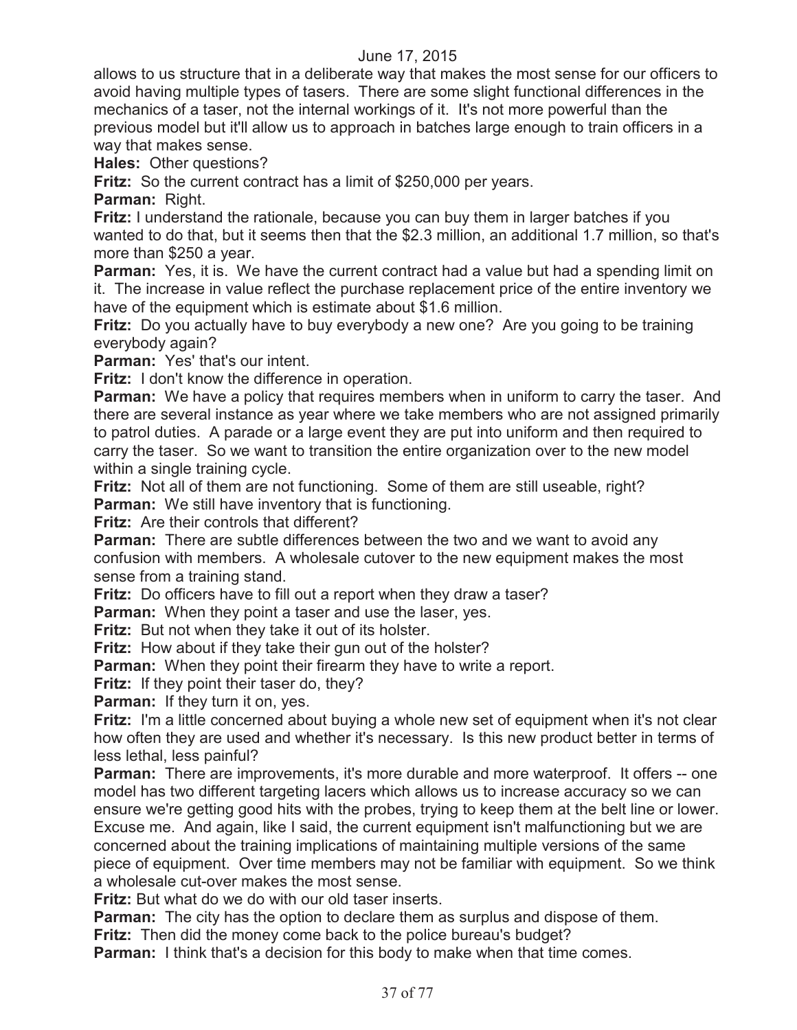allows to us structure that in a deliberate way that makes the most sense for our officers to avoid having multiple types of tasers. There are some slight functional differences in the mechanics of a taser, not the internal workings of it. It's not more powerful than the previous model but it'll allow us to approach in batches large enough to train officers in a way that makes sense.

**Hales:** Other questions?

**Fritz:** So the current contract has a limit of $250,000 per years.

**Parman:** Right.

**Fritz:** I understand the rationale, because you can buy them in larger batches if you wanted to do that, but it seems then that the $2.3 million, an additional 1.7 million, so that's more than $250 a year.

**Parman:** Yes, it is. We have the current contract had a value but had a spending limit on it. The increase in value reflect the purchase replacement price of the entire inventory we have of the equipment which is estimate about $1.6 million.

**Fritz:** Do you actually have to buy everybody a new one? Are you going to be training everybody again?

**Parman:** Yes' that's our intent.

**Fritz:** I don't know the difference in operation.

**Parman:** We have a policy that requires members when in uniform to carry the taser. And there are several instance as year where we take members who are not assigned primarily to patrol duties. A parade or a large event they are put into uniform and then required to carry the taser. So we want to transition the entire organization over to the new model within a single training cycle.

**Fritz:** Not all of them are not functioning. Some of them are still useable, right?

**Parman:** We still have inventory that is functioning.

**Fritz:** Are their controls that different?

**Parman:** There are subtle differences between the two and we want to avoid any confusion with members. A wholesale cutover to the new equipment makes the most sense from a training stand.

**Fritz:** Do officers have to fill out a report when they draw a taser?

**Parman:** When they point a taser and use the laser, yes.

**Fritz:** But not when they take it out of its holster.

**Fritz:** How about if they take their gun out of the holster?

**Parman:** When they point their firearm they have to write a report.

**Fritz:** If they point their taser do, they?

**Parman:** If they turn it on, yes.

**Fritz:** I'm a little concerned about buying a whole new set of equipment when it's not clear how often they are used and whether it's necessary. Is this new product better in terms of less lethal, less painful?

**Parman:** There are improvements, it's more durable and more waterproof. It offers -- one model has two different targeting lacers which allows us to increase accuracy so we can ensure we're getting good hits with the probes, trying to keep them at the belt line or lower. Excuse me. And again, like I said, the current equipment isn't malfunctioning but we are concerned about the training implications of maintaining multiple versions of the same piece of equipment. Over time members may not be familiar with equipment. So we think a wholesale cut-over makes the most sense.

**Fritz:** But what do we do with our old taser inserts.

**Parman:** The city has the option to declare them as surplus and dispose of them.

**Fritz:** Then did the money come back to the police bureau's budget?

**Parman:** I think that's a decision for this body to make when that time comes.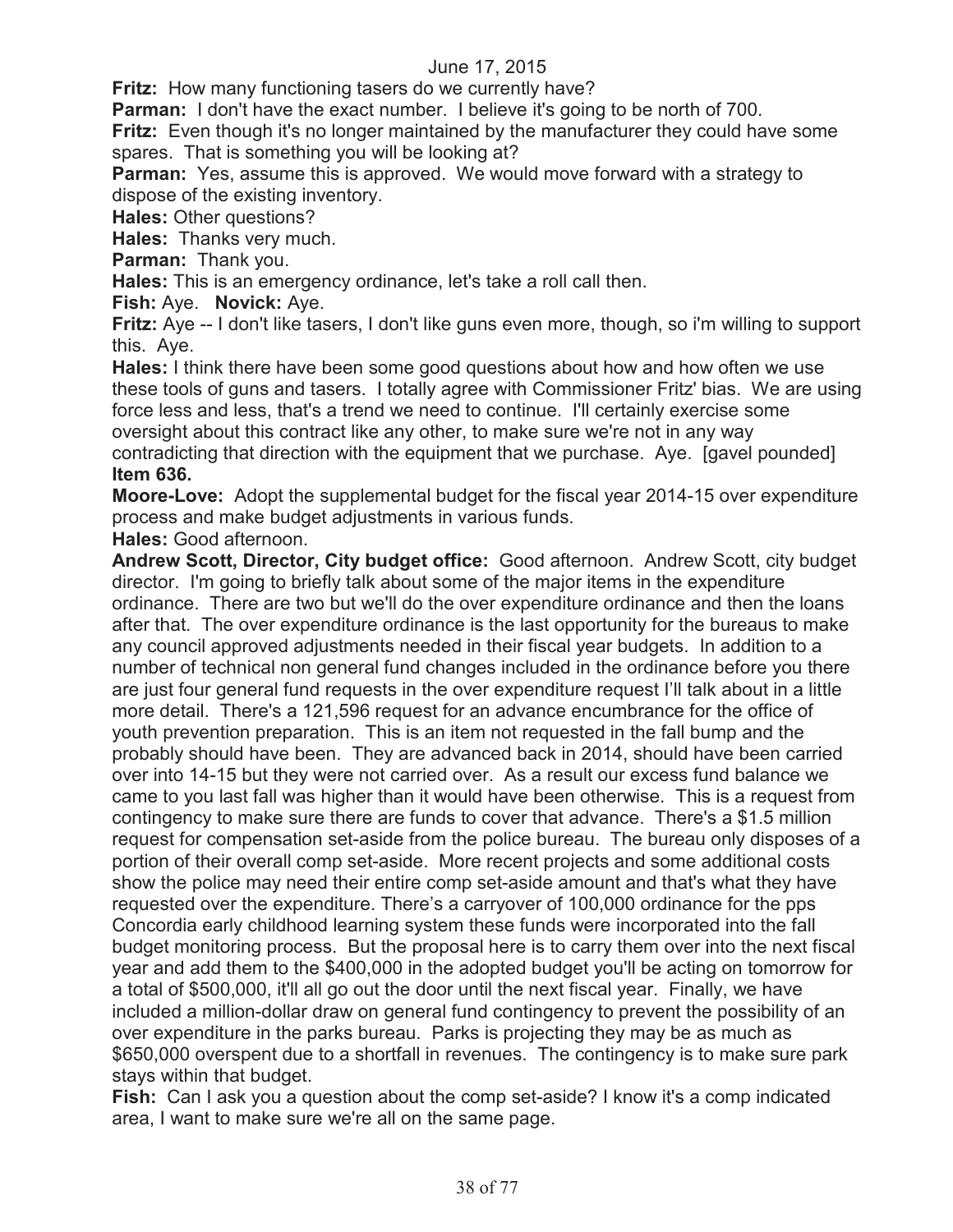**Fritz:** How many functioning tasers do we currently have?

**Parman:** I don't have the exact number. I believe it's going to be north of 700.

**Fritz:** Even though it's no longer maintained by the manufacturer they could have some spares. That is something you will be looking at?

**Parman:** Yes, assume this is approved. We would move forward with a strategy to dispose of the existing inventory.

**Hales:** Other questions?

**Hales:** Thanks very much.

**Parman:** Thank you.

**Hales:** This is an emergency ordinance, let's take a roll call then.

**Fish:** Aye. **Novick:** Aye.

**Fritz:** Aye -- I don't like tasers, I don't like guns even more, though, so i'm willing to support this. Aye.

**Hales:** I think there have been some good questions about how and how often we use these tools of guns and tasers. I totally agree with Commissioner Fritz' bias. We are using force less and less, that's a trend we need to continue. I'll certainly exercise some oversight about this contract like any other, to make sure we're not in any way contradicting that direction with the equipment that we purchase. Aye. [gavel pounded]

**Item 636.**

**Moore-Love:** Adopt the supplemental budget for the fiscal year 2014-15 over expenditure process and make budget adjustments in various funds.

**Hales:** Good afternoon.

**Andrew Scott, Director, City budget office:** Good afternoon. Andrew Scott, city budget director. I'm going to briefly talk about some of the major items in the expenditure ordinance. There are two but we'll do the over expenditure ordinance and then the loans after that. The over expenditure ordinance is the last opportunity for the bureaus to make any council approved adjustments needed in their fiscal year budgets. In addition to a number of technical non general fund changes included in the ordinance before you there are just four general fund requests in the over expenditure request I'll talk about in a little more detail. There's a 121,596 request for an advance encumbrance for the office of youth prevention preparation. This is an item not requested in the fall bump and the probably should have been. They are advanced back in 2014, should have been carried over into 14-15 but they were not carried over. As a result our excess fund balance we came to you last fall was higher than it would have been otherwise. This is a request from contingency to make sure there are funds to cover that advance. There's a $1.5 million request for compensation set-aside from the police bureau. The bureau only disposes of a portion of their overall comp set-aside. More recent projects and some additional costs show the police may need their entire comp set-aside amount and that's what they have requested over the expenditure. There's a carryover of 100,000 ordinance for the pps Concordia early childhood learning system these funds were incorporated into the fall budget monitoring process. But the proposal here is to carry them over into the next fiscal year and add them to the $400,000 in the adopted budget you'll be acting on tomorrow for a total of $500,000, it'll all go out the door until the next fiscal year. Finally, we have included a million-dollar draw on general fund contingency to prevent the possibility of an over expenditure in the parks bureau. Parks is projecting they may be as much as $650,000 overspent due to a shortfall in revenues. The contingency is to make sure park stays within that budget.

**Fish:** Can I ask you a question about the comp set-aside? I know it's a comp indicated area, I want to make sure we're all on the same page.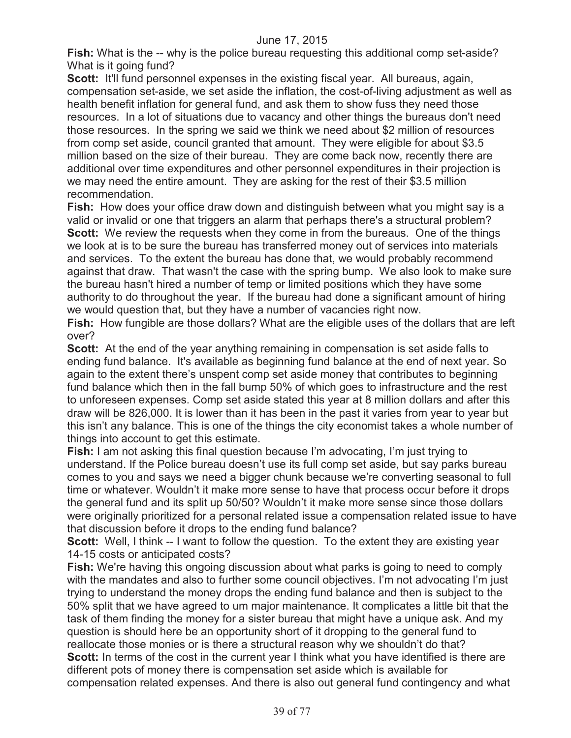**Fish:** What is the -- why is the police bureau requesting this additional comp set-aside? What is it going fund?

**Scott:** It'll fund personnel expenses in the existing fiscal year. All bureaus, again, compensation set-aside, we set aside the inflation, the cost-of-living adjustment as well as health benefit inflation for general fund, and ask them to show fuss they need those resources. In a lot of situations due to vacancy and other things the bureaus don't need those resources. In the spring we said we think we need about $2 million of resources from comp set aside, council granted that amount. They were eligible for about $3.5 million based on the size of their bureau. They are come back now, recently there are additional over time expenditures and other personnel expenditures in their projection is we may need the entire amount. They are asking for the rest of their $3.5 million recommendation.

**Fish:** How does your office draw down and distinguish between what you might say is a valid or invalid or one that triggers an alarm that perhaps there's a structural problem?

**Scott:** We review the requests when they come in from the bureaus. One of the things we look at is to be sure the bureau has transferred money out of services into materials and services. To the extent the bureau has done that, we would probably recommend against that draw. That wasn't the case with the spring bump. We also look to make sure the bureau hasn't hired a number of temp or limited positions which they have some authority to do throughout the year. If the bureau had done a significant amount of hiring we would question that, but they have a number of vacancies right now.

**Fish:** How fungible are those dollars? What are the eligible uses of the dollars that are left over?

**Scott:** At the end of the year anything remaining in compensation is set aside falls to ending fund balance. It's available as beginning fund balance at the end of next year. So again to the extent there's unspent comp set aside money that contributes to beginning fund balance which then in the fall bump 50% of which goes to infrastructure and the rest to unforeseen expenses. Comp set aside stated this year at 8 million dollars and after this draw will be 826,000. It is lower than it has been in the past it varies from year to year but this isn't any balance. This is one of the things the city economist takes a whole number of things into account to get this estimate.

**Fish:** I am not asking this final question because I'm advocating, I'm just trying to understand. If the Police bureau doesn't use its full comp set aside, but say parks bureau comes to you and says we need a bigger chunk because we're converting seasonal to full time or whatever. Wouldn't it make more sense to have that process occur before it drops the general fund and its split up 50/50? Wouldn't it make more sense since those dollars were originally prioritized for a personal related issue a compensation related issue to have that discussion before it drops to the ending fund balance?

**Scott:** Well, I think -- I want to follow the question. To the extent they are existing year 14-15 costs or anticipated costs?

**Fish:** We're having this ongoing discussion about what parks is going to need to comply with the mandates and also to further some council objectives. I'm not advocating I'm just trying to understand the money drops the ending fund balance and then is subject to the 50% split that we have agreed to um major maintenance. It complicates a little bit that the task of them finding the money for a sister bureau that might have a unique ask. And my question is should here be an opportunity short of it dropping to the general fund to reallocate those monies or is there a structural reason why we shouldn't do that?

**Scott:** In terms of the cost in the current year I think what you have identified is there are different pots of money there is compensation set aside which is available for compensation related expenses. And there is also out general fund contingency and what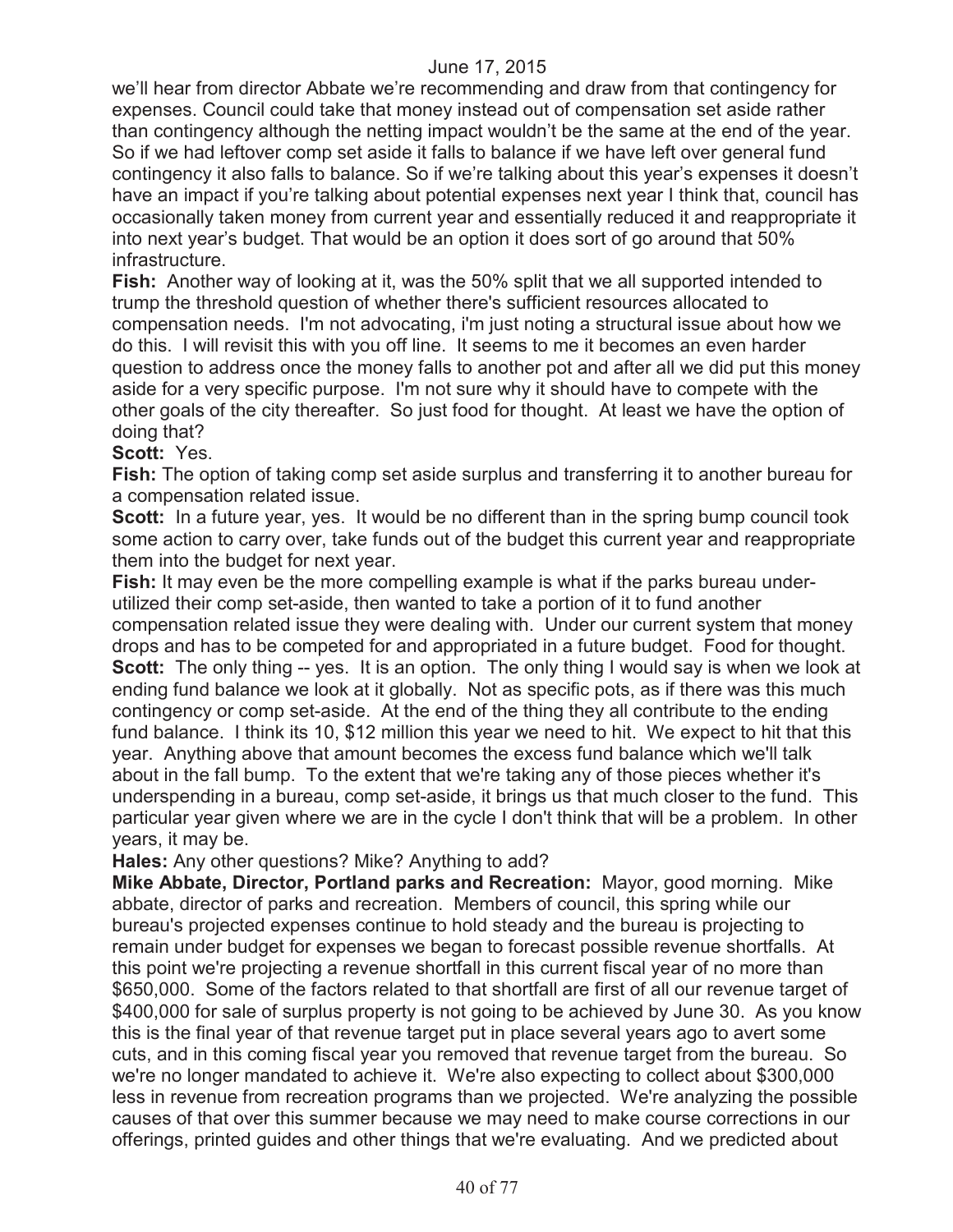we'll hear from director Abbate we're recommending and draw from that contingency for expenses. Council could take that money instead out of compensation set aside rather than contingency although the netting impact wouldn't be the same at the end of the year. So if we had leftover comp set aside it falls to balance if we have left over general fund contingency it also falls to balance. So if we're talking about this year's expenses it doesn't have an impact if you're talking about potential expenses next year I think that, council has occasionally taken money from current year and essentially reduced it and reappropriate it into next year's budget. That would be an option it does sort of go around that 50% infrastructure.

**Fish:** Another way of looking at it, was the 50% split that we all supported intended to trump the threshold question of whether there's sufficient resources allocated to compensation needs. I'm not advocating, i'm just noting a structural issue about how we do this. I will revisit this with you off line. It seems to me it becomes an even harder question to address once the money falls to another pot and after all we did put this money aside for a very specific purpose. I'm not sure why it should have to compete with the other goals of the city thereafter. So just food for thought. At least we have the option of doing that?

**Scott:** Yes.

**Fish:** The option of taking comp set aside surplus and transferring it to another bureau for a compensation related issue.

**Scott:** In a future year, yes. It would be no different than in the spring bump council took some action to carry over, take funds out of the budget this current year and reappropriate them into the budget for next year.

**Fish:** It may even be the more compelling example is what if the parks bureau under-utilized their comp set-aside, then wanted to take a portion of it to fund another compensation related issue they were dealing with. Under our current system that money drops and has to be competed for and appropriated in a future budget. Food for thought.

**Scott:** The only thing -- yes. It is an option. The only thing I would say is when we look at ending fund balance we look at it globally. Not as specific pots, as if there was this much contingency or comp set-aside. At the end of the thing they all contribute to the ending fund balance. I think its 10, $12 million this year we need to hit. We expect to hit that this year. Anything above that amount becomes the excess fund balance which we'll talk about in the fall bump. To the extent that we're taking any of those pieces whether it's underspending in a bureau, comp set-aside, it brings us that much closer to the fund. This particular year given where we are in the cycle I don't think that will be a problem. In other years, it may be.

**Hales:** Any other questions? Mike? Anything to add?

**Mike Abbate, Director, Portland parks and Recreation:** Mayor, good morning. Mike abbate, director of parks and recreation. Members of council, this spring while our bureau's projected expenses continue to hold steady and the bureau is projecting to remain under budget for expenses we began to forecast possible revenue shortfalls. At this point we're projecting a revenue shortfall in this current fiscal year of no more than $650,000. Some of the factors related to that shortfall are first of all our revenue target of $400,000 for sale of surplus property is not going to be achieved by June 30. As you know this is the final year of that revenue target put in place several years ago to avert some cuts, and in this coming fiscal year you removed that revenue target from the bureau. So we're no longer mandated to achieve it. We're also expecting to collect about $300,000 less in revenue from recreation programs than we projected. We're analyzing the possible causes of that over this summer because we may need to make course corrections in our offerings, printed guides and other things that we're evaluating. And we predicted about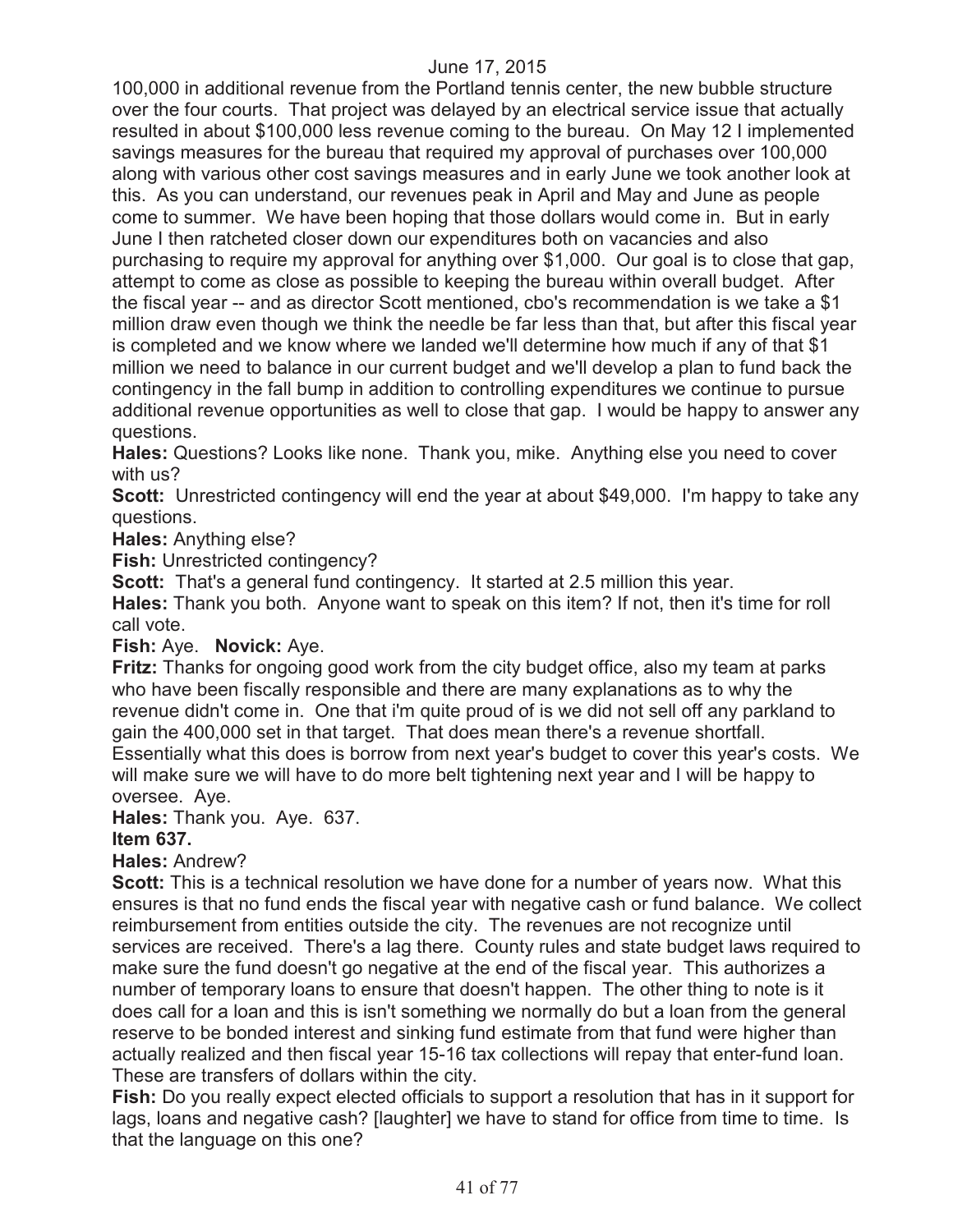100,000 in additional revenue from the Portland tennis center, the new bubble structure over the four courts. That project was delayed by an electrical service issue that actually resulted in about $100,000 less revenue coming to the bureau. On May 12 I implemented savings measures for the bureau that required my approval of purchases over 100,000 along with various other cost savings measures and in early June we took another look at this. As you can understand, our revenues peak in April and May and June as people come to summer. We have been hoping that those dollars would come in. But in early June I then ratcheted closer down our expenditures both on vacancies and also purchasing to require my approval for anything over $1,000. Our goal is to close that gap, attempt to come as close as possible to keeping the bureau within overall budget. After the fiscal year -- and as director Scott mentioned, cbo's recommendation is we take a $1 million draw even though we think the needle be far less than that, but after this fiscal year is completed and we know where we landed we'll determine how much if any of that $1 million we need to balance in our current budget and we'll develop a plan to fund back the contingency in the fall bump in addition to controlling expenditures we continue to pursue additional revenue opportunities as well to close that gap. I would be happy to answer any questions.

**Hales:** Questions? Looks like none. Thank you, mike. Anything else you need to cover with us?

**Scott:** Unrestricted contingency will end the year at about $49,000. I'm happy to take any questions.

**Hales:** Anything else?

**Fish:** Unrestricted contingency?

**Scott:** That's a general fund contingency. It started at 2.5 million this year.

**Hales:** Thank you both. Anyone want to speak on this item? If not, then it's time for roll call vote.

**Fish:** Aye. **Novick:** Aye.

**Fritz:** Thanks for ongoing good work from the city budget office, also my team at parks who have been fiscally responsible and there are many explanations as to why the revenue didn't come in. One that i'm quite proud of is we did not sell off any parkland to gain the 400,000 set in that target. That does mean there's a revenue shortfall. Essentially what this does is borrow from next year's budget to cover this year's costs. We will make sure we will have to do more belt tightening next year and I will be happy to oversee. Aye.

**Hales:** Thank you. Aye. 637.

**Item 637.**

**Hales:** Andrew?

**Scott:** This is a technical resolution we have done for a number of years now. What this ensures is that no fund ends the fiscal year with negative cash or fund balance. We collect reimbursement from entities outside the city. The revenues are not recognize until services are received. There's a lag there. County rules and state budget laws required to make sure the fund doesn't go negative at the end of the fiscal year. This authorizes a number of temporary loans to ensure that doesn't happen. The other thing to note is it does call for a loan and this is isn't something we normally do but a loan from the general reserve to be bonded interest and sinking fund estimate from that fund were higher than actually realized and then fiscal year 15-16 tax collections will repay that enter-fund loan. These are transfers of dollars within the city.

**Fish:** Do you really expect elected officials to support a resolution that has in it support for lags, loans and negative cash? [laughter] we have to stand for office from time to time. Is that the language on this one?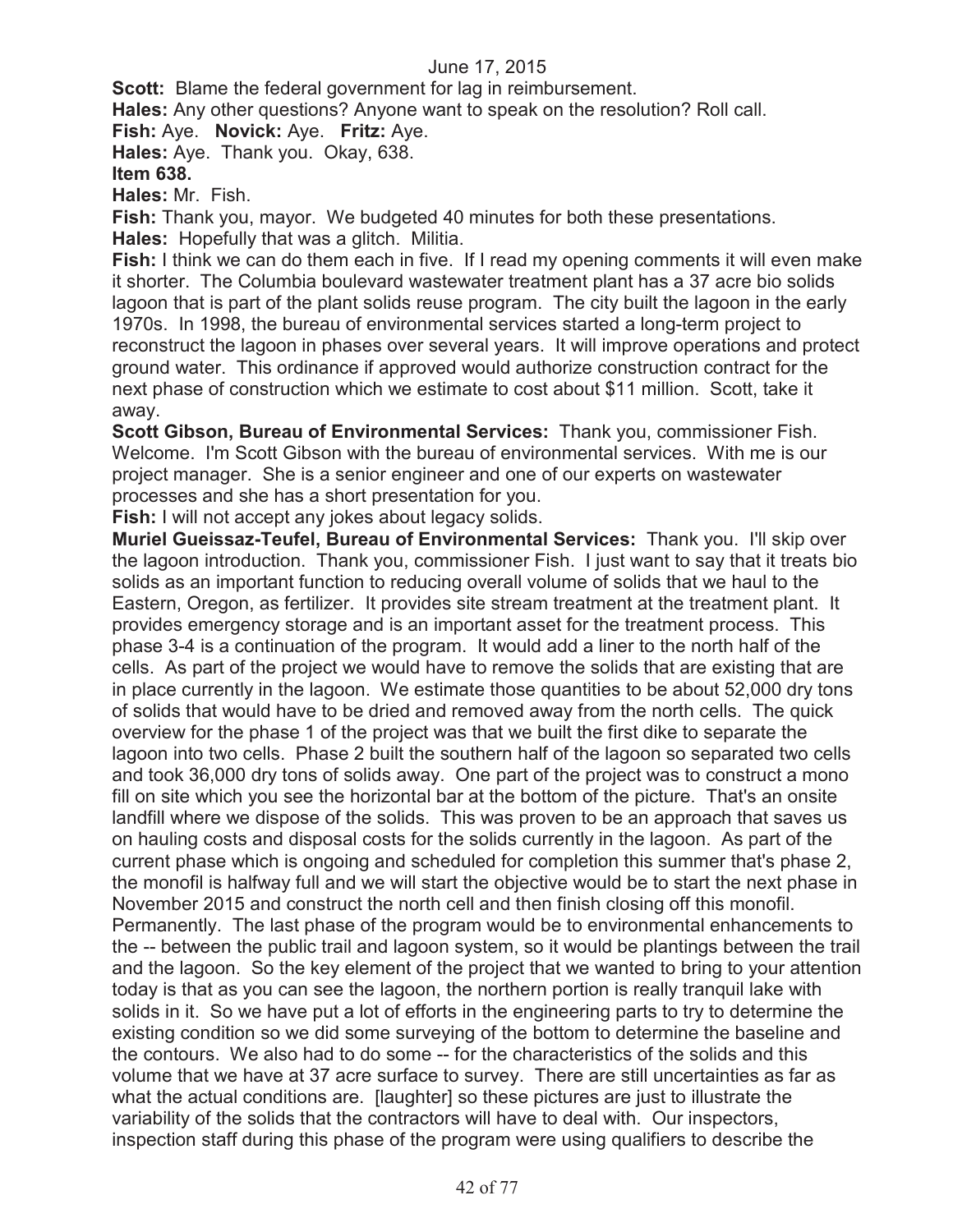**Scott:** Blame the federal government for lag in reimbursement.

**Hales:** Any other questions? Anyone want to speak on the resolution? Roll call.

**Fish:** Aye. **Novick:** Aye. **Fritz:** Aye.

**Hales:** Aye. Thank you. Okay, 638.

**Item 638.**

**Hales:** Mr. Fish.

**Fish:** Thank you, mayor. We budgeted 40 minutes for both these presentations.

**Hales:** Hopefully that was a glitch. Militia.

**Fish:** I think we can do them each in five. If I read my opening comments it will even make it shorter. The Columbia boulevard wastewater treatment plant has a 37 acre bio solids lagoon that is part of the plant solids reuse program. The city built the lagoon in the early 1970s. In 1998, the bureau of environmental services started a long-term project to reconstruct the lagoon in phases over several years. It will improve operations and protect ground water. This ordinance if approved would authorize construction contract for the next phase of construction which we estimate to cost about $11 million. Scott, take it away.

**Scott Gibson, Bureau of Environmental Services:** Thank you, commissioner Fish. Welcome. I'm Scott Gibson with the bureau of environmental services. With me is our project manager. She is a senior engineer and one of our experts on wastewater processes and she has a short presentation for you.

**Fish:** I will not accept any jokes about legacy solids.

**Muriel Gueissaz-Teufel, Bureau of Environmental Services:** Thank you. I'll skip over the lagoon introduction. Thank you, commissioner Fish. I just want to say that it treats bio solids as an important function to reducing overall volume of solids that we haul to the Eastern, Oregon, as fertilizer. It provides site stream treatment at the treatment plant. It provides emergency storage and is an important asset for the treatment process. This phase 3-4 is a continuation of the program. It would add a liner to the north half of the cells. As part of the project we would have to remove the solids that are existing that are in place currently in the lagoon. We estimate those quantities to be about 52,000 dry tons of solids that would have to be dried and removed away from the north cells. The quick overview for the phase 1 of the project was that we built the first dike to separate the lagoon into two cells. Phase 2 built the southern half of the lagoon so separated two cells and took 36,000 dry tons of solids away. One part of the project was to construct a mono fill on site which you see the horizontal bar at the bottom of the picture. That's an onsite landfill where we dispose of the solids. This was proven to be an approach that saves us on hauling costs and disposal costs for the solids currently in the lagoon. As part of the current phase which is ongoing and scheduled for completion this summer that's phase 2, the monofil is halfway full and we will start the objective would be to start the next phase in November 2015 and construct the north cell and then finish closing off this monofil. Permanently. The last phase of the program would be to environmental enhancements to the -- between the public trail and lagoon system, so it would be plantings between the trail and the lagoon. So the key element of the project that we wanted to bring to your attention today is that as you can see the lagoon, the northern portion is really tranquil lake with solids in it. So we have put a lot of efforts in the engineering parts to try to determine the existing condition so we did some surveying of the bottom to determine the baseline and the contours. We also had to do some -- for the characteristics of the solids and this volume that we have at 37 acre surface to survey. There are still uncertainties as far as what the actual conditions are. [laughter] so these pictures are just to illustrate the variability of the solids that the contractors will have to deal with. Our inspectors, inspection staff during this phase of the program were using qualifiers to describe the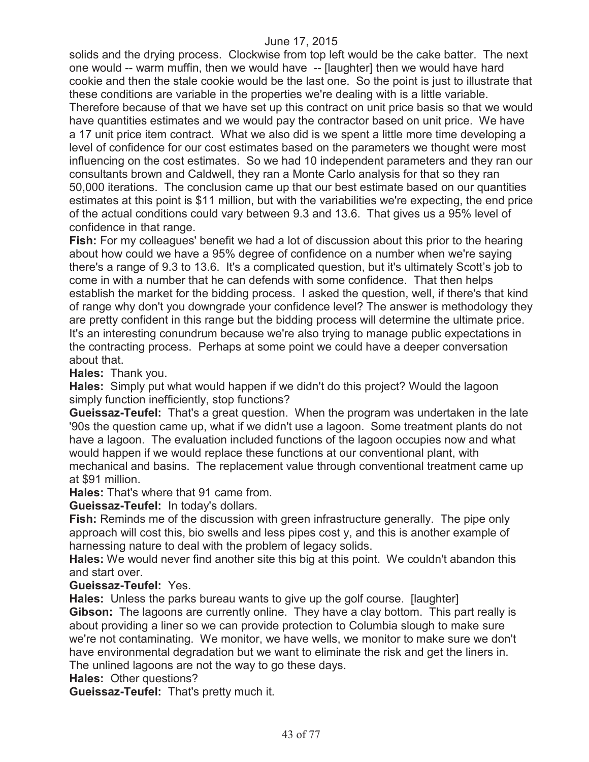solids and the drying process. Clockwise from top left would be the cake batter. The next one would -- warm muffin, then we would have -- [laughter] then we would have hard cookie and then the stale cookie would be the last one. So the point is just to illustrate that these conditions are variable in the properties we're dealing with is a little variable. Therefore because of that we have set up this contract on unit price basis so that we would have quantities estimates and we would pay the contractor based on unit price. We have a 17 unit price item contract. What we also did is we spent a little more time developing a level of confidence for our cost estimates based on the parameters we thought were most influencing on the cost estimates. So we had 10 independent parameters and they ran our consultants brown and Caldwell, they ran a Monte Carlo analysis for that so they ran 50,000 iterations. The conclusion came up that our best estimate based on our quantities estimates at this point is $11 million, but with the variabilities we're expecting, the end price of the actual conditions could vary between 9.3 and 13.6. That gives us a 95% level of confidence in that range.

**Fish:** For my colleagues' benefit we had a lot of discussion about this prior to the hearing about how could we have a 95% degree of confidence on a number when we're saying there's a range of 9.3 to 13.6. It's a complicated question, but it's ultimately Scott's job to come in with a number that he can defends with some confidence. That then helps establish the market for the bidding process. I asked the question, well, if there's that kind of range why don't you downgrade your confidence level? The answer is methodology they are pretty confident in this range but the bidding process will determine the ultimate price. It's an interesting conundrum because we're also trying to manage public expectations in the contracting process. Perhaps at some point we could have a deeper conversation about that.

**Hales:** Thank you.

**Hales:** Simply put what would happen if we didn't do this project? Would the lagoon simply function inefficiently, stop functions?

**Gueissaz-Teufel:** That's a great question. When the program was undertaken in the late '90s the question came up, what if we didn't use a lagoon. Some treatment plants do not have a lagoon. The evaluation included functions of the lagoon occupies now and what would happen if we would replace these functions at our conventional plant, with mechanical and basins. The replacement value through conventional treatment came up at $91 million.

**Hales:** That's where that 91 came from.

**Gueissaz-Teufel:** In today's dollars.

**Fish:** Reminds me of the discussion with green infrastructure generally. The pipe only approach will cost this, bio swells and less pipes cost y, and this is another example of harnessing nature to deal with the problem of legacy solids.

**Hales:** We would never find another site this big at this point. We couldn't abandon this and start over.

**Gueissaz-Teufel:** Yes.

**Hales:** Unless the parks bureau wants to give up the golf course. [laughter]

**Gibson:** The lagoons are currently online. They have a clay bottom. This part really is about providing a liner so we can provide protection to Columbia slough to make sure we're not contaminating. We monitor, we have wells, we monitor to make sure we don't have environmental degradation but we want to eliminate the risk and get the liners in. The unlined lagoons are not the way to go these days.

**Hales:** Other questions?

**Gueissaz-Teufel:** That's pretty much it.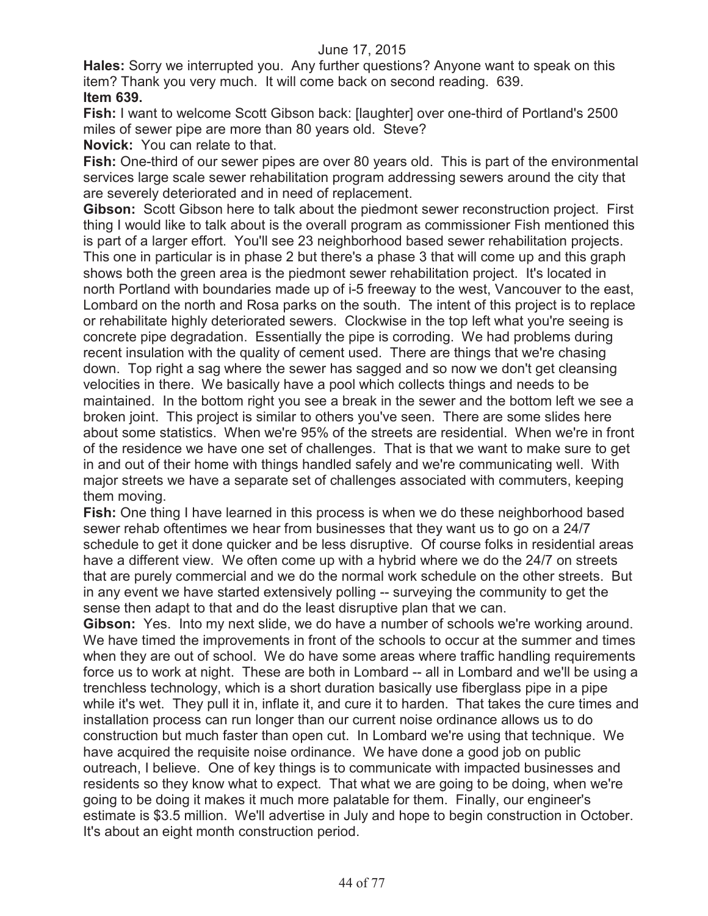**Hales:** Sorry we interrupted you. Any further questions? Anyone want to speak on this item? Thank you very much. It will come back on second reading. 639.

**Item 639.**

**Fish:** I want to welcome Scott Gibson back: [laughter] over one-third of Portland's 2500 miles of sewer pipe are more than 80 years old. Steve?

**Novick:** You can relate to that.

**Fish:** One-third of our sewer pipes are over 80 years old. This is part of the environmental services large scale sewer rehabilitation program addressing sewers around the city that are severely deteriorated and in need of replacement.

**Gibson:** Scott Gibson here to talk about the piedmont sewer reconstruction project. First thing I would like to talk about is the overall program as commissioner Fish mentioned this is part of a larger effort. You'll see 23 neighborhood based sewer rehabilitation projects. This one in particular is in phase 2 but there's a phase 3 that will come up and this graph shows both the green area is the piedmont sewer rehabilitation project. It's located in north Portland with boundaries made up of i-5 freeway to the west, Vancouver to the east, Lombard on the north and Rosa parks on the south. The intent of this project is to replace or rehabilitate highly deteriorated sewers. Clockwise in the top left what you're seeing is concrete pipe degradation. Essentially the pipe is corroding. We had problems during recent insulation with the quality of cement used. There are things that we're chasing down. Top right a sag where the sewer has sagged and so now we don't get cleansing velocities in there. We basically have a pool which collects things and needs to be maintained. In the bottom right you see a break in the sewer and the bottom left we see a broken joint. This project is similar to others you've seen. There are some slides here about some statistics. When we're 95% of the streets are residential. When we're in front of the residence we have one set of challenges. That is that we want to make sure to get in and out of their home with things handled safely and we're communicating well. With major streets we have a separate set of challenges associated with commuters, keeping them moving.

**Fish:** One thing I have learned in this process is when we do these neighborhood based sewer rehab oftentimes we hear from businesses that they want us to go on a 24/7 schedule to get it done quicker and be less disruptive. Of course folks in residential areas have a different view. We often come up with a hybrid where we do the 24/7 on streets that are purely commercial and we do the normal work schedule on the other streets. But in any event we have started extensively polling -- surveying the community to get the sense then adapt to that and do the least disruptive plan that we can.

**Gibson:** Yes. Into my next slide, we do have a number of schools we're working around. We have timed the improvements in front of the schools to occur at the summer and times when they are out of school. We do have some areas where traffic handling requirements force us to work at night. These are both in Lombard -- all in Lombard and we'll be using a trenchless technology, which is a short duration basically use fiberglass pipe in a pipe while it's wet. They pull it in, inflate it, and cure it to harden. That takes the cure times and installation process can run longer than our current noise ordinance allows us to do construction but much faster than open cut. In Lombard we're using that technique. We have acquired the requisite noise ordinance. We have done a good job on public outreach, I believe. One of key things is to communicate with impacted businesses and residents so they know what to expect. That what we are going to be doing, when we're going to be doing it makes it much more palatable for them. Finally, our engineer's estimate is $3.5 million. We'll advertise in July and hope to begin construction in October. It's about an eight month construction period.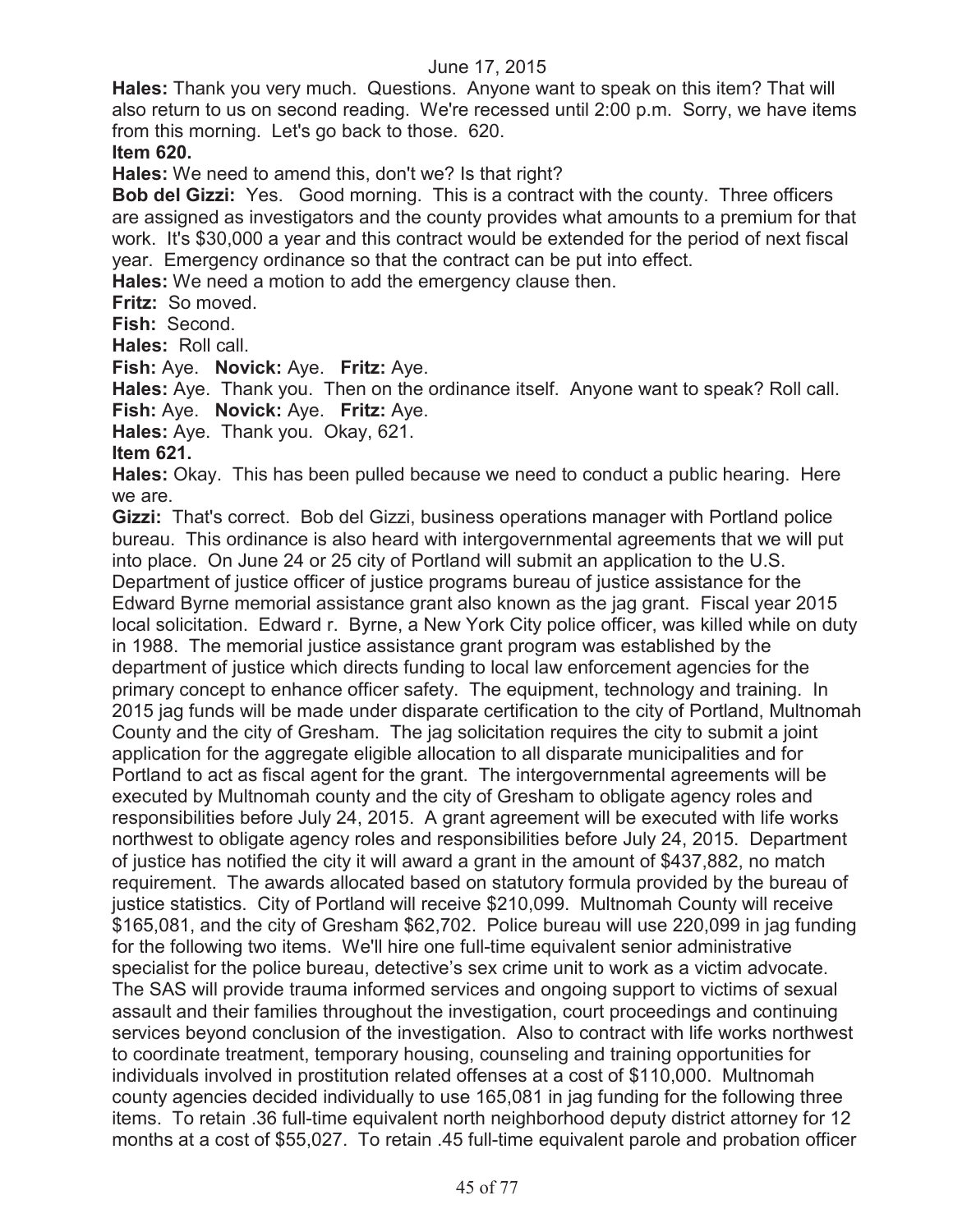June 17, 2015

**Hales:** Thank you very much. Questions. Anyone want to speak on this item? That will also return to us on second reading. We're recessed until 2:00 p.m. Sorry, we have items from this morning. Let's go back to those. 620.

**Item 620.**

**Hales:** We need to amend this, don't we? Is that right?

**Bob del Gizzi:** Yes. Good morning. This is a contract with the county. Three officers are assigned as investigators and the county provides what amounts to a premium for that work. It's $30,000 a year and this contract would be extended for the period of next fiscal year. Emergency ordinance so that the contract can be put into effect.

**Hales:** We need a motion to add the emergency clause then.

**Fritz:** So moved.

**Fish:** Second.

**Hales:** Roll call.

**Fish:** Aye. **Novick:** Aye. **Fritz:** Aye.

**Hales:** Aye. Thank you. Then on the ordinance itself. Anyone want to speak? Roll call.

**Fish:** Aye. **Novick:** Aye. **Fritz:** Aye.

**Hales:** Aye. Thank you. Okay, 621.

**Item 621.**

**Hales:** Okay. This has been pulled because we need to conduct a public hearing. Here we are.

**Gizzi:** That's correct. Bob del Gizzi, business operations manager with Portland police bureau. This ordinance is also heard with intergovernmental agreements that we will put into place. On June 24 or 25 city of Portland will submit an application to the U.S. Department of justice officer of justice programs bureau of justice assistance for the Edward Byrne memorial assistance grant also known as the jag grant. Fiscal year 2015 local solicitation. Edward r. Byrne, a New York City police officer, was killed while on duty in 1988. The memorial justice assistance grant program was established by the department of justice which directs funding to local law enforcement agencies for the primary concept to enhance officer safety. The equipment, technology and training. In 2015 jag funds will be made under disparate certification to the city of Portland, Multnomah County and the city of Gresham. The jag solicitation requires the city to submit a joint application for the aggregate eligible allocation to all disparate municipalities and for Portland to act as fiscal agent for the grant. The intergovernmental agreements will be executed by Multnomah county and the city of Gresham to obligate agency roles and responsibilities before July 24, 2015. A grant agreement will be executed with life works northwest to obligate agency roles and responsibilities before July 24, 2015. Department of justice has notified the city it will award a grant in the amount of $437,882, no match requirement. The awards allocated based on statutory formula provided by the bureau of justice statistics. City of Portland will receive $210,099. Multnomah County will receive $165,081, and the city of Gresham $62,702. Police bureau will use 220,099 in jag funding for the following two items. We'll hire one full-time equivalent senior administrative specialist for the police bureau, detective's sex crime unit to work as a victim advocate. The SAS will provide trauma informed services and ongoing support to victims of sexual assault and their families throughout the investigation, court proceedings and continuing services beyond conclusion of the investigation. Also to contract with life works northwest to coordinate treatment, temporary housing, counseling and training opportunities for individuals involved in prostitution related offenses at a cost of $110,000. Multnomah county agencies decided individually to use 165,081 in jag funding for the following three items. To retain .36 full-time equivalent north neighborhood deputy district attorney for 12 months at a cost of $55,027. To retain .45 full-time equivalent parole and probation officer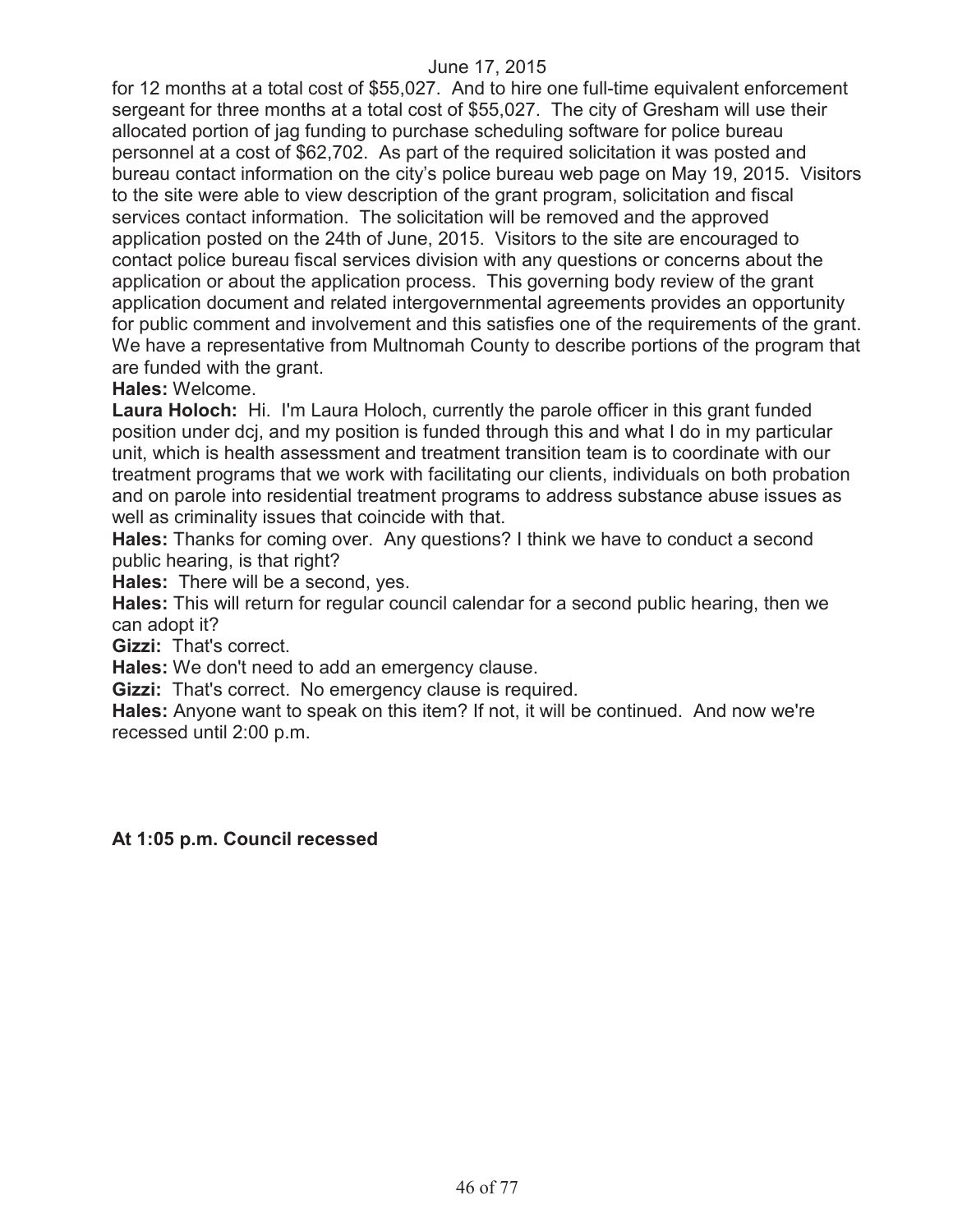for 12 months at a total cost of $55,027. And to hire one full-time equivalent enforcement sergeant for three months at a total cost of $55,027. The city of Gresham will use their allocated portion of jag funding to purchase scheduling software for police bureau personnel at a cost of $62,702. As part of the required solicitation it was posted and bureau contact information on the city's police bureau web page on May 19, 2015. Visitors to the site were able to view description of the grant program, solicitation and fiscal services contact information. The solicitation will be removed and the approved application posted on the 24th of June, 2015. Visitors to the site are encouraged to contact police bureau fiscal services division with any questions or concerns about the application or about the application process. This governing body review of the grant application document and related intergovernmental agreements provides an opportunity for public comment and involvement and this satisfies one of the requirements of the grant. We have a representative from Multnomah County to describe portions of the program that are funded with the grant.

**Hales:** Welcome.

**Laura Holoch:** Hi. I'm Laura Holoch, currently the parole officer in this grant funded position under dcj, and my position is funded through this and what I do in my particular unit, which is health assessment and treatment transition team is to coordinate with our treatment programs that we work with facilitating our clients, individuals on both probation and on parole into residential treatment programs to address substance abuse issues as well as criminality issues that coincide with that.

**Hales:** Thanks for coming over. Any questions? I think we have to conduct a second public hearing, is that right?

**Hales:** There will be a second, yes.

**Hales:** This will return for regular council calendar for a second public hearing, then we can adopt it?

**Gizzi:** That's correct.

**Hales:** We don't need to add an emergency clause.

**Gizzi:** That's correct. No emergency clause is required.

**Hales:** Anyone want to speak on this item? If not, it will be continued. And now we're recessed until 2:00 p.m.

**At 1:05 p.m. Council recessed**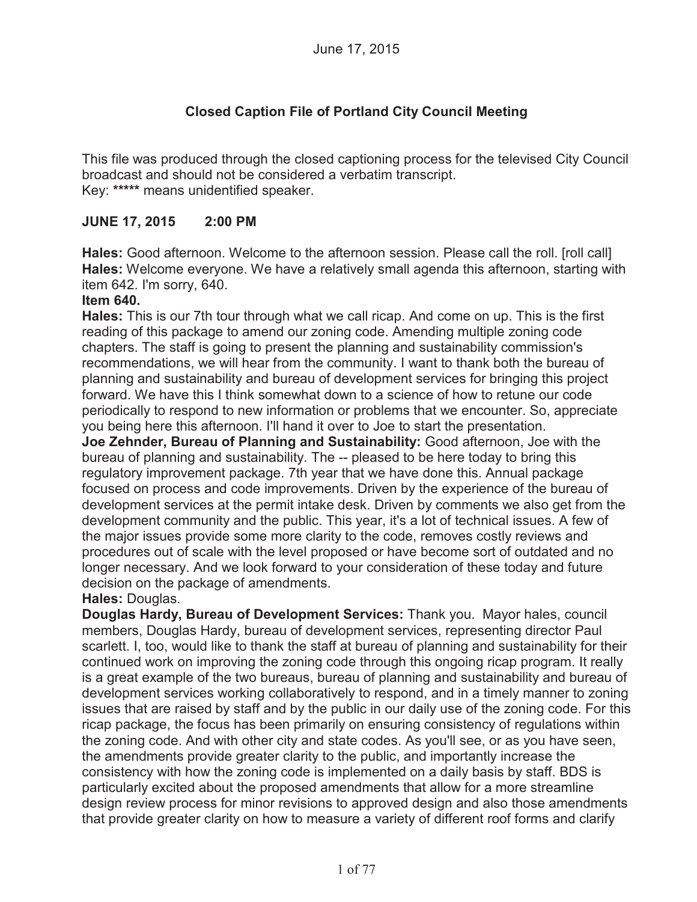June 17, 2015

# Closed Caption File of Portland City Council Meeting

This file was produced through the closed captioning process for the televised City Council broadcast and should not be considered a verbatim transcript.
Key: ***** means unidentified speaker.

## JUNE 17, 2015 2:00 PM

**Hales:** Good afternoon. Welcome to the afternoon session. Please call the roll. [roll call]
**Hales:** Welcome everyone. We have a relatively small agenda this afternoon, starting with item 642. I'm sorry, 640.
**Item 640.**
**Hales:** This is our 7th tour through what we call ricap. And come on up. This is the first reading of this package to amend our zoning code. Amending multiple zoning code chapters. The staff is going to present the planning and sustainability commission's recommendations, we will hear from the community. I want to thank both the bureau of planning and sustainability and bureau of development services for bringing this project forward. We have this I think somewhat down to a science of how to retune our code periodically to respond to new information or problems that we encounter. So, appreciate you being here this afternoon. I'll hand it over to Joe to start the presentation.
**Joe Zehnder, Bureau of Planning and Sustainability:** Good afternoon, Joe with the bureau of planning and sustainability. The -- pleased to be here today to bring this regulatory improvement package. 7th year that we have done this. Annual package focused on process and code improvements. Driven by the experience of the bureau of development services at the permit intake desk. Driven by comments we also get from the development community and the public. This year, it's a lot of technical issues. A few of the major issues provide some more clarity to the code, removes costly reviews and procedures out of scale with the level proposed or have become sort of outdated and no longer necessary. And we look forward to your consideration of these today and future decision on the package of amendments.
**Hales:** Douglas.
**Douglas Hardy, Bureau of Development Services:** Thank you. Mayor hales, council members, Douglas Hardy, bureau of development services, representing director Paul scarlett. I, too, would like to thank the staff at bureau of planning and sustainability for their continued work on improving the zoning code through this ongoing ricap program. It really is a great example of the two bureaus, bureau of planning and sustainability and bureau of development services working collaboratively to respond, and in a timely manner to zoning issues that are raised by staff and by the public in our daily use of the zoning code. For this ricap package, the focus has been primarily on ensuring consistency of regulations within the zoning code. And with other city and state codes. As you'll see, or as you have seen, the amendments provide greater clarity to the public, and importantly increase the consistency with how the zoning code is implemented on a daily basis by staff. BDS is particularly excited about the proposed amendments that allow for a more streamline design review process for minor revisions to approved design and also those amendments that provide greater clarity on how to measure a variety of different roof forms and clarify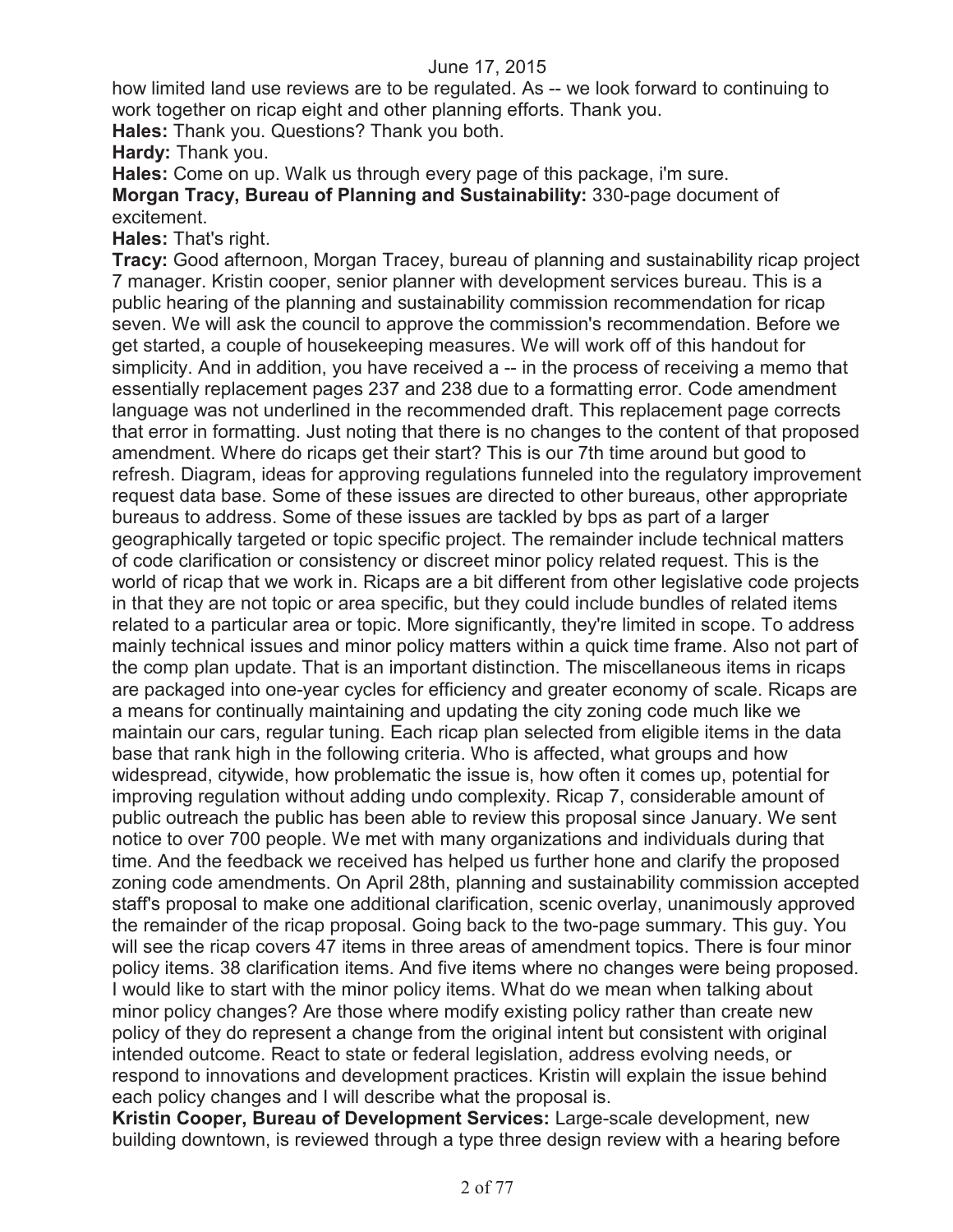how limited land use reviews are to be regulated. As -- we look forward to continuing to work together on ricap eight and other planning efforts. Thank you.

**Hales:** Thank you. Questions? Thank you both.

**Hardy:** Thank you.

**Hales:** Come on up. Walk us through every page of this package, i'm sure.

**Morgan Tracy, Bureau of Planning and Sustainability:** 330-page document of excitement.

**Hales:** That's right.

**Tracy:** Good afternoon, Morgan Tracey, bureau of planning and sustainability ricap project 7 manager. Kristin cooper, senior planner with development services bureau. This is a public hearing of the planning and sustainability commission recommendation for ricap seven. We will ask the council to approve the commission's recommendation. Before we get started, a couple of housekeeping measures. We will work off of this handout for simplicity. And in addition, you have received a -- in the process of receiving a memo that essentially replacement pages 237 and 238 due to a formatting error. Code amendment language was not underlined in the recommended draft. This replacement page corrects that error in formatting. Just noting that there is no changes to the content of that proposed amendment. Where do ricaps get their start? This is our 7th time around but good to refresh. Diagram, ideas for approving regulations funneled into the regulatory improvement request data base. Some of these issues are directed to other bureaus, other appropriate bureaus to address. Some of these issues are tackled by bps as part of a larger geographically targeted or topic specific project. The remainder include technical matters of code clarification or consistency or discreet minor policy related request. This is the world of ricap that we work in. Ricaps are a bit different from other legislative code projects in that they are not topic or area specific, but they could include bundles of related items related to a particular area or topic. More significantly, they're limited in scope. To address mainly technical issues and minor policy matters within a quick time frame. Also not part of the comp plan update. That is an important distinction. The miscellaneous items in ricaps are packaged into one-year cycles for efficiency and greater economy of scale. Ricaps are a means for continually maintaining and updating the city zoning code much like we maintain our cars, regular tuning. Each ricap plan selected from eligible items in the data base that rank high in the following criteria. Who is affected, what groups and how widespread, citywide, how problematic the issue is, how often it comes up, potential for improving regulation without adding undo complexity. Ricap 7, considerable amount of public outreach the public has been able to review this proposal since January. We sent notice to over 700 people. We met with many organizations and individuals during that time. And the feedback we received has helped us further hone and clarify the proposed zoning code amendments. On April 28th, planning and sustainability commission accepted staff's proposal to make one additional clarification, scenic overlay, unanimously approved the remainder of the ricap proposal. Going back to the two-page summary. This guy. You will see the ricap covers 47 items in three areas of amendment topics. There is four minor policy items. 38 clarification items. And five items where no changes were being proposed. I would like to start with the minor policy items. What do we mean when talking about minor policy changes? Are those where modify existing policy rather than create new policy of they do represent a change from the original intent but consistent with original intended outcome. React to state or federal legislation, address evolving needs, or respond to innovations and development practices. Kristin will explain the issue behind each policy changes and I will describe what the proposal is.

**Kristin Cooper, Bureau of Development Services:** Large-scale development, new building downtown, is reviewed through a type three design review with a hearing before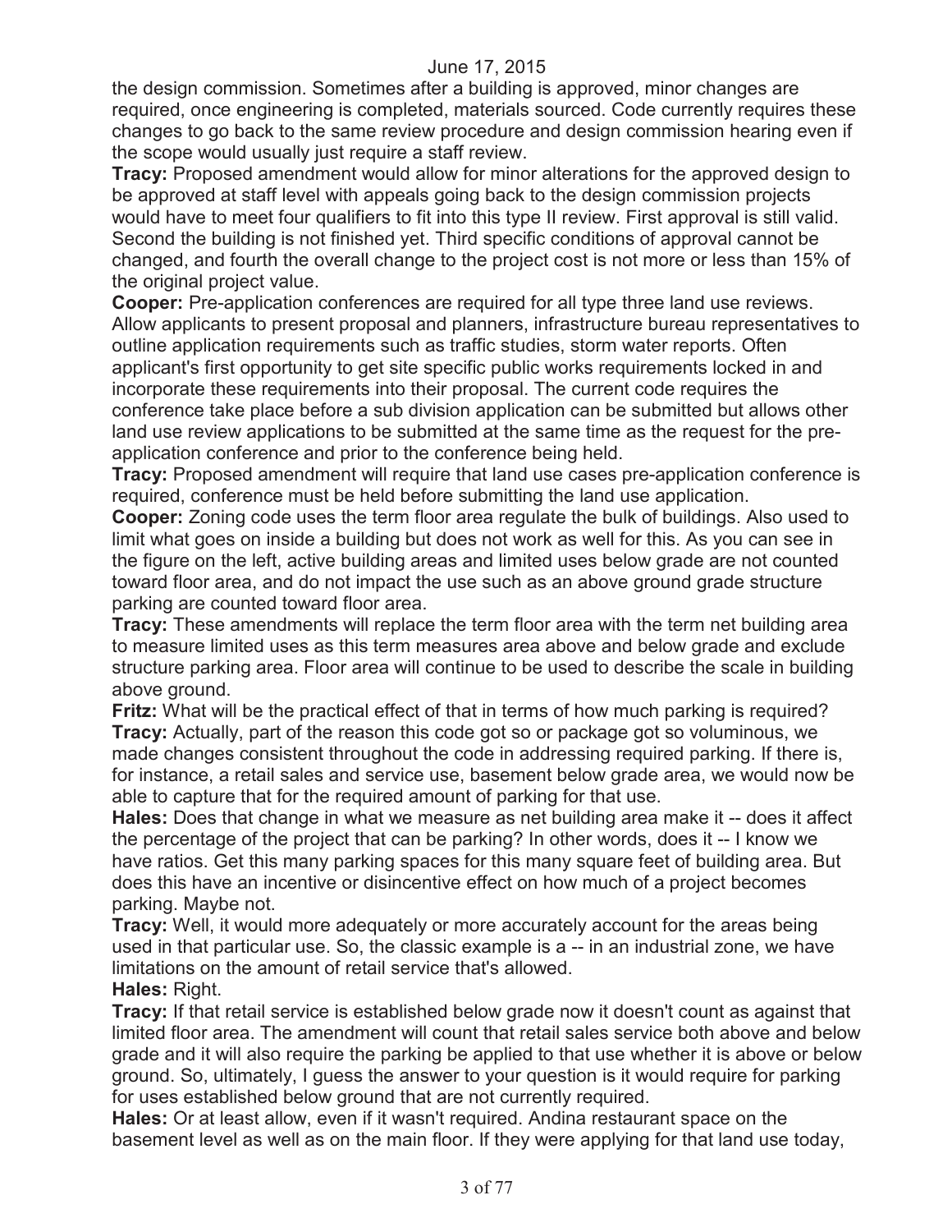the design commission. Sometimes after a building is approved, minor changes are required, once engineering is completed, materials sourced. Code currently requires these changes to go back to the same review procedure and design commission hearing even if the scope would usually just require a staff review.

**Tracy:** Proposed amendment would allow for minor alterations for the approved design to be approved at staff level with appeals going back to the design commission projects would have to meet four qualifiers to fit into this type II review. First approval is still valid. Second the building is not finished yet. Third specific conditions of approval cannot be changed, and fourth the overall change to the project cost is not more or less than 15% of the original project value.

**Cooper:** Pre-application conferences are required for all type three land use reviews. Allow applicants to present proposal and planners, infrastructure bureau representatives to outline application requirements such as traffic studies, storm water reports. Often applicant's first opportunity to get site specific public works requirements locked in and incorporate these requirements into their proposal. The current code requires the conference take place before a sub division application can be submitted but allows other land use review applications to be submitted at the same time as the request for the pre-application conference and prior to the conference being held.

**Tracy:** Proposed amendment will require that land use cases pre-application conference is required, conference must be held before submitting the land use application.

**Cooper:** Zoning code uses the term floor area regulate the bulk of buildings. Also used to limit what goes on inside a building but does not work as well for this. As you can see in the figure on the left, active building areas and limited uses below grade are not counted toward floor area, and do not impact the use such as an above ground grade structure parking are counted toward floor area.

**Tracy:** These amendments will replace the term floor area with the term net building area to measure limited uses as this term measures area above and below grade and exclude structure parking area. Floor area will continue to be used to describe the scale in building above ground.

**Fritz:** What will be the practical effect of that in terms of how much parking is required?

**Tracy:** Actually, part of the reason this code got so or package got so voluminous, we made changes consistent throughout the code in addressing required parking. If there is, for instance, a retail sales and service use, basement below grade area, we would now be able to capture that for the required amount of parking for that use.

**Hales:** Does that change in what we measure as net building area make it -- does it affect the percentage of the project that can be parking? In other words, does it -- I know we have ratios. Get this many parking spaces for this many square feet of building area. But does this have an incentive or disincentive effect on how much of a project becomes parking. Maybe not.

**Tracy:** Well, it would more adequately or more accurately account for the areas being used in that particular use. So, the classic example is a -- in an industrial zone, we have limitations on the amount of retail service that's allowed.

**Hales:** Right.

**Tracy:** If that retail service is established below grade now it doesn't count as against that limited floor area. The amendment will count that retail sales service both above and below grade and it will also require the parking be applied to that use whether it is above or below ground. So, ultimately, I guess the answer to your question is it would require for parking for uses established below ground that are not currently required.

**Hales:** Or at least allow, even if it wasn't required. Andina restaurant space on the basement level as well as on the main floor. If they were applying for that land use today,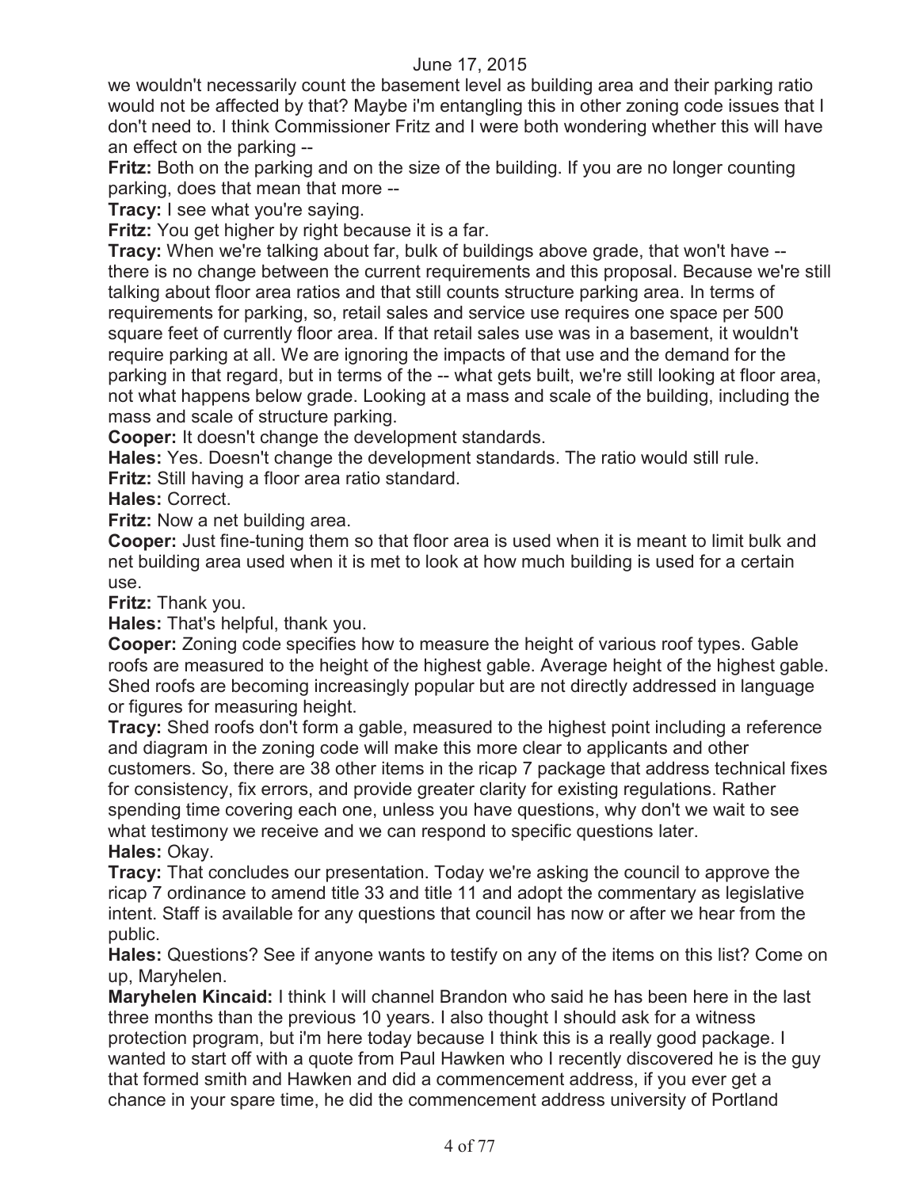we wouldn't necessarily count the basement level as building area and their parking ratio would not be affected by that? Maybe i'm entangling this in other zoning code issues that I don't need to. I think Commissioner Fritz and I were both wondering whether this will have an effect on the parking --

**Fritz:** Both on the parking and on the size of the building. If you are no longer counting parking, does that mean that more --

**Tracy:** I see what you're saying.

**Fritz:** You get higher by right because it is a far.

**Tracy:** When we're talking about far, bulk of buildings above grade, that won't have -- there is no change between the current requirements and this proposal. Because we're still talking about floor area ratios and that still counts structure parking area. In terms of requirements for parking, so, retail sales and service use requires one space per 500 square feet of currently floor area. If that retail sales use was in a basement, it wouldn't require parking at all. We are ignoring the impacts of that use and the demand for the parking in that regard, but in terms of the -- what gets built, we're still looking at floor area, not what happens below grade. Looking at a mass and scale of the building, including the mass and scale of structure parking.

**Cooper:** It doesn't change the development standards.

**Hales:** Yes. Doesn't change the development standards. The ratio would still rule.

**Fritz:** Still having a floor area ratio standard.

**Hales:** Correct.

**Fritz:** Now a net building area.

**Cooper:** Just fine-tuning them so that floor area is used when it is meant to limit bulk and net building area used when it is met to look at how much building is used for a certain use.

**Fritz:** Thank you.

**Hales:** That's helpful, thank you.

**Cooper:** Zoning code specifies how to measure the height of various roof types. Gable roofs are measured to the height of the highest gable. Average height of the highest gable. Shed roofs are becoming increasingly popular but are not directly addressed in language or figures for measuring height.

**Tracy:** Shed roofs don't form a gable, measured to the highest point including a reference and diagram in the zoning code will make this more clear to applicants and other customers. So, there are 38 other items in the ricap 7 package that address technical fixes for consistency, fix errors, and provide greater clarity for existing regulations. Rather spending time covering each one, unless you have questions, why don't we wait to see what testimony we receive and we can respond to specific questions later.

**Hales:** Okay.

**Tracy:** That concludes our presentation. Today we're asking the council to approve the ricap 7 ordinance to amend title 33 and title 11 and adopt the commentary as legislative intent. Staff is available for any questions that council has now or after we hear from the public.

**Hales:** Questions? See if anyone wants to testify on any of the items on this list? Come on up, Maryhelen.

**Maryhelen Kincaid:** I think I will channel Brandon who said he has been here in the last three months than the previous 10 years. I also thought I should ask for a witness protection program, but i'm here today because I think this is a really good package. I wanted to start off with a quote from Paul Hawken who I recently discovered he is the guy that formed smith and Hawken and did a commencement address, if you ever get a chance in your spare time, he did the commencement address university of Portland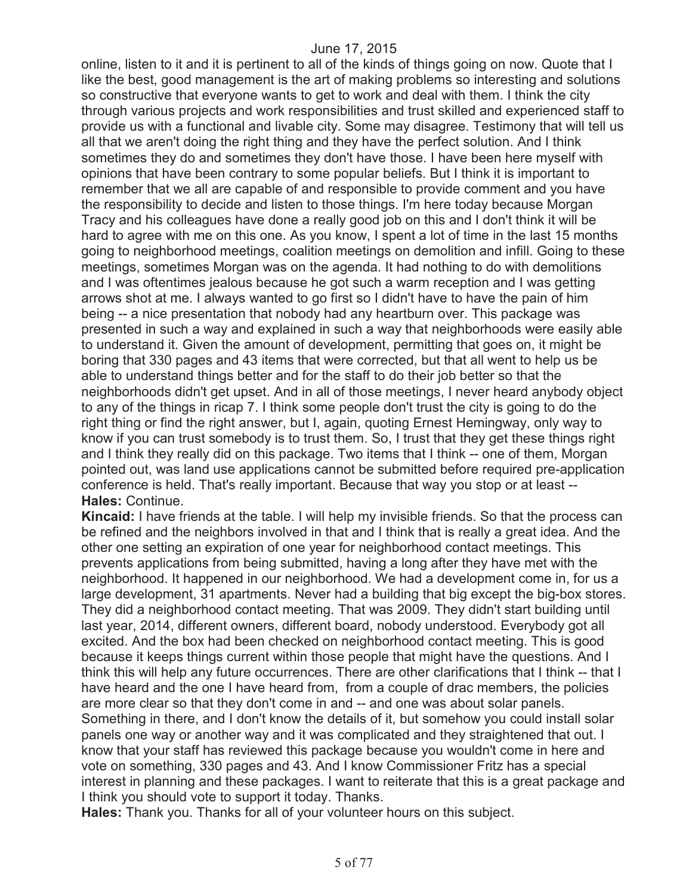online, listen to it and it is pertinent to all of the kinds of things going on now. Quote that I like the best, good management is the art of making problems so interesting and solutions so constructive that everyone wants to get to work and deal with them. I think the city through various projects and work responsibilities and trust skilled and experienced staff to provide us with a functional and livable city. Some may disagree. Testimony that will tell us all that we aren't doing the right thing and they have the perfect solution. And I think sometimes they do and sometimes they don't have those. I have been here myself with opinions that have been contrary to some popular beliefs. But I think it is important to remember that we all are capable of and responsible to provide comment and you have the responsibility to decide and listen to those things. I'm here today because Morgan Tracy and his colleagues have done a really good job on this and I don't think it will be hard to agree with me on this one. As you know, I spent a lot of time in the last 15 months going to neighborhood meetings, coalition meetings on demolition and infill. Going to these meetings, sometimes Morgan was on the agenda. It had nothing to do with demolitions and I was oftentimes jealous because he got such a warm reception and I was getting arrows shot at me. I always wanted to go first so I didn't have to have the pain of him being -- a nice presentation that nobody had any heartburn over. This package was presented in such a way and explained in such a way that neighborhoods were easily able to understand it. Given the amount of development, permitting that goes on, it might be boring that 330 pages and 43 items that were corrected, but that all went to help us be able to understand things better and for the staff to do their job better so that the neighborhoods didn't get upset. And in all of those meetings, I never heard anybody object to any of the things in ricap 7. I think some people don't trust the city is going to do the right thing or find the right answer, but I, again, quoting Ernest Hemingway, only way to know if you can trust somebody is to trust them. So, I trust that they get these things right and I think they really did on this package. Two items that I think -- one of them, Morgan pointed out, was land use applications cannot be submitted before required pre-application conference is held. That's really important. Because that way you stop or at least --

**Hales:** Continue.

**Kincaid:** I have friends at the table. I will help my invisible friends. So that the process can be refined and the neighbors involved in that and I think that is really a great idea. And the other one setting an expiration of one year for neighborhood contact meetings. This prevents applications from being submitted, having a long after they have met with the neighborhood. It happened in our neighborhood. We had a development come in, for us a large development, 31 apartments. Never had a building that big except the big-box stores. They did a neighborhood contact meeting. That was 2009. They didn't start building until last year, 2014, different owners, different board, nobody understood. Everybody got all excited. And the box had been checked on neighborhood contact meeting. This is good because it keeps things current within those people that might have the questions. And I think this will help any future occurrences. There are other clarifications that I think -- that I have heard and the one I have heard from, from a couple of drac members, the policies are more clear so that they don't come in and -- and one was about solar panels. Something in there, and I don't know the details of it, but somehow you could install solar panels one way or another way and it was complicated and they straightened that out. I know that your staff has reviewed this package because you wouldn't come in here and vote on something, 330 pages and 43. And I know Commissioner Fritz has a special interest in planning and these packages. I want to reiterate that this is a great package and I think you should vote to support it today. Thanks.

**Hales:** Thank you. Thanks for all of your volunteer hours on this subject.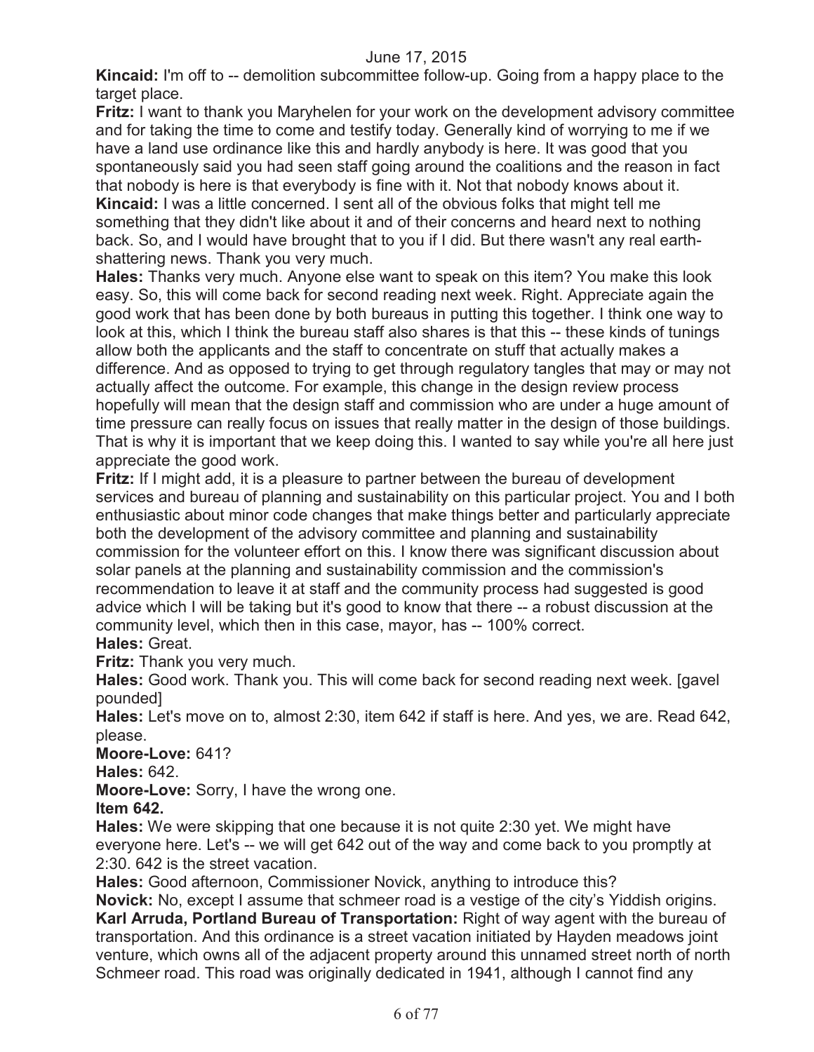**Kincaid:** I'm off to -- demolition subcommittee follow-up. Going from a happy place to the target place.

**Fritz:** I want to thank you Maryhelen for your work on the development advisory committee and for taking the time to come and testify today. Generally kind of worrying to me if we have a land use ordinance like this and hardly anybody is here. It was good that you spontaneously said you had seen staff going around the coalitions and the reason in fact that nobody is here is that everybody is fine with it. Not that nobody knows about it.

**Kincaid:** I was a little concerned. I sent all of the obvious folks that might tell me something that they didn't like about it and of their concerns and heard next to nothing back. So, and I would have brought that to you if I did. But there wasn't any real earth-shattering news. Thank you very much.

**Hales:** Thanks very much. Anyone else want to speak on this item? You make this look easy. So, this will come back for second reading next week. Right. Appreciate again the good work that has been done by both bureaus in putting this together. I think one way to look at this, which I think the bureau staff also shares is that this -- these kinds of tunings allow both the applicants and the staff to concentrate on stuff that actually makes a difference. And as opposed to trying to get through regulatory tangles that may or may not actually affect the outcome. For example, this change in the design review process hopefully will mean that the design staff and commission who are under a huge amount of time pressure can really focus on issues that really matter in the design of those buildings. That is why it is important that we keep doing this. I wanted to say while you're all here just appreciate the good work.

**Fritz:** If I might add, it is a pleasure to partner between the bureau of development services and bureau of planning and sustainability on this particular project. You and I both enthusiastic about minor code changes that make things better and particularly appreciate both the development of the advisory committee and planning and sustainability commission for the volunteer effort on this. I know there was significant discussion about solar panels at the planning and sustainability commission and the commission's recommendation to leave it at staff and the community process had suggested is good advice which I will be taking but it's good to know that there -- a robust discussion at the community level, which then in this case, mayor, has -- 100% correct.

**Hales:** Great.

**Fritz:** Thank you very much.

**Hales:** Good work. Thank you. This will come back for second reading next week. [gavel pounded]

**Hales:** Let's move on to, almost 2:30, item 642 if staff is here. And yes, we are. Read 642, please.

**Moore-Love:** 641?

**Hales:** 642.

**Moore-Love:** Sorry, I have the wrong one.

**Item 642.**

**Hales:** We were skipping that one because it is not quite 2:30 yet. We might have everyone here. Let's -- we will get 642 out of the way and come back to you promptly at 2:30. 642 is the street vacation.

**Hales:** Good afternoon, Commissioner Novick, anything to introduce this?

**Novick:** No, except I assume that schmeer road is a vestige of the city's Yiddish origins.

**Karl Arruda, Portland Bureau of Transportation:** Right of way agent with the bureau of transportation. And this ordinance is a street vacation initiated by Hayden meadows joint venture, which owns all of the adjacent property around this unnamed street north of north Schmeer road. This road was originally dedicated in 1941, although I cannot find any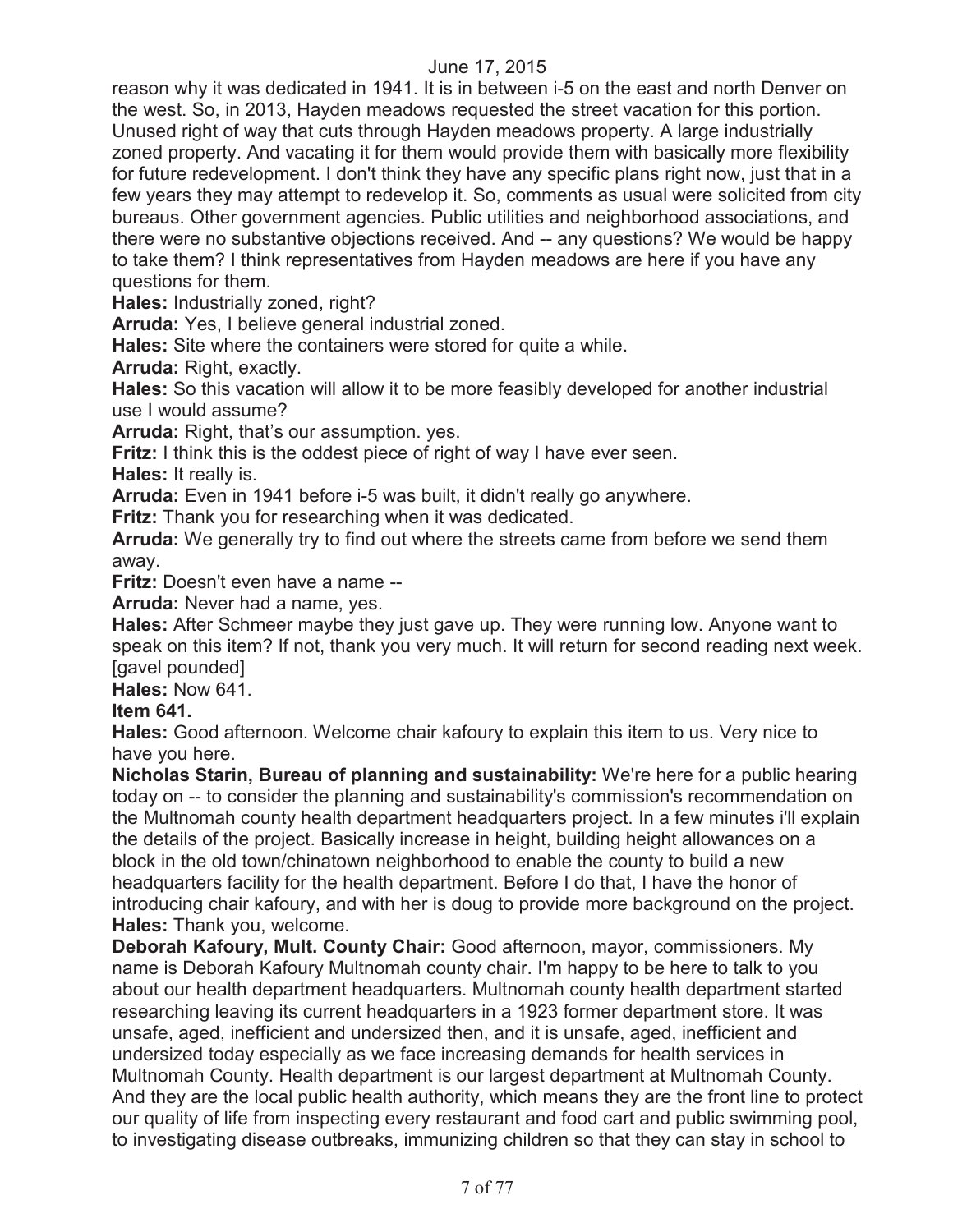reason why it was dedicated in 1941. It is in between i-5 on the east and north Denver on the west. So, in 2013, Hayden meadows requested the street vacation for this portion. Unused right of way that cuts through Hayden meadows property. A large industrially zoned property. And vacating it for them would provide them with basically more flexibility for future redevelopment. I don't think they have any specific plans right now, just that in a few years they may attempt to redevelop it. So, comments as usual were solicited from city bureaus. Other government agencies. Public utilities and neighborhood associations, and there were no substantive objections received. And -- any questions? We would be happy to take them? I think representatives from Hayden meadows are here if you have any questions for them.

**Hales:** Industrially zoned, right?

**Arruda:** Yes, I believe general industrial zoned.

**Hales:** Site where the containers were stored for quite a while.

**Arruda:** Right, exactly.

**Hales:** So this vacation will allow it to be more feasibly developed for another industrial use I would assume?

**Arruda:** Right, that's our assumption. yes.

**Fritz:** I think this is the oddest piece of right of way I have ever seen.

**Hales:** It really is.

**Arruda:** Even in 1941 before i-5 was built, it didn't really go anywhere.

**Fritz:** Thank you for researching when it was dedicated.

**Arruda:** We generally try to find out where the streets came from before we send them away.

**Fritz:** Doesn't even have a name --

**Arruda:** Never had a name, yes.

**Hales:** After Schmeer maybe they just gave up. They were running low. Anyone want to speak on this item? If not, thank you very much. It will return for second reading next week. [gavel pounded]

**Hales:** Now 641.

**Item 641.**

**Hales:** Good afternoon. Welcome chair kafoury to explain this item to us. Very nice to have you here.

**Nicholas Starin, Bureau of planning and sustainability:** We're here for a public hearing today on -- to consider the planning and sustainability's commission's recommendation on the Multnomah county health department headquarters project. In a few minutes i'll explain the details of the project. Basically increase in height, building height allowances on a block in the old town/chinatown neighborhood to enable the county to build a new headquarters facility for the health department. Before I do that, I have the honor of introducing chair kafoury, and with her is doug to provide more background on the project.

**Hales:** Thank you, welcome.

**Deborah Kafoury, Mult. County Chair:** Good afternoon, mayor, commissioners. My name is Deborah Kafoury Multnomah county chair. I'm happy to be here to talk to you about our health department headquarters. Multnomah county health department started researching leaving its current headquarters in a 1923 former department store. It was unsafe, aged, inefficient and undersized then, and it is unsafe, aged, inefficient and undersized today especially as we face increasing demands for health services in Multnomah County. Health department is our largest department at Multnomah County. And they are the local public health authority, which means they are the front line to protect our quality of life from inspecting every restaurant and food cart and public swimming pool, to investigating disease outbreaks, immunizing children so that they can stay in school to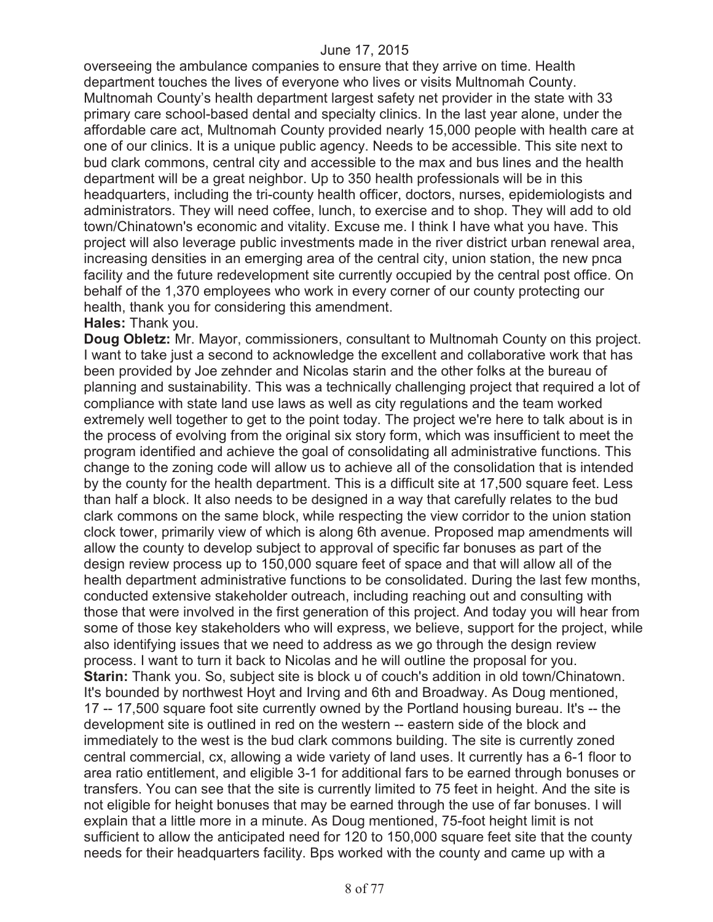overseeing the ambulance companies to ensure that they arrive on time. Health department touches the lives of everyone who lives or visits Multnomah County. Multnomah County's health department largest safety net provider in the state with 33 primary care school-based dental and specialty clinics. In the last year alone, under the affordable care act, Multnomah County provided nearly 15,000 people with health care at one of our clinics. It is a unique public agency. Needs to be accessible. This site next to bud clark commons, central city and accessible to the max and bus lines and the health department will be a great neighbor. Up to 350 health professionals will be in this headquarters, including the tri-county health officer, doctors, nurses, epidemiologists and administrators. They will need coffee, lunch, to exercise and to shop. They will add to old town/Chinatown's economic and vitality. Excuse me. I think I have what you have. This project will also leverage public investments made in the river district urban renewal area, increasing densities in an emerging area of the central city, union station, the new pnca facility and the future redevelopment site currently occupied by the central post office. On behalf of the 1,370 employees who work in every corner of our county protecting our health, thank you for considering this amendment.

**Hales:** Thank you.

**Doug Obletz:** Mr. Mayor, commissioners, consultant to Multnomah County on this project. I want to take just a second to acknowledge the excellent and collaborative work that has been provided by Joe zehnder and Nicolas starin and the other folks at the bureau of planning and sustainability. This was a technically challenging project that required a lot of compliance with state land use laws as well as city regulations and the team worked extremely well together to get to the point today. The project we're here to talk about is in the process of evolving from the original six story form, which was insufficient to meet the program identified and achieve the goal of consolidating all administrative functions. This change to the zoning code will allow us to achieve all of the consolidation that is intended by the county for the health department. This is a difficult site at 17,500 square feet. Less than half a block. It also needs to be designed in a way that carefully relates to the bud clark commons on the same block, while respecting the view corridor to the union station clock tower, primarily view of which is along 6th avenue. Proposed map amendments will allow the county to develop subject to approval of specific far bonuses as part of the design review process up to 150,000 square feet of space and that will allow all of the health department administrative functions to be consolidated. During the last few months, conducted extensive stakeholder outreach, including reaching out and consulting with those that were involved in the first generation of this project. And today you will hear from some of those key stakeholders who will express, we believe, support for the project, while also identifying issues that we need to address as we go through the design review process. I want to turn it back to Nicolas and he will outline the proposal for you.

**Starin:** Thank you. So, subject site is block u of couch's addition in old town/Chinatown. It's bounded by northwest Hoyt and Irving and 6th and Broadway. As Doug mentioned, 17 -- 17,500 square foot site currently owned by the Portland housing bureau. It's -- the development site is outlined in red on the western -- eastern side of the block and immediately to the west is the bud clark commons building. The site is currently zoned central commercial, cx, allowing a wide variety of land uses. It currently has a 6-1 floor to area ratio entitlement, and eligible 3-1 for additional fars to be earned through bonuses or transfers. You can see that the site is currently limited to 75 feet in height. And the site is not eligible for height bonuses that may be earned through the use of far bonuses. I will explain that a little more in a minute. As Doug mentioned, 75-foot height limit is not sufficient to allow the anticipated need for 120 to 150,000 square feet site that the county needs for their headquarters facility. Bps worked with the county and came up with a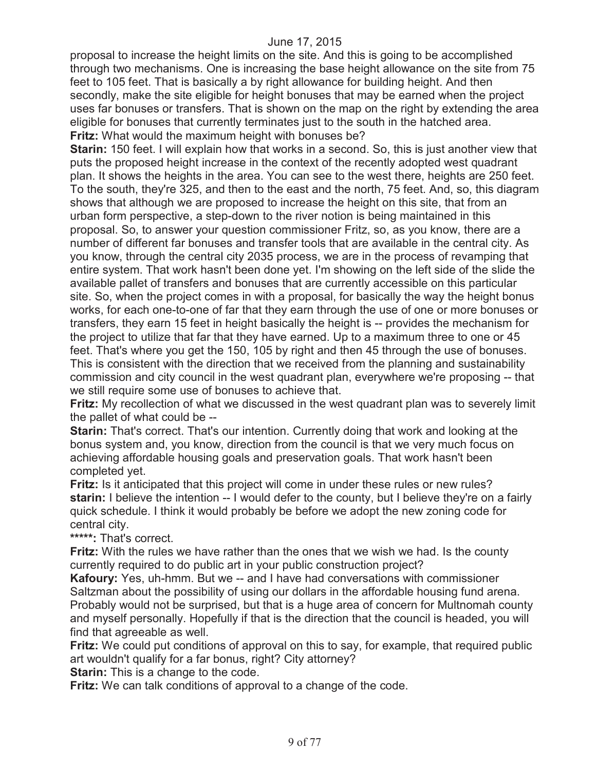proposal to increase the height limits on the site. And this is going to be accomplished through two mechanisms. One is increasing the base height allowance on the site from 75 feet to 105 feet. That is basically a by right allowance for building height. And then secondly, make the site eligible for height bonuses that may be earned when the project uses far bonuses or transfers. That is shown on the map on the right by extending the area eligible for bonuses that currently terminates just to the south in the hatched area.

**Fritz:** What would the maximum height with bonuses be?

**Starin:** 150 feet. I will explain how that works in a second. So, this is just another view that puts the proposed height increase in the context of the recently adopted west quadrant plan. It shows the heights in the area. You can see to the west there, heights are 250 feet. To the south, they're 325, and then to the east and the north, 75 feet. And, so, this diagram shows that although we are proposed to increase the height on this site, that from an urban form perspective, a step-down to the river notion is being maintained in this proposal. So, to answer your question commissioner Fritz, so, as you know, there are a number of different far bonuses and transfer tools that are available in the central city. As you know, through the central city 2035 process, we are in the process of revamping that entire system. That work hasn't been done yet. I'm showing on the left side of the slide the available pallet of transfers and bonuses that are currently accessible on this particular site. So, when the project comes in with a proposal, for basically the way the height bonus works, for each one-to-one of far that they earn through the use of one or more bonuses or transfers, they earn 15 feet in height basically the height is -- provides the mechanism for the project to utilize that far that they have earned. Up to a maximum three to one or 45 feet. That's where you get the 150, 105 by right and then 45 through the use of bonuses. This is consistent with the direction that we received from the planning and sustainability commission and city council in the west quadrant plan, everywhere we're proposing -- that we still require some use of bonuses to achieve that.

**Fritz:** My recollection of what we discussed in the west quadrant plan was to severely limit the pallet of what could be --

**Starin:** That's correct. That's our intention. Currently doing that work and looking at the bonus system and, you know, direction from the council is that we very much focus on achieving affordable housing goals and preservation goals. That work hasn't been completed yet.

**Fritz:** Is it anticipated that this project will come in under these rules or new rules?

**starin:** I believe the intention -- I would defer to the county, but I believe they're on a fairly quick schedule. I think it would probably be before we adopt the new zoning code for central city.

*****: That's correct.

**Fritz:** With the rules we have rather than the ones that we wish we had. Is the county currently required to do public art in your public construction project?

**Kafoury:** Yes, uh-hmm. But we -- and I have had conversations with commissioner Saltzman about the possibility of using our dollars in the affordable housing fund arena. Probably would not be surprised, but that is a huge area of concern for Multnomah county and myself personally. Hopefully if that is the direction that the council is headed, you will find that agreeable as well.

**Fritz:** We could put conditions of approval on this to say, for example, that required public art wouldn't qualify for a far bonus, right? City attorney?

**Starin:** This is a change to the code.

**Fritz:** We can talk conditions of approval to a change of the code.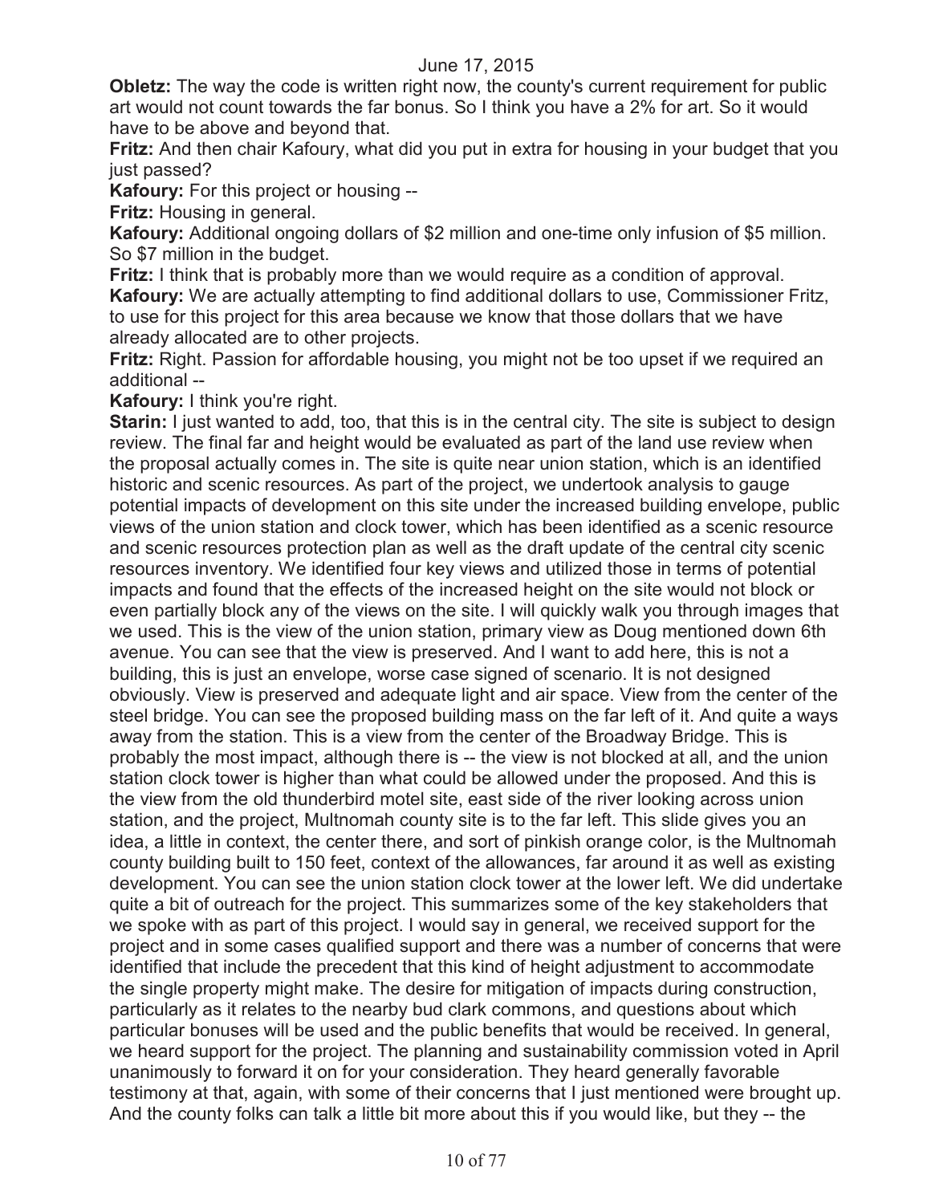**Obletz:** The way the code is written right now, the county's current requirement for public art would not count towards the far bonus. So I think you have a 2% for art. So it would have to be above and beyond that.

**Fritz:** And then chair Kafoury, what did you put in extra for housing in your budget that you just passed?

**Kafoury:** For this project or housing --

**Fritz:** Housing in general.

**Kafoury:** Additional ongoing dollars of $2 million and one-time only infusion of $5 million. So $7 million in the budget.

**Fritz:** I think that is probably more than we would require as a condition of approval.

**Kafoury:** We are actually attempting to find additional dollars to use, Commissioner Fritz, to use for this project for this area because we know that those dollars that we have already allocated are to other projects.

**Fritz:** Right. Passion for affordable housing, you might not be too upset if we required an additional --

**Kafoury:** I think you're right.

**Starin:** I just wanted to add, too, that this is in the central city. The site is subject to design review. The final far and height would be evaluated as part of the land use review when the proposal actually comes in. The site is quite near union station, which is an identified historic and scenic resources. As part of the project, we undertook analysis to gauge potential impacts of development on this site under the increased building envelope, public views of the union station and clock tower, which has been identified as a scenic resource and scenic resources protection plan as well as the draft update of the central city scenic resources inventory. We identified four key views and utilized those in terms of potential impacts and found that the effects of the increased height on the site would not block or even partially block any of the views on the site. I will quickly walk you through images that we used. This is the view of the union station, primary view as Doug mentioned down 6th avenue. You can see that the view is preserved. And I want to add here, this is not a building, this is just an envelope, worse case signed of scenario. It is not designed obviously. View is preserved and adequate light and air space. View from the center of the steel bridge. You can see the proposed building mass on the far left of it. And quite a ways away from the station. This is a view from the center of the Broadway Bridge. This is probably the most impact, although there is -- the view is not blocked at all, and the union station clock tower is higher than what could be allowed under the proposed. And this is the view from the old thunderbird motel site, east side of the river looking across union station, and the project, Multnomah county site is to the far left. This slide gives you an idea, a little in context, the center there, and sort of pinkish orange color, is the Multnomah county building built to 150 feet, context of the allowances, far around it as well as existing development. You can see the union station clock tower at the lower left. We did undertake quite a bit of outreach for the project. This summarizes some of the key stakeholders that we spoke with as part of this project. I would say in general, we received support for the project and in some cases qualified support and there was a number of concerns that were identified that include the precedent that this kind of height adjustment to accommodate the single property might make. The desire for mitigation of impacts during construction, particularly as it relates to the nearby bud clark commons, and questions about which particular bonuses will be used and the public benefits that would be received. In general, we heard support for the project. The planning and sustainability commission voted in April unanimously to forward it on for your consideration. They heard generally favorable testimony at that, again, with some of their concerns that I just mentioned were brought up. And the county folks can talk a little bit more about this if you would like, but they -- the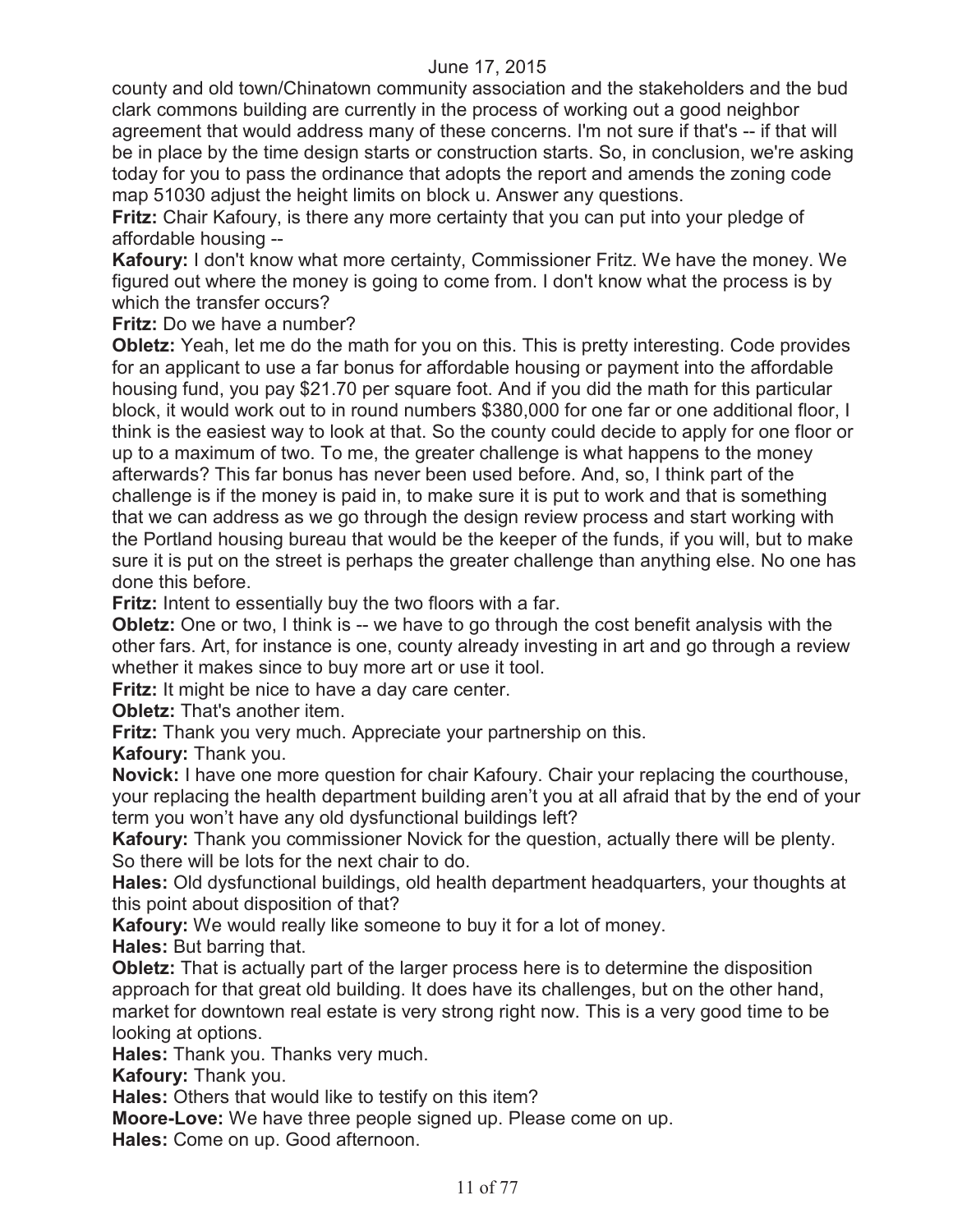county and old town/Chinatown community association and the stakeholders and the bud clark commons building are currently in the process of working out a good neighbor agreement that would address many of these concerns. I'm not sure if that's -- if that will be in place by the time design starts or construction starts. So, in conclusion, we're asking today for you to pass the ordinance that adopts the report and amends the zoning code map 51030 adjust the height limits on block u. Answer any questions.

**Fritz:** Chair Kafoury, is there any more certainty that you can put into your pledge of affordable housing --

**Kafoury:** I don't know what more certainty, Commissioner Fritz. We have the money. We figured out where the money is going to come from. I don't know what the process is by which the transfer occurs?

**Fritz:** Do we have a number?

**Obletz:** Yeah, let me do the math for you on this. This is pretty interesting. Code provides for an applicant to use a far bonus for affordable housing or payment into the affordable housing fund, you pay $21.70 per square foot. And if you did the math for this particular block, it would work out to in round numbers $380,000 for one far or one additional floor, I think is the easiest way to look at that. So the county could decide to apply for one floor or up to a maximum of two. To me, the greater challenge is what happens to the money afterwards? This far bonus has never been used before. And, so, I think part of the challenge is if the money is paid in, to make sure it is put to work and that is something that we can address as we go through the design review process and start working with the Portland housing bureau that would be the keeper of the funds, if you will, but to make sure it is put on the street is perhaps the greater challenge than anything else. No one has done this before.

**Fritz:** Intent to essentially buy the two floors with a far.

**Obletz:** One or two, I think is -- we have to go through the cost benefit analysis with the other fars. Art, for instance is one, county already investing in art and go through a review whether it makes since to buy more art or use it tool.

**Fritz:** It might be nice to have a day care center.

**Obletz:** That's another item.

**Fritz:** Thank you very much. Appreciate your partnership on this.

**Kafoury:** Thank you.

**Novick:** I have one more question for chair Kafoury. Chair your replacing the courthouse, your replacing the health department building aren't you at all afraid that by the end of your term you won't have any old dysfunctional buildings left?

**Kafoury:** Thank you commissioner Novick for the question, actually there will be plenty. So there will be lots for the next chair to do.

**Hales:** Old dysfunctional buildings, old health department headquarters, your thoughts at this point about disposition of that?

**Kafoury:** We would really like someone to buy it for a lot of money.

**Hales:** But barring that.

**Obletz:** That is actually part of the larger process here is to determine the disposition approach for that great old building. It does have its challenges, but on the other hand, market for downtown real estate is very strong right now. This is a very good time to be looking at options.

**Hales:** Thank you. Thanks very much.

**Kafoury:** Thank you.

**Hales:** Others that would like to testify on this item?

**Moore-Love:** We have three people signed up. Please come on up.

**Hales:** Come on up. Good afternoon.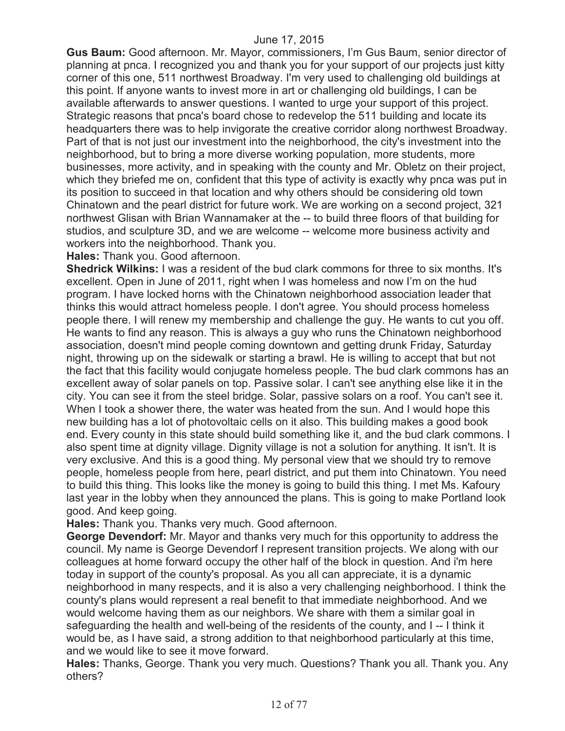**Gus Baum:** Good afternoon. Mr. Mayor, commissioners, I'm Gus Baum, senior director of planning at pnca. I recognized you and thank you for your support of our projects just kitty corner of this one, 511 northwest Broadway. I'm very used to challenging old buildings at this point. If anyone wants to invest more in art or challenging old buildings, I can be available afterwards to answer questions. I wanted to urge your support of this project. Strategic reasons that pnca's board chose to redevelop the 511 building and locate its headquarters there was to help invigorate the creative corridor along northwest Broadway. Part of that is not just our investment into the neighborhood, the city's investment into the neighborhood, but to bring a more diverse working population, more students, more businesses, more activity, and in speaking with the county and Mr. Obletz on their project, which they briefed me on, confident that this type of activity is exactly why pnca was put in its position to succeed in that location and why others should be considering old town Chinatown and the pearl district for future work. We are working on a second project, 321 northwest Glisan with Brian Wannamaker at the -- to build three floors of that building for studios, and sculpture 3D, and we are welcome -- welcome more business activity and workers into the neighborhood. Thank you.

**Hales:** Thank you. Good afternoon.

**Shedrick Wilkins:** I was a resident of the bud clark commons for three to six months. It's excellent. Open in June of 2011, right when I was homeless and now I'm on the hud program. I have locked horns with the Chinatown neighborhood association leader that thinks this would attract homeless people. I don't agree. You should process homeless people there. I will renew my membership and challenge the guy. He wants to cut you off. He wants to find any reason. This is always a guy who runs the Chinatown neighborhood association, doesn't mind people coming downtown and getting drunk Friday, Saturday night, throwing up on the sidewalk or starting a brawl. He is willing to accept that but not the fact that this facility would conjugate homeless people. The bud clark commons has an excellent away of solar panels on top. Passive solar. I can't see anything else like it in the city. You can see it from the steel bridge. Solar, passive solars on a roof. You can't see it. When I took a shower there, the water was heated from the sun. And I would hope this new building has a lot of photovoltaic cells on it also. This building makes a good book end. Every county in this state should build something like it, and the bud clark commons. I also spent time at dignity village. Dignity village is not a solution for anything. It isn't. It is very exclusive. And this is a good thing. My personal view that we should try to remove people, homeless people from here, pearl district, and put them into Chinatown. You need to build this thing. This looks like the money is going to build this thing. I met Ms. Kafoury last year in the lobby when they announced the plans. This is going to make Portland look good. And keep going.

**Hales:** Thank you. Thanks very much. Good afternoon.

**George Devendorf:** Mr. Mayor and thanks very much for this opportunity to address the council. My name is George Devendorf I represent transition projects. We along with our colleagues at home forward occupy the other half of the block in question. And i'm here today in support of the county's proposal. As you all can appreciate, it is a dynamic neighborhood in many respects, and it is also a very challenging neighborhood. I think the county's plans would represent a real benefit to that immediate neighborhood. And we would welcome having them as our neighbors. We share with them a similar goal in safeguarding the health and well-being of the residents of the county, and I -- I think it would be, as I have said, a strong addition to that neighborhood particularly at this time, and we would like to see it move forward.

**Hales:** Thanks, George. Thank you very much. Questions? Thank you all. Thank you. Any others?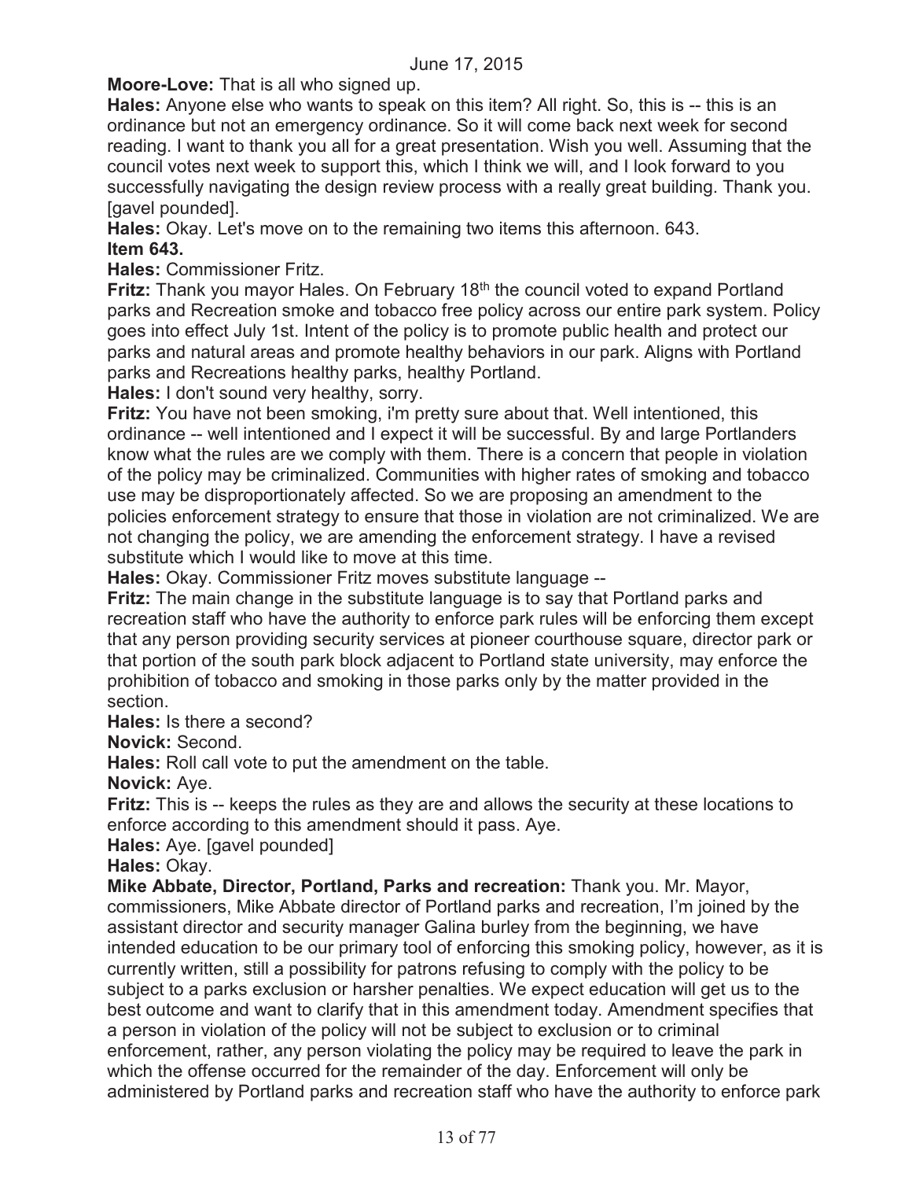June 17, 2015

**Moore-Love:** That is all who signed up.

**Hales:** Anyone else who wants to speak on this item? All right. So, this is -- this is an ordinance but not an emergency ordinance. So it will come back next week for second reading. I want to thank you all for a great presentation. Wish you well. Assuming that the council votes next week to support this, which I think we will, and I look forward to you successfully navigating the design review process with a really great building. Thank you. [gavel pounded].

**Hales:** Okay. Let's move on to the remaining two items this afternoon. 643.

**Item 643.**

**Hales:** Commissioner Fritz.

**Fritz:** Thank you mayor Hales. On February 18th the council voted to expand Portland parks and Recreation smoke and tobacco free policy across our entire park system. Policy goes into effect July 1st. Intent of the policy is to promote public health and protect our parks and natural areas and promote healthy behaviors in our park. Aligns with Portland parks and Recreations healthy parks, healthy Portland.

**Hales:** I don't sound very healthy, sorry.

**Fritz:** You have not been smoking, i'm pretty sure about that. Well intentioned, this ordinance -- well intentioned and I expect it will be successful. By and large Portlanders know what the rules are we comply with them. There is a concern that people in violation of the policy may be criminalized. Communities with higher rates of smoking and tobacco use may be disproportionately affected. So we are proposing an amendment to the policies enforcement strategy to ensure that those in violation are not criminalized. We are not changing the policy, we are amending the enforcement strategy. I have a revised substitute which I would like to move at this time.

**Hales:** Okay. Commissioner Fritz moves substitute language --

**Fritz:** The main change in the substitute language is to say that Portland parks and recreation staff who have the authority to enforce park rules will be enforcing them except that any person providing security services at pioneer courthouse square, director park or that portion of the south park block adjacent to Portland state university, may enforce the prohibition of tobacco and smoking in those parks only by the matter provided in the section.

**Hales:** Is there a second?

**Novick:** Second.

**Hales:** Roll call vote to put the amendment on the table.

**Novick:** Aye.

**Fritz:** This is -- keeps the rules as they are and allows the security at these locations to enforce according to this amendment should it pass. Aye.

**Hales:** Aye. [gavel pounded]

**Hales:** Okay.

**Mike Abbate, Director, Portland, Parks and recreation:** Thank you. Mr. Mayor, commissioners, Mike Abbate director of Portland parks and recreation, I'm joined by the assistant director and security manager Galina burley from the beginning, we have intended education to be our primary tool of enforcing this smoking policy, however, as it is currently written, still a possibility for patrons refusing to comply with the policy to be subject to a parks exclusion or harsher penalties. We expect education will get us to the best outcome and want to clarify that in this amendment today. Amendment specifies that a person in violation of the policy will not be subject to exclusion or to criminal enforcement, rather, any person violating the policy may be required to leave the park in which the offense occurred for the remainder of the day. Enforcement will only be administered by Portland parks and recreation staff who have the authority to enforce park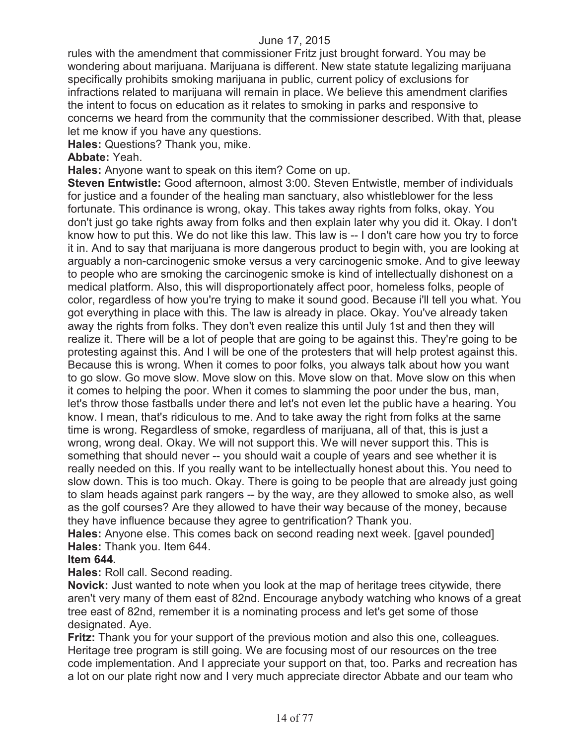rules with the amendment that commissioner Fritz just brought forward. You may be wondering about marijuana. Marijuana is different. New state statute legalizing marijuana specifically prohibits smoking marijuana in public, current policy of exclusions for infractions related to marijuana will remain in place. We believe this amendment clarifies the intent to focus on education as it relates to smoking in parks and responsive to concerns we heard from the community that the commissioner described. With that, please let me know if you have any questions.

**Hales:** Questions? Thank you, mike.

**Abbate:** Yeah.

**Hales:** Anyone want to speak on this item? Come on up.

**Steven Entwistle:** Good afternoon, almost 3:00. Steven Entwistle, member of individuals for justice and a founder of the healing man sanctuary, also whistleblower for the less fortunate. This ordinance is wrong, okay. This takes away rights from folks, okay. You don't just go take rights away from folks and then explain later why you did it. Okay. I don't know how to put this. We do not like this law. This law is -- I don't care how you try to force it in. And to say that marijuana is more dangerous product to begin with, you are looking at arguably a non-carcinogenic smoke versus a very carcinogenic smoke. And to give leeway to people who are smoking the carcinogenic smoke is kind of intellectually dishonest on a medical platform. Also, this will disproportionately affect poor, homeless folks, people of color, regardless of how you're trying to make it sound good. Because i'll tell you what. You got everything in place with this. The law is already in place. Okay. You've already taken away the rights from folks. They don't even realize this until July 1st and then they will realize it. There will be a lot of people that are going to be against this. They're going to be protesting against this. And I will be one of the protesters that will help protest against this. Because this is wrong. When it comes to poor folks, you always talk about how you want to go slow. Go move slow. Move slow on this. Move slow on that. Move slow on this when it comes to helping the poor. When it comes to slamming the poor under the bus, man, let's throw those fastballs under there and let's not even let the public have a hearing. You know. I mean, that's ridiculous to me. And to take away the right from folks at the same time is wrong. Regardless of smoke, regardless of marijuana, all of that, this is just a wrong, wrong deal. Okay. We will not support this. We will never support this. This is something that should never -- you should wait a couple of years and see whether it is really needed on this. If you really want to be intellectually honest about this. You need to slow down. This is too much. Okay. There is going to be people that are already just going to slam heads against park rangers -- by the way, are they allowed to smoke also, as well as the golf courses? Are they allowed to have their way because of the money, because they have influence because they agree to gentrification? Thank you.

**Hales:** Anyone else. This comes back on second reading next week. [gavel pounded]

**Hales:** Thank you. Item 644.

**Item 644.**

**Hales:** Roll call. Second reading.

**Novick:** Just wanted to note when you look at the map of heritage trees citywide, there aren't very many of them east of 82nd. Encourage anybody watching who knows of a great tree east of 82nd, remember it is a nominating process and let's get some of those designated. Aye.

**Fritz:** Thank you for your support of the previous motion and also this one, colleagues. Heritage tree program is still going. We are focusing most of our resources on the tree code implementation. And I appreciate your support on that, too. Parks and recreation has a lot on our plate right now and I very much appreciate director Abbate and our team who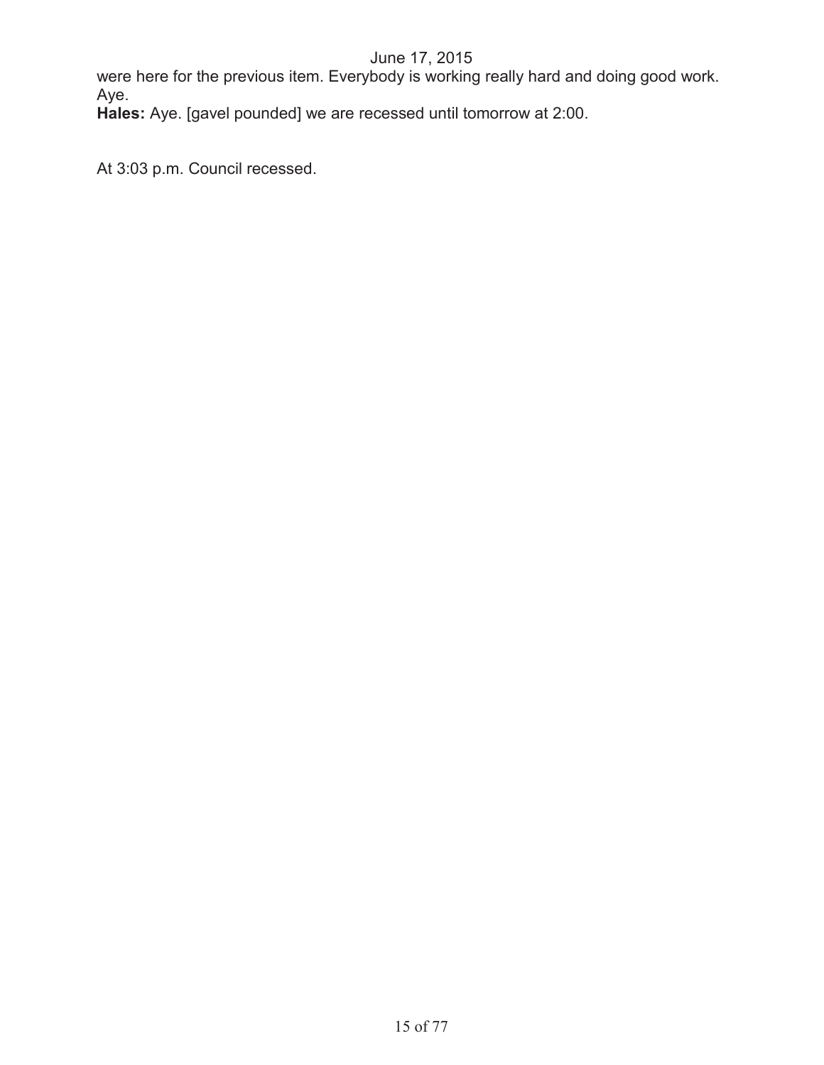were here for the previous item. Everybody is working really hard and doing good work. Aye.

**Hales:** Aye. [gavel pounded] we are recessed until tomorrow at 2:00.

At 3:03 p.m. Council recessed.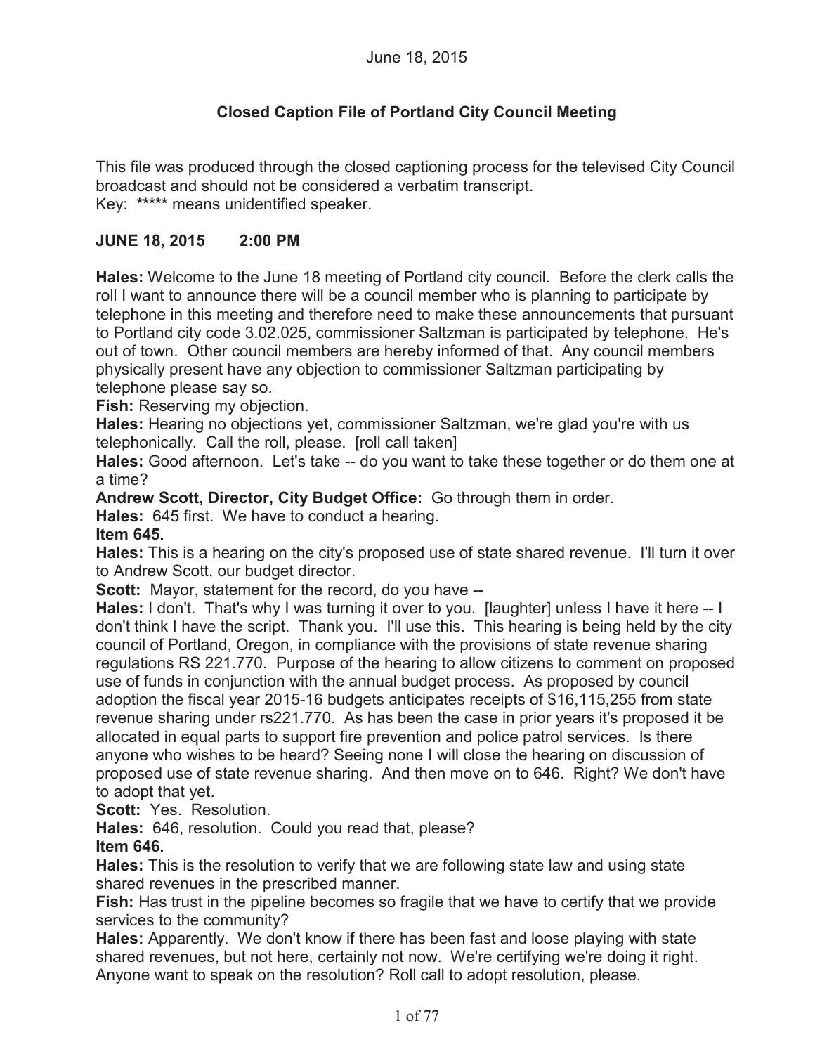June 18, 2015

**Closed Caption File of Portland City Council Meeting**

This file was produced through the closed captioning process for the televised City Council broadcast and should not be considered a verbatim transcript.
Key: **\*\*\*\*\*** means unidentified speaker.

**JUNE 18, 2015 2:00 PM**

**Hales:** Welcome to the June 18 meeting of Portland city council. Before the clerk calls the roll I want to announce there will be a council member who is planning to participate by telephone in this meeting and therefore need to make these announcements that pursuant to Portland city code 3.02.025, commissioner Saltzman is participated by telephone. He's out of town. Other council members are hereby informed of that. Any council members physically present have any objection to commissioner Saltzman participating by telephone please say so.
**Fish:** Reserving my objection.
**Hales:** Hearing no objections yet, commissioner Saltzman, we're glad you're with us telephonically. Call the roll, please. [roll call taken]
**Hales:** Good afternoon. Let's take -- do you want to take these together or do them one at a time?
**Andrew Scott, Director, City Budget Office:** Go through them in order.
**Hales:** 645 first. We have to conduct a hearing.
**Item 645.**
**Hales:** This is a hearing on the city's proposed use of state shared revenue. I'll turn it over to Andrew Scott, our budget director.
**Scott:** Mayor, statement for the record, do you have --
**Hales:** I don't. That's why I was turning it over to you. [laughter] unless I have it here -- I don't think I have the script. Thank you. I'll use this. This hearing is being held by the city council of Portland, Oregon, in compliance with the provisions of state revenue sharing regulations RS 221.770. Purpose of the hearing to allow citizens to comment on proposed use of funds in conjunction with the annual budget process. As proposed by council adoption the fiscal year 2015-16 budgets anticipates receipts of $16,115,255 from state revenue sharing under rs221.770. As has been the case in prior years it's proposed it be allocated in equal parts to support fire prevention and police patrol services. Is there anyone who wishes to be heard? Seeing none I will close the hearing on discussion of proposed use of state revenue sharing. And then move on to 646. Right? We don't have to adopt that yet.
**Scott:** Yes. Resolution.
**Hales:** 646, resolution. Could you read that, please?
**Item 646.**
**Hales:** This is the resolution to verify that we are following state law and using state shared revenues in the prescribed manner.
**Fish:** Has trust in the pipeline becomes so fragile that we have to certify that we provide services to the community?
**Hales:** Apparently. We don't know if there has been fast and loose playing with state shared revenues, but not here, certainly not now. We're certifying we're doing it right. Anyone want to speak on the resolution? Roll call to adopt resolution, please.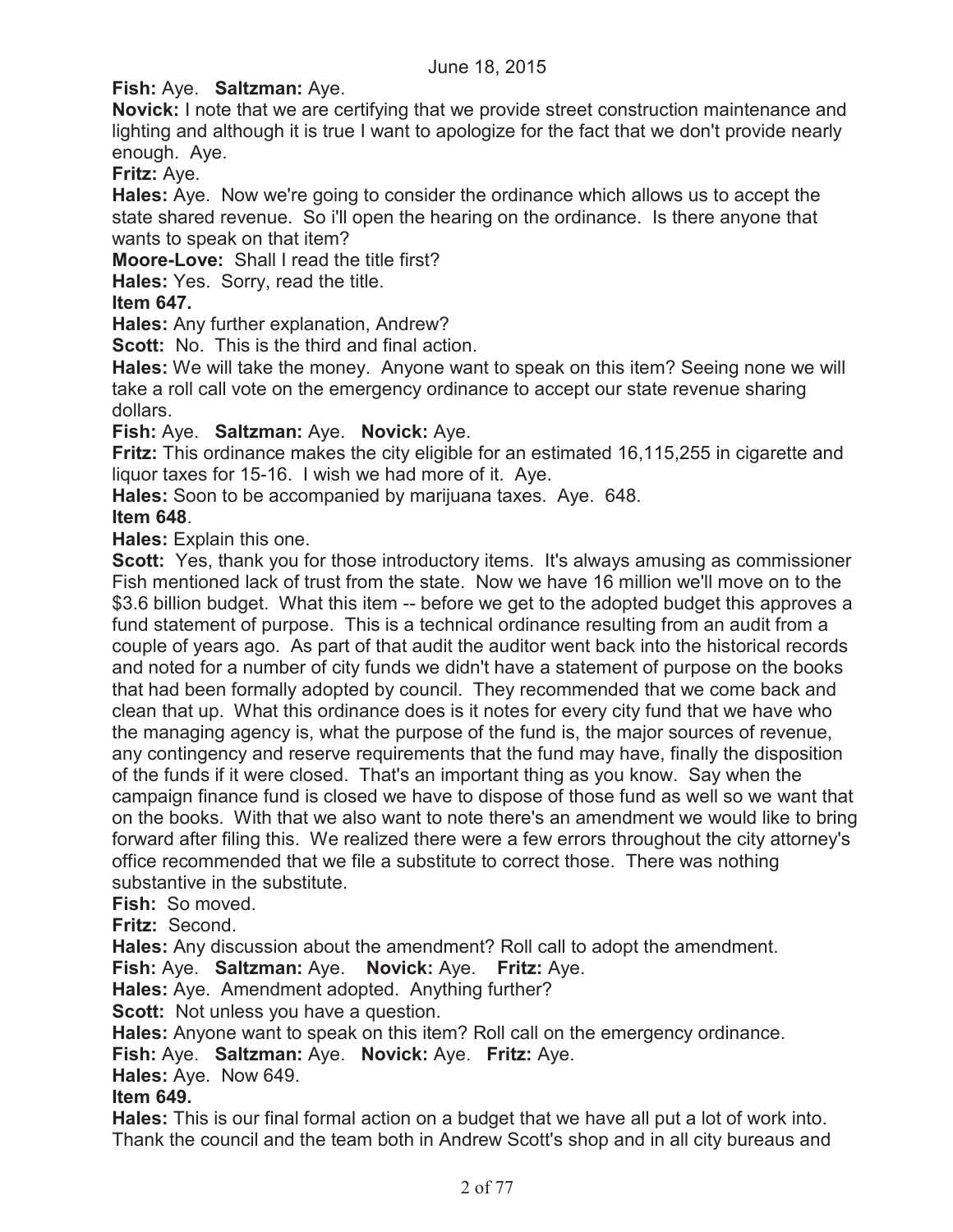**Fish:** Aye. **Saltzman:** Aye.

**Novick:** I note that we are certifying that we provide street construction maintenance and lighting and although it is true I want to apologize for the fact that we don't provide nearly enough. Aye.

**Fritz:** Aye.

**Hales:** Aye. Now we're going to consider the ordinance which allows us to accept the state shared revenue. So i'll open the hearing on the ordinance. Is there anyone that wants to speak on that item?

**Moore-Love:** Shall I read the title first?

**Hales:** Yes. Sorry, read the title.

**Item 647.**

**Hales:** Any further explanation, Andrew?

**Scott:** No. This is the third and final action.

**Hales:** We will take the money. Anyone want to speak on this item? Seeing none we will take a roll call vote on the emergency ordinance to accept our state revenue sharing dollars.

**Fish:** Aye. **Saltzman:** Aye. **Novick:** Aye.

**Fritz:** This ordinance makes the city eligible for an estimated 16,115,255 in cigarette and liquor taxes for 15-16. I wish we had more of it. Aye.

**Hales:** Soon to be accompanied by marijuana taxes. Aye. 648.

**Item 648**.

**Hales:** Explain this one.

**Scott:** Yes, thank you for those introductory items. It's always amusing as commissioner Fish mentioned lack of trust from the state. Now we have 16 million we'll move on to the $3.6 billion budget. What this item -- before we get to the adopted budget this approves a fund statement of purpose. This is a technical ordinance resulting from an audit from a couple of years ago. As part of that audit the auditor went back into the historical records and noted for a number of city funds we didn't have a statement of purpose on the books that had been formally adopted by council. They recommended that we come back and clean that up. What this ordinance does is it notes for every city fund that we have who the managing agency is, what the purpose of the fund is, the major sources of revenue, any contingency and reserve requirements that the fund may have, finally the disposition of the funds if it were closed. That's an important thing as you know. Say when the campaign finance fund is closed we have to dispose of those fund as well so we want that on the books. With that we also want to note there's an amendment we would like to bring forward after filing this. We realized there were a few errors throughout the city attorney's office recommended that we file a substitute to correct those. There was nothing substantive in the substitute.

**Fish:** So moved.

**Fritz:** Second.

**Hales:** Any discussion about the amendment? Roll call to adopt the amendment.

**Fish:** Aye. **Saltzman:** Aye. **Novick:** Aye. **Fritz:** Aye.

**Hales:** Aye. Amendment adopted. Anything further?

**Scott:** Not unless you have a question.

**Hales:** Anyone want to speak on this item? Roll call on the emergency ordinance.

**Fish:** Aye. **Saltzman:** Aye. **Novick:** Aye. **Fritz:** Aye.

**Hales:** Aye. Now 649.

**Item 649.**

**Hales:** This is our final formal action on a budget that we have all put a lot of work into. Thank the council and the team both in Andrew Scott's shop and in all city bureaus and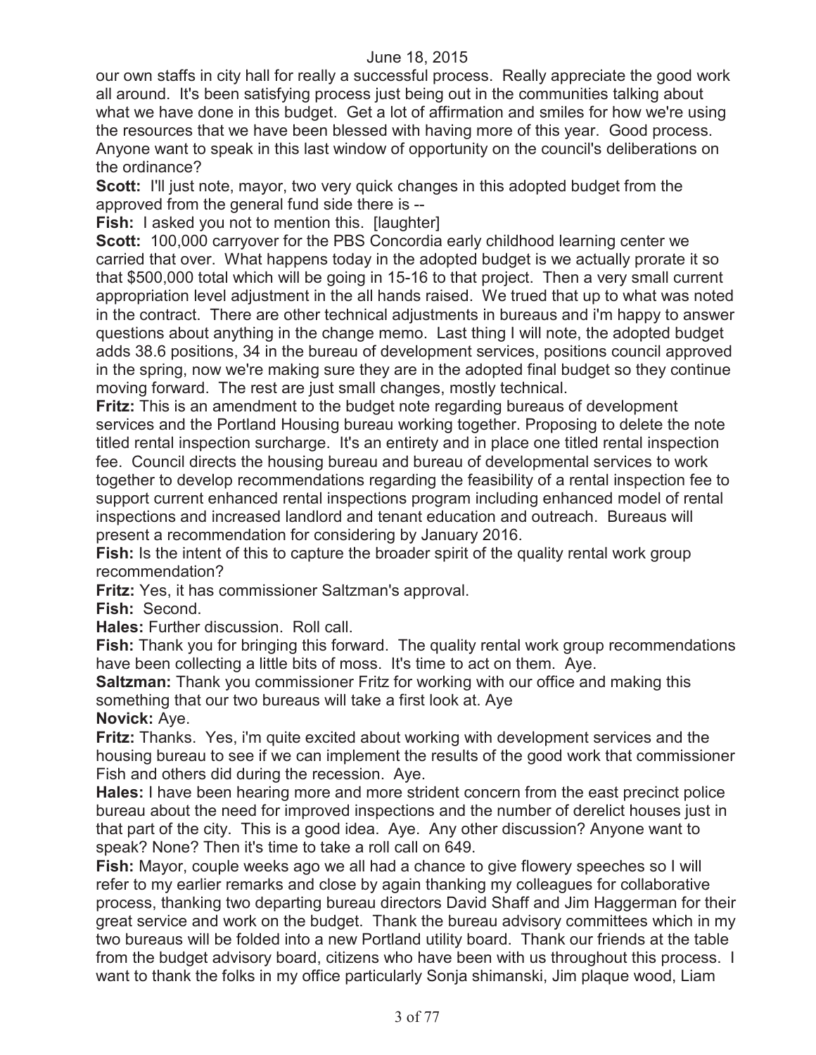our own staffs in city hall for really a successful process. Really appreciate the good work all around. It's been satisfying process just being out in the communities talking about what we have done in this budget. Get a lot of affirmation and smiles for how we're using the resources that we have been blessed with having more of this year. Good process. Anyone want to speak in this last window of opportunity on the council's deliberations on the ordinance?

**Scott:** I'll just note, mayor, two very quick changes in this adopted budget from the approved from the general fund side there is --

**Fish:** I asked you not to mention this. [laughter]

**Scott:** 100,000 carryover for the PBS Concordia early childhood learning center we carried that over. What happens today in the adopted budget is we actually prorate it so that $500,000 total which will be going in 15-16 to that project. Then a very small current appropriation level adjustment in the all hands raised. We trued that up to what was noted in the contract. There are other technical adjustments in bureaus and i'm happy to answer questions about anything in the change memo. Last thing I will note, the adopted budget adds 38.6 positions, 34 in the bureau of development services, positions council approved in the spring, now we're making sure they are in the adopted final budget so they continue moving forward. The rest are just small changes, mostly technical.

**Fritz:** This is an amendment to the budget note regarding bureaus of development services and the Portland Housing bureau working together. Proposing to delete the note titled rental inspection surcharge. It's an entirety and in place one titled rental inspection fee. Council directs the housing bureau and bureau of developmental services to work together to develop recommendations regarding the feasibility of a rental inspection fee to support current enhanced rental inspections program including enhanced model of rental inspections and increased landlord and tenant education and outreach. Bureaus will present a recommendation for considering by January 2016.

**Fish:** Is the intent of this to capture the broader spirit of the quality rental work group recommendation?

**Fritz:** Yes, it has commissioner Saltzman's approval.

**Fish:** Second.

**Hales:** Further discussion. Roll call.

**Fish:** Thank you for bringing this forward. The quality rental work group recommendations have been collecting a little bits of moss. It's time to act on them. Aye.

**Saltzman:** Thank you commissioner Fritz for working with our office and making this something that our two bureaus will take a first look at. Aye

**Novick:** Aye.

**Fritz:** Thanks. Yes, i'm quite excited about working with development services and the housing bureau to see if we can implement the results of the good work that commissioner Fish and others did during the recession. Aye.

**Hales:** I have been hearing more and more strident concern from the east precinct police bureau about the need for improved inspections and the number of derelict houses just in that part of the city. This is a good idea. Aye. Any other discussion? Anyone want to speak? None? Then it's time to take a roll call on 649.

**Fish:** Mayor, couple weeks ago we all had a chance to give flowery speeches so I will refer to my earlier remarks and close by again thanking my colleagues for collaborative process, thanking two departing bureau directors David Shaff and Jim Haggerman for their great service and work on the budget. Thank the bureau advisory committees which in my two bureaus will be folded into a new Portland utility board. Thank our friends at the table from the budget advisory board, citizens who have been with us throughout this process. I want to thank the folks in my office particularly Sonja shimanski, Jim plaque wood, Liam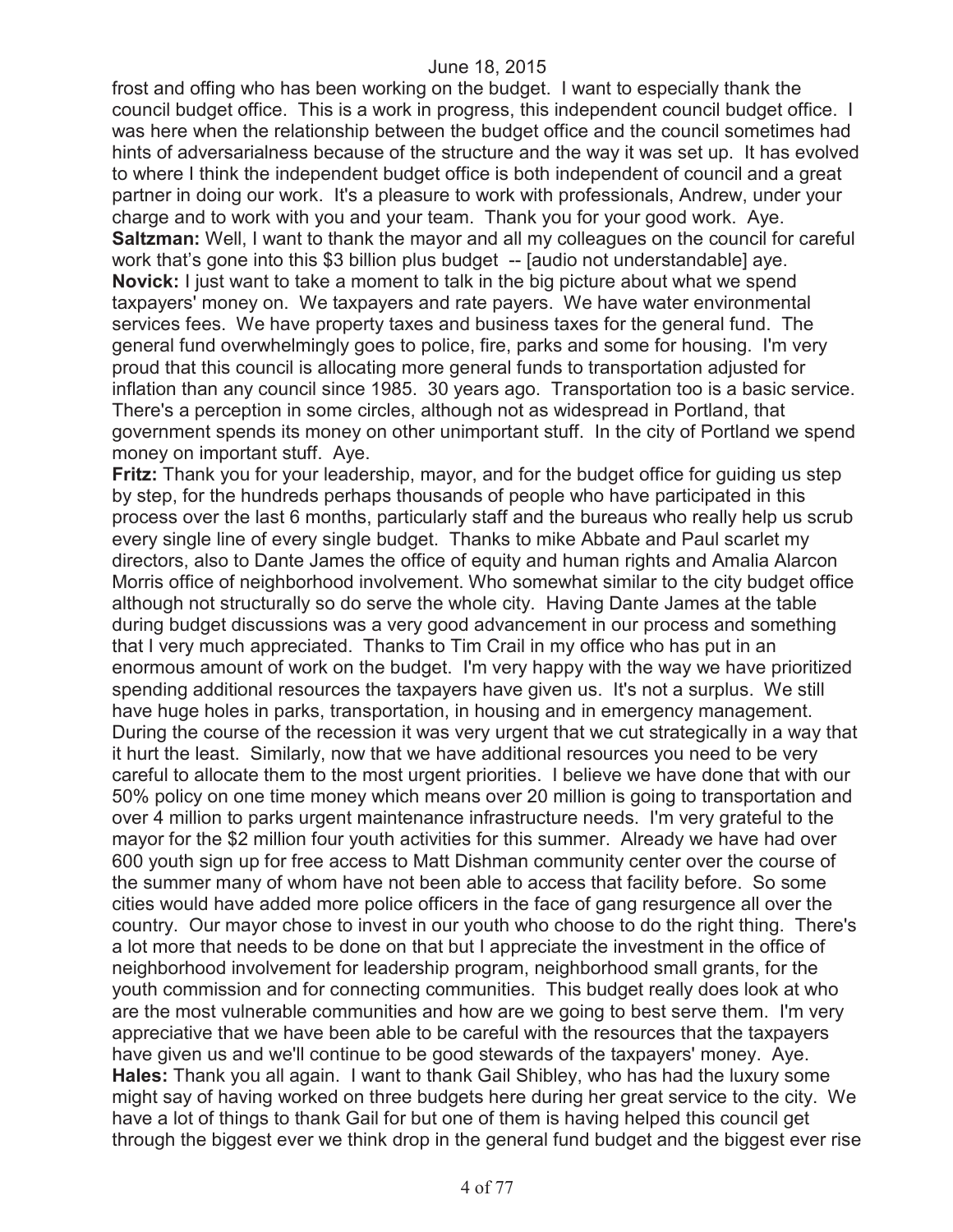frost and offing who has been working on the budget. I want to especially thank the council budget office. This is a work in progress, this independent council budget office. I was here when the relationship between the budget office and the council sometimes had hints of adversarialness because of the structure and the way it was set up. It has evolved to where I think the independent budget office is both independent of council and a great partner in doing our work. It's a pleasure to work with professionals, Andrew, under your charge and to work with you and your team. Thank you for your good work. Aye.

**Saltzman:** Well, I want to thank the mayor and all my colleagues on the council for careful work that's gone into this $3 billion plus budget -- [audio not understandable] aye.

**Novick:** I just want to take a moment to talk in the big picture about what we spend taxpayers' money on. We taxpayers and rate payers. We have water environmental services fees. We have property taxes and business taxes for the general fund. The general fund overwhelmingly goes to police, fire, parks and some for housing. I'm very proud that this council is allocating more general funds to transportation adjusted for inflation than any council since 1985. 30 years ago. Transportation too is a basic service. There's a perception in some circles, although not as widespread in Portland, that government spends its money on other unimportant stuff. In the city of Portland we spend money on important stuff. Aye.

**Fritz:** Thank you for your leadership, mayor, and for the budget office for guiding us step by step, for the hundreds perhaps thousands of people who have participated in this process over the last 6 months, particularly staff and the bureaus who really help us scrub every single line of every single budget. Thanks to mike Abbate and Paul scarlet my directors, also to Dante James the office of equity and human rights and Amalia Alarcon Morris office of neighborhood involvement. Who somewhat similar to the city budget office although not structurally so do serve the whole city. Having Dante James at the table during budget discussions was a very good advancement in our process and something that I very much appreciated. Thanks to Tim Crail in my office who has put in an enormous amount of work on the budget. I'm very happy with the way we have prioritized spending additional resources the taxpayers have given us. It's not a surplus. We still have huge holes in parks, transportation, in housing and in emergency management. During the course of the recession it was very urgent that we cut strategically in a way that it hurt the least. Similarly, now that we have additional resources you need to be very careful to allocate them to the most urgent priorities. I believe we have done that with our 50% policy on one time money which means over 20 million is going to transportation and over 4 million to parks urgent maintenance infrastructure needs. I'm very grateful to the mayor for the $2 million four youth activities for this summer. Already we have had over 600 youth sign up for free access to Matt Dishman community center over the course of the summer many of whom have not been able to access that facility before. So some cities would have added more police officers in the face of gang resurgence all over the country. Our mayor chose to invest in our youth who choose to do the right thing. There's a lot more that needs to be done on that but I appreciate the investment in the office of neighborhood involvement for leadership program, neighborhood small grants, for the youth commission and for connecting communities. This budget really does look at who are the most vulnerable communities and how are we going to best serve them. I'm very appreciative that we have been able to be careful with the resources that the taxpayers have given us and we'll continue to be good stewards of the taxpayers' money. Aye.

**Hales:** Thank you all again. I want to thank Gail Shibley, who has had the luxury some might say of having worked on three budgets here during her great service to the city. We have a lot of things to thank Gail for but one of them is having helped this council get through the biggest ever we think drop in the general fund budget and the biggest ever rise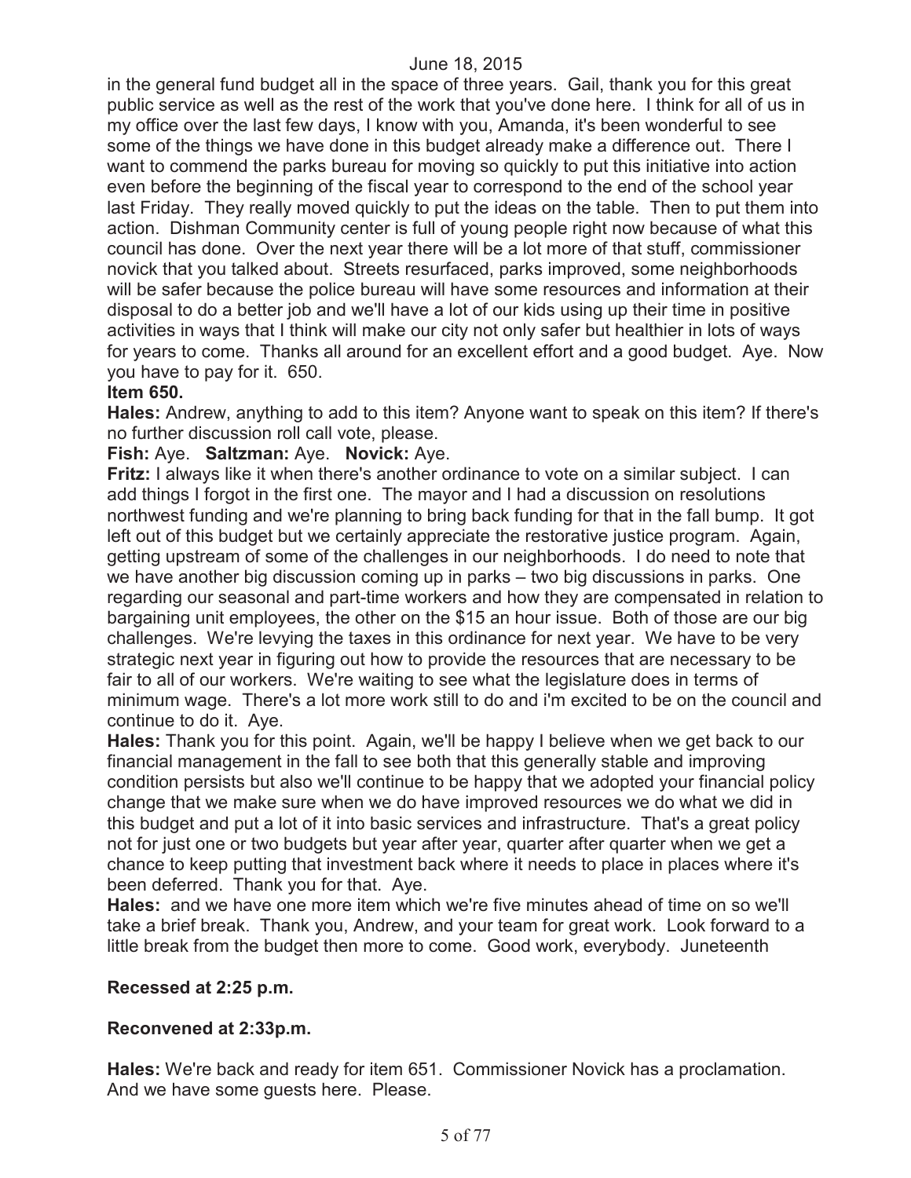in the general fund budget all in the space of three years. Gail, thank you for this great public service as well as the rest of the work that you've done here. I think for all of us in my office over the last few days, I know with you, Amanda, it's been wonderful to see some of the things we have done in this budget already make a difference out. There I want to commend the parks bureau for moving so quickly to put this initiative into action even before the beginning of the fiscal year to correspond to the end of the school year last Friday. They really moved quickly to put the ideas on the table. Then to put them into action. Dishman Community center is full of young people right now because of what this council has done. Over the next year there will be a lot more of that stuff, commissioner novick that you talked about. Streets resurfaced, parks improved, some neighborhoods will be safer because the police bureau will have some resources and information at their disposal to do a better job and we'll have a lot of our kids using up their time in positive activities in ways that I think will make our city not only safer but healthier in lots of ways for years to come. Thanks all around for an excellent effort and a good budget. Aye. Now you have to pay for it. 650.

**Item 650.**

**Hales:** Andrew, anything to add to this item? Anyone want to speak on this item? If there's no further discussion roll call vote, please.

**Fish:** Aye. **Saltzman:** Aye. **Novick:** Aye.

**Fritz:** I always like it when there's another ordinance to vote on a similar subject. I can add things I forgot in the first one. The mayor and I had a discussion on resolutions northwest funding and we're planning to bring back funding for that in the fall bump. It got left out of this budget but we certainly appreciate the restorative justice program. Again, getting upstream of some of the challenges in our neighborhoods. I do need to note that we have another big discussion coming up in parks – two big discussions in parks. One regarding our seasonal and part-time workers and how they are compensated in relation to bargaining unit employees, the other on the $15 an hour issue. Both of those are our big challenges. We're levying the taxes in this ordinance for next year. We have to be very strategic next year in figuring out how to provide the resources that are necessary to be fair to all of our workers. We're waiting to see what the legislature does in terms of minimum wage. There's a lot more work still to do and i'm excited to be on the council and continue to do it. Aye.

**Hales:** Thank you for this point. Again, we'll be happy I believe when we get back to our financial management in the fall to see both that this generally stable and improving condition persists but also we'll continue to be happy that we adopted your financial policy change that we make sure when we do have improved resources we do what we did in this budget and put a lot of it into basic services and infrastructure. That's a great policy not for just one or two budgets but year after year, quarter after quarter when we get a chance to keep putting that investment back where it needs to place in places where it's been deferred. Thank you for that. Aye.

**Hales:** and we have one more item which we're five minutes ahead of time on so we'll take a brief break. Thank you, Andrew, and your team for great work. Look forward to a little break from the budget then more to come. Good work, everybody. Juneteenth

**Recessed at 2:25 p.m.**

**Reconvened at 2:33p.m.**

**Hales:** We're back and ready for item 651. Commissioner Novick has a proclamation. And we have some guests here. Please.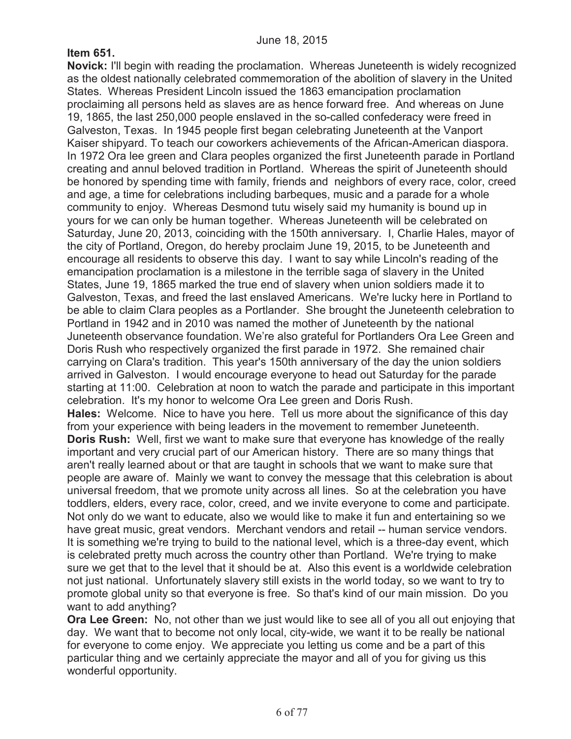**Item 651.**

**Novick:** I'll begin with reading the proclamation. Whereas Juneteenth is widely recognized as the oldest nationally celebrated commemoration of the abolition of slavery in the United States. Whereas President Lincoln issued the 1863 emancipation proclamation proclaiming all persons held as slaves are as hence forward free. And whereas on June 19, 1865, the last 250,000 people enslaved in the so-called confederacy were freed in Galveston, Texas. In 1945 people first began celebrating Juneteenth at the Vanport Kaiser shipyard. To teach our coworkers achievements of the African-American diaspora. In 1972 Ora lee green and Clara peoples organized the first Juneteenth parade in Portland creating and annul beloved tradition in Portland. Whereas the spirit of Juneteenth should be honored by spending time with family, friends and neighbors of every race, color, creed and age, a time for celebrations including barbeques, music and a parade for a whole community to enjoy. Whereas Desmond tutu wisely said my humanity is bound up in yours for we can only be human together. Whereas Juneteenth will be celebrated on Saturday, June 20, 2013, coinciding with the 150th anniversary. I, Charlie Hales, mayor of the city of Portland, Oregon, do hereby proclaim June 19, 2015, to be Juneteenth and encourage all residents to observe this day. I want to say while Lincoln's reading of the emancipation proclamation is a milestone in the terrible saga of slavery in the United States, June 19, 1865 marked the true end of slavery when union soldiers made it to Galveston, Texas, and freed the last enslaved Americans. We're lucky here in Portland to be able to claim Clara peoples as a Portlander. She brought the Juneteenth celebration to Portland in 1942 and in 2010 was named the mother of Juneteenth by the national Juneteenth observance foundation. We're also grateful for Portlanders Ora Lee Green and Doris Rush who respectively organized the first parade in 1972. She remained chair carrying on Clara's tradition. This year's 150th anniversary of the day the union soldiers arrived in Galveston. I would encourage everyone to head out Saturday for the parade starting at 11:00. Celebration at noon to watch the parade and participate in this important celebration. It's my honor to welcome Ora Lee green and Doris Rush.

**Hales:** Welcome. Nice to have you here. Tell us more about the significance of this day from your experience with being leaders in the movement to remember Juneteenth.

**Doris Rush:** Well, first we want to make sure that everyone has knowledge of the really important and very crucial part of our American history. There are so many things that aren't really learned about or that are taught in schools that we want to make sure that people are aware of. Mainly we want to convey the message that this celebration is about universal freedom, that we promote unity across all lines. So at the celebration you have toddlers, elders, every race, color, creed, and we invite everyone to come and participate. Not only do we want to educate, also we would like to make it fun and entertaining so we have great music, great vendors. Merchant vendors and retail -- human service vendors. It is something we're trying to build to the national level, which is a three-day event, which is celebrated pretty much across the country other than Portland. We're trying to make sure we get that to the level that it should be at. Also this event is a worldwide celebration not just national. Unfortunately slavery still exists in the world today, so we want to try to promote global unity so that everyone is free. So that's kind of our main mission. Do you want to add anything?

**Ora Lee Green:** No, not other than we just would like to see all of you all out enjoying that day. We want that to become not only local, city-wide, we want it to be really be national for everyone to come enjoy. We appreciate you letting us come and be a part of this particular thing and we certainly appreciate the mayor and all of you for giving us this wonderful opportunity.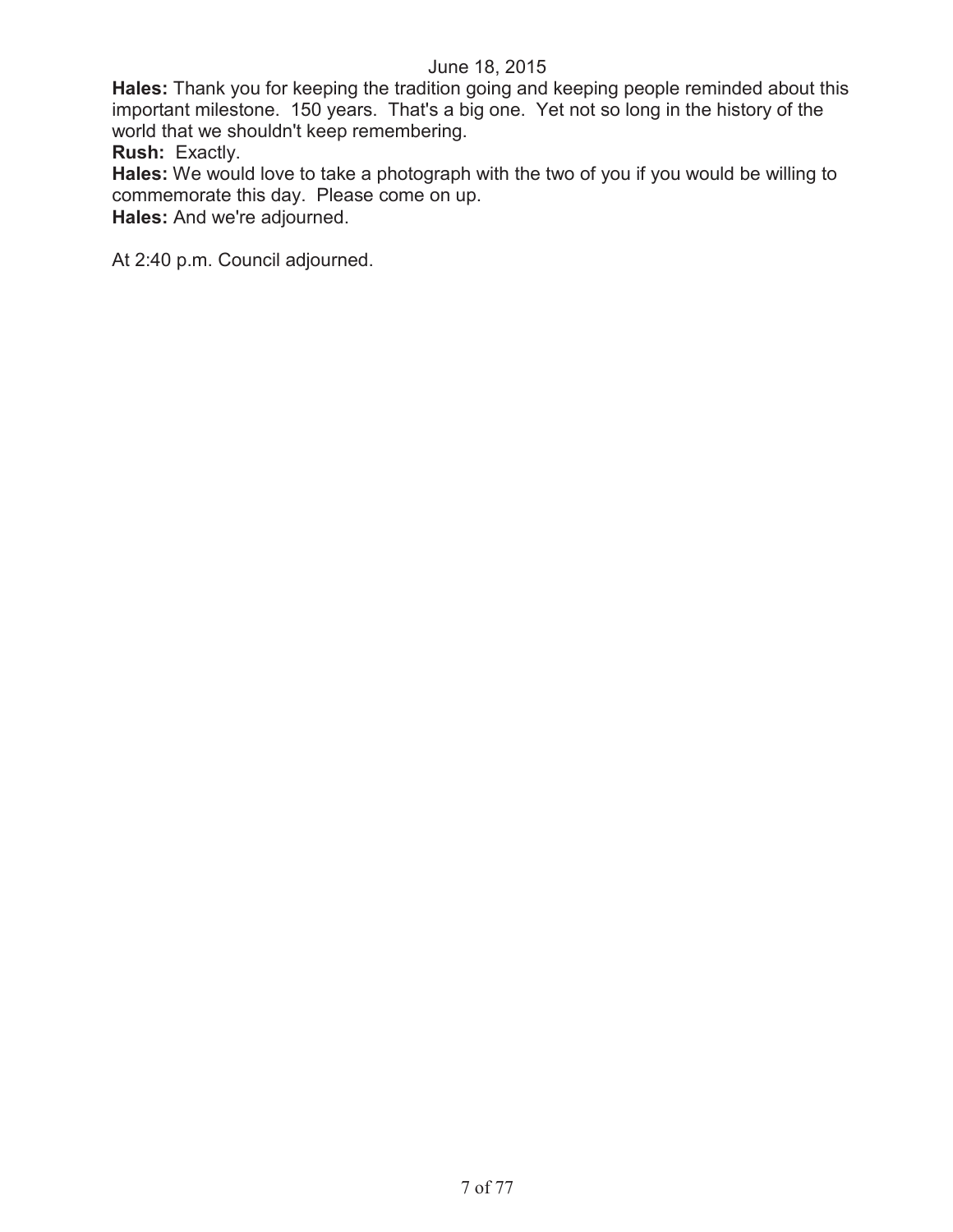**Hales:** Thank you for keeping the tradition going and keeping people reminded about this important milestone. 150 years. That's a big one. Yet not so long in the history of the world that we shouldn't keep remembering.

**Rush:** Exactly.

**Hales:** We would love to take a photograph with the two of you if you would be willing to commemorate this day. Please come on up.

**Hales:** And we're adjourned.

At 2:40 p.m. Council adjourned.